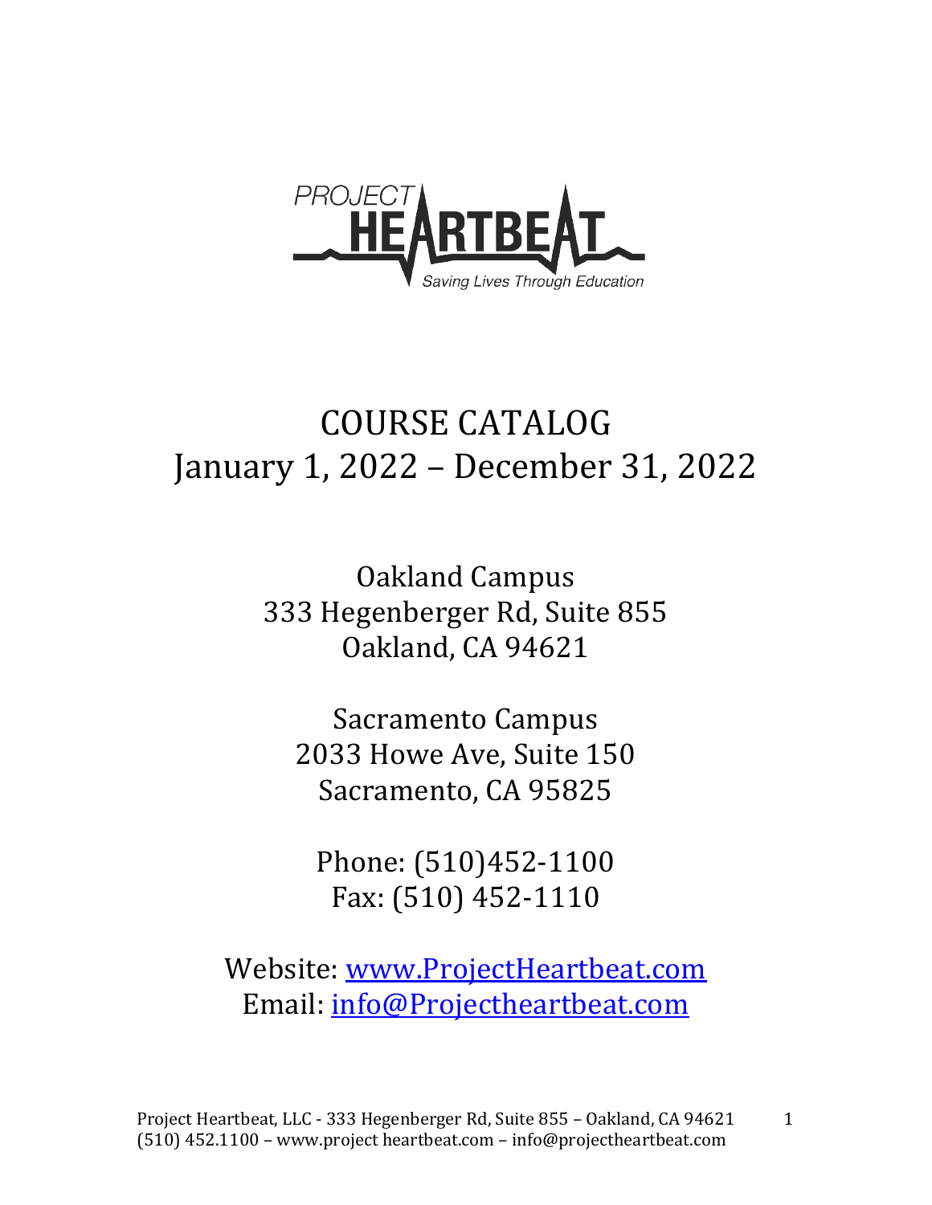PROJECT HEARTBEAT

*Saving Lives Through Education*

# COURSE CATALOG
# January 1, 2022 – December 31, 2022

Oakland Campus
333 Hegenberger Rd, Suite 855
Oakland, CA 94621

Sacramento Campus
2033 Howe Ave, Suite 150
Sacramento, CA 95825

Phone: (510)452-1100
Fax: (510) 452-1110

Website: [www.ProjectHeartbeat.com](http://www.ProjectHeartbeat.com)
Email: [info@Projectheartbeat.com](mailto:info@Projectheartbeat.com)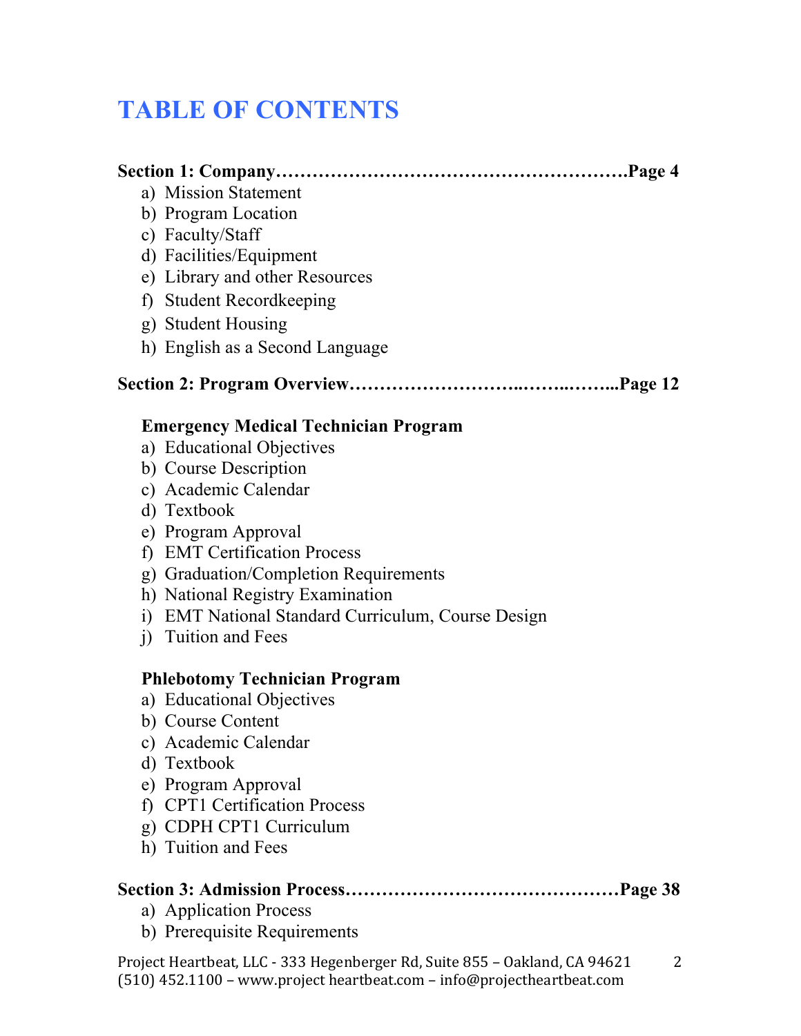# TABLE OF CONTENTS

**Section 1: Company……………………………………………….Page 4**

a) Mission Statement
b) Program Location
c) Faculty/Staff
d) Facilities/Equipment
e) Library and other Resources
f) Student Recordkeeping
g) Student Housing
h) English as a Second Language

**Section 2: Program Overview……………………..……..……...Page 12**

**Emergency Medical Technician Program**

a) Educational Objectives
b) Course Description
c) Academic Calendar
d) Textbook
e) Program Approval
f) EMT Certification Process
g) Graduation/Completion Requirements
h) National Registry Examination
i) EMT National Standard Curriculum, Course Design
j) Tuition and Fees

**Phlebotomy Technician Program**

a) Educational Objectives
b) Course Content
c) Academic Calendar
d) Textbook
e) Program Approval
f) CPT1 Certification Process
g) CDPH CPT1 Curriculum
h) Tuition and Fees

**Section 3: Admission Process……………………………………Page 38**

a) Application Process
b) Prerequisite Requirements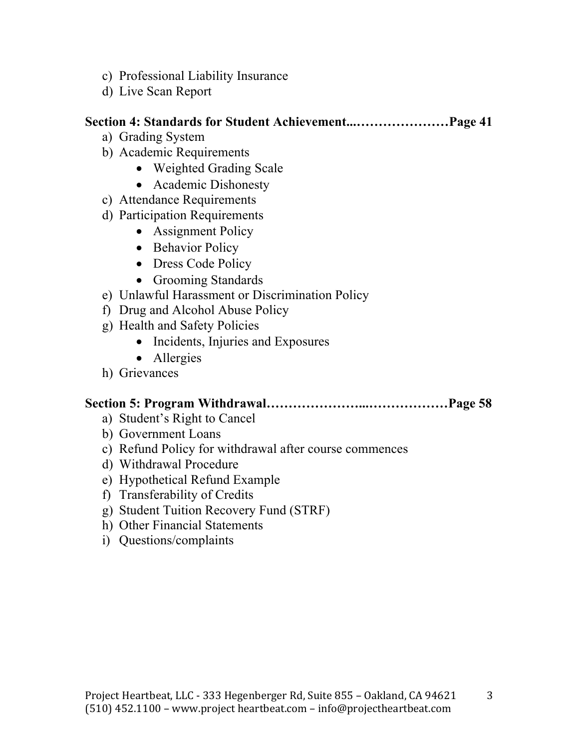c) Professional Liability Insurance
d) Live Scan Report

**Section 4: Standards for Student Achievement...…………………Page 41**

a) Grading System
b) Academic Requirements
   - Weighted Grading Scale
   - Academic Dishonesty
c) Attendance Requirements
d) Participation Requirements
   - Assignment Policy
   - Behavior Policy
   - Dress Code Policy
   - Grooming Standards
e) Unlawful Harassment or Discrimination Policy
f) Drug and Alcohol Abuse Policy
g) Health and Safety Policies
   - Incidents, Injuries and Exposures
   - Allergies
h) Grievances

**Section 5: Program Withdrawal…………………...………………Page 58**

a) Student's Right to Cancel
b) Government Loans
c) Refund Policy for withdrawal after course commences
d) Withdrawal Procedure
e) Hypothetical Refund Example
f) Transferability of Credits
g) Student Tuition Recovery Fund (STRF)
h) Other Financial Statements
i) Questions/complaints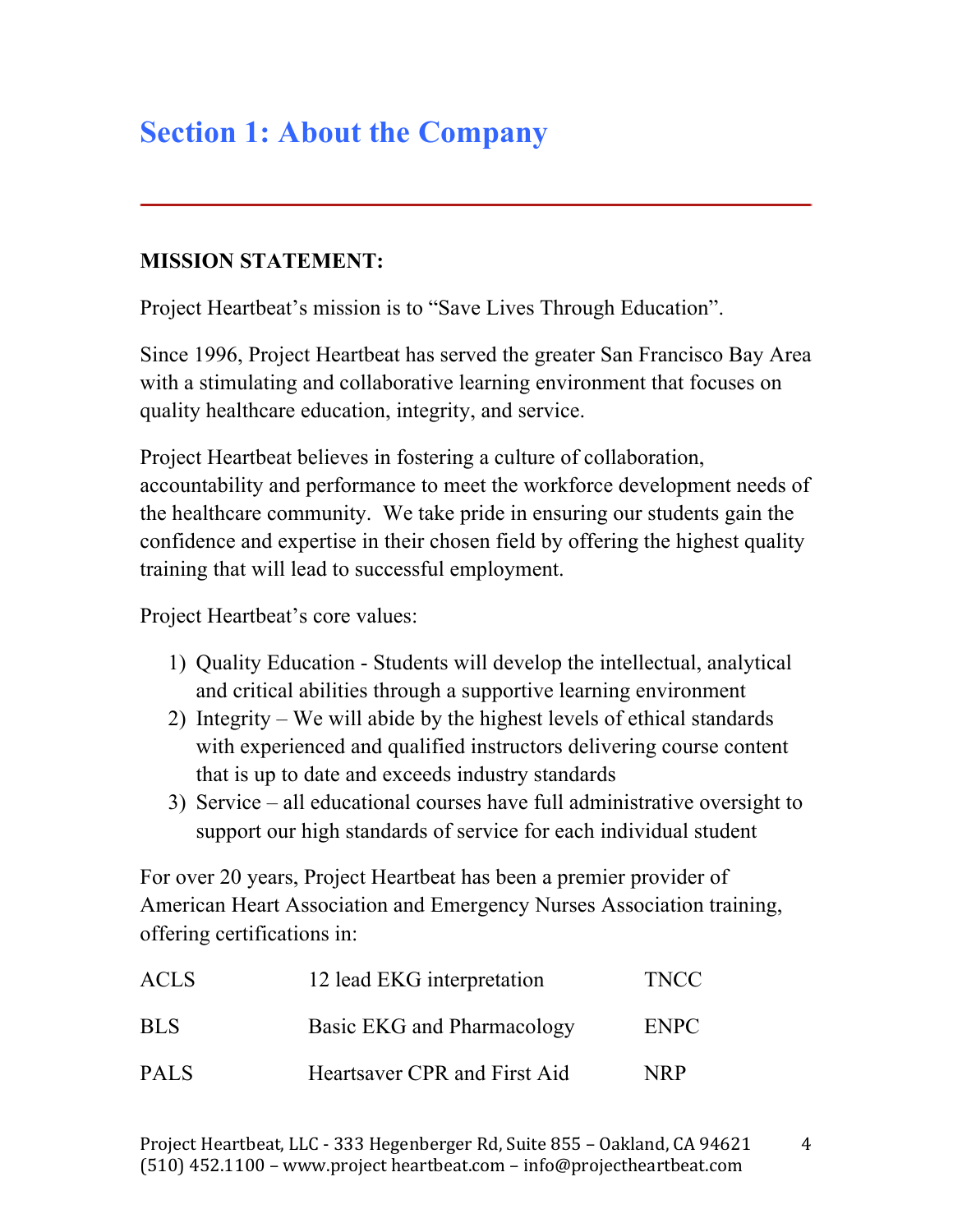# Section 1: About the Company

**MISSION STATEMENT:**

Project Heartbeat's mission is to "Save Lives Through Education".

Since 1996, Project Heartbeat has served the greater San Francisco Bay Area with a stimulating and collaborative learning environment that focuses on quality healthcare education, integrity, and service.

Project Heartbeat believes in fostering a culture of collaboration, accountability and performance to meet the workforce development needs of the healthcare community. We take pride in ensuring our students gain the confidence and expertise in their chosen field by offering the highest quality training that will lead to successful employment.

Project Heartbeat's core values:

1) Quality Education - Students will develop the intellectual, analytical and critical abilities through a supportive learning environment
2) Integrity – We will abide by the highest levels of ethical standards with experienced and qualified instructors delivering course content that is up to date and exceeds industry standards
3) Service – all educational courses have full administrative oversight to support our high standards of service for each individual student

For over 20 years, Project Heartbeat has been a premier provider of American Heart Association and Emergency Nurses Association training, offering certifications in:

| | | |
|---|---|---|
| ACLS | 12 lead EKG interpretation | TNCC |
| BLS | Basic EKG and Pharmacology | ENPC |
| PALS | Heartsaver CPR and First Aid | NRP |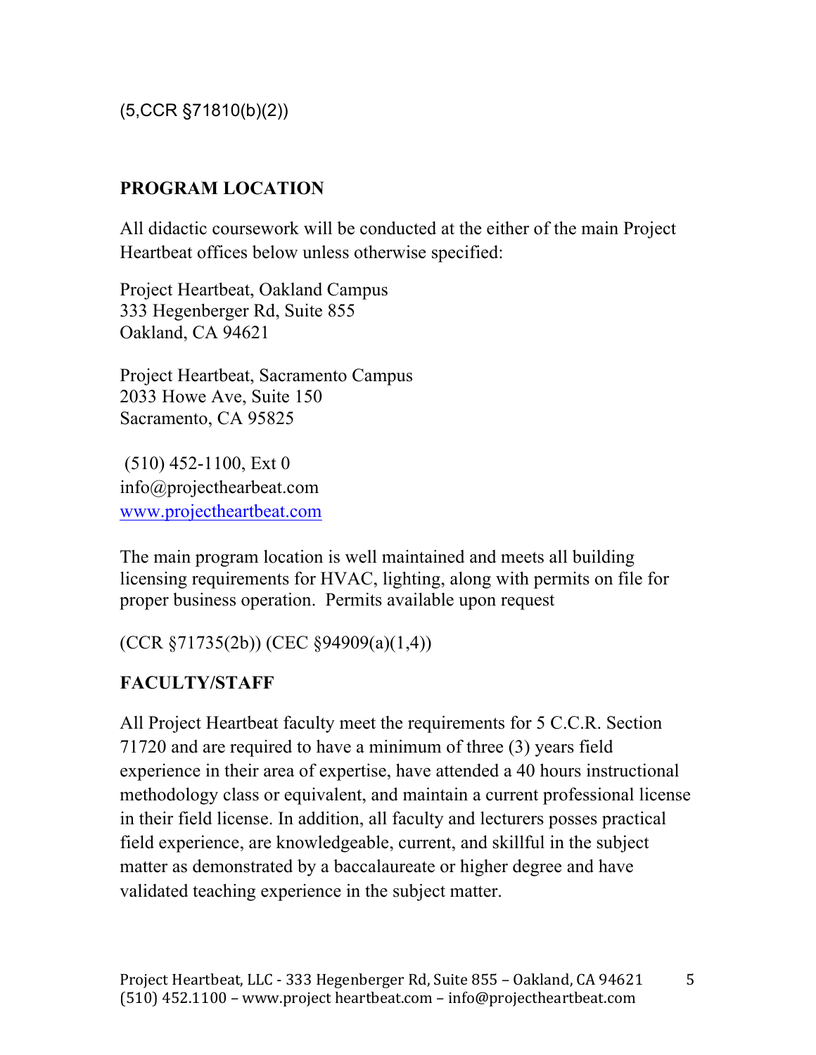(5,CCR §71810(b)(2))

## PROGRAM LOCATION

All didactic coursework will be conducted at the either of the main Project Heartbeat offices below unless otherwise specified:

Project Heartbeat, Oakland Campus
333 Hegenberger Rd, Suite 855
Oakland, CA 94621

Project Heartbeat, Sacramento Campus
2033 Howe Ave, Suite 150
Sacramento, CA 95825

(510) 452-1100, Ext 0
info@projecthearbeat.com
www.projectheartbeat.com

The main program location is well maintained and meets all building licensing requirements for HVAC, lighting, along with permits on file for proper business operation. Permits available upon request

(CCR §71735(2b)) (CEC §94909(a)(1,4))

## FACULTY/STAFF

All Project Heartbeat faculty meet the requirements for 5 C.C.R. Section 71720 and are required to have a minimum of three (3) years field experience in their area of expertise, have attended a 40 hours instructional methodology class or equivalent, and maintain a current professional license in their field license. In addition, all faculty and lecturers posses practical field experience, are knowledgeable, current, and skillful in the subject matter as demonstrated by a baccalaureate or higher degree and have validated teaching experience in the subject matter.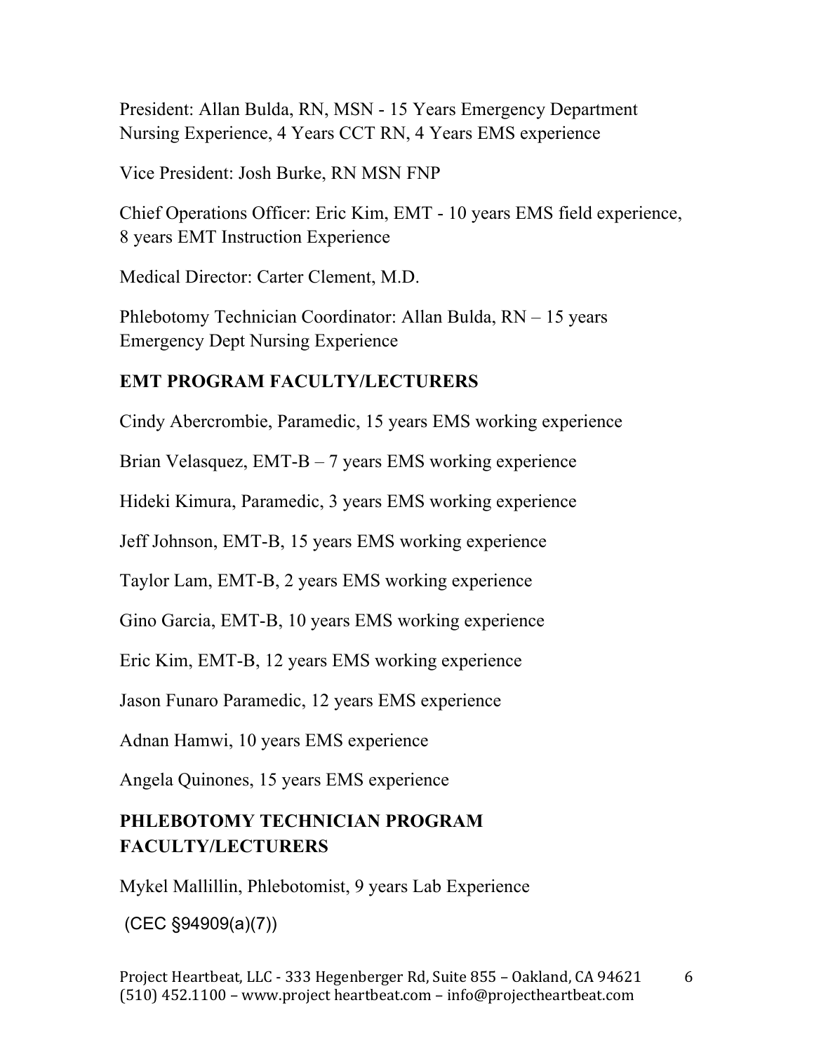President: Allan Bulda, RN, MSN - 15 Years Emergency Department Nursing Experience, 4 Years CCT RN, 4 Years EMS experience

Vice President: Josh Burke, RN MSN FNP

Chief Operations Officer: Eric Kim, EMT - 10 years EMS field experience, 8 years EMT Instruction Experience

Medical Director: Carter Clement, M.D.

Phlebotomy Technician Coordinator: Allan Bulda, RN – 15 years Emergency Dept Nursing Experience

## EMT PROGRAM FACULTY/LECTURERS

Cindy Abercrombie, Paramedic, 15 years EMS working experience

Brian Velasquez, EMT-B – 7 years EMS working experience

Hideki Kimura, Paramedic, 3 years EMS working experience

Jeff Johnson, EMT-B, 15 years EMS working experience

Taylor Lam, EMT-B, 2 years EMS working experience

Gino Garcia, EMT-B, 10 years EMS working experience

Eric Kim, EMT-B, 12 years EMS working experience

Jason Funaro Paramedic, 12 years EMS experience

Adnan Hamwi, 10 years EMS experience

Angela Quinones, 15 years EMS experience

## PHLEBOTOMY TECHNICIAN PROGRAM FACULTY/LECTURERS

Mykel Mallillin, Phlebotomist, 9 years Lab Experience

(CEC §94909(a)(7))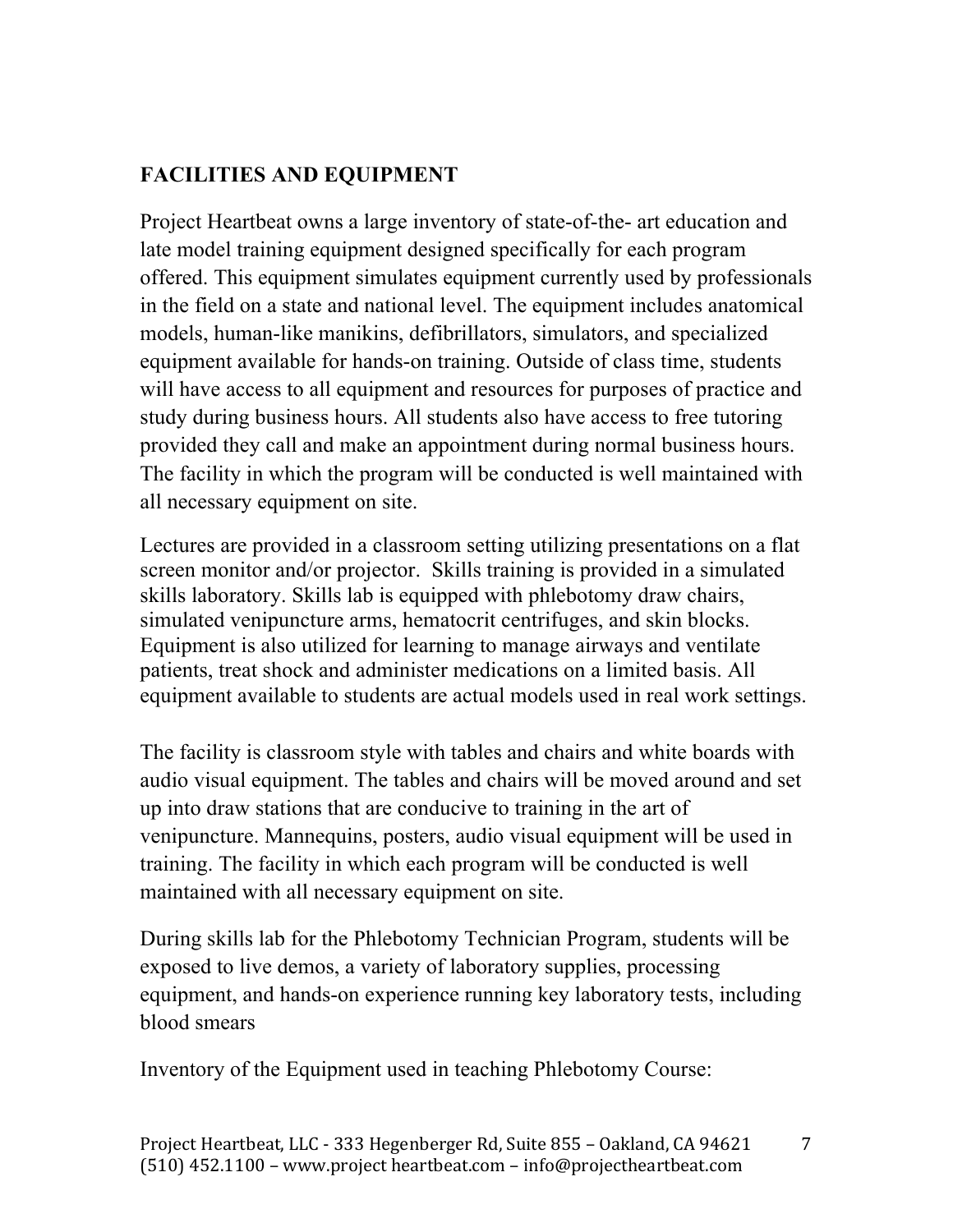## FACILITIES AND EQUIPMENT

Project Heartbeat owns a large inventory of state-of-the- art education and late model training equipment designed specifically for each program offered. This equipment simulates equipment currently used by professionals in the field on a state and national level. The equipment includes anatomical models, human-like manikins, defibrillators, simulators, and specialized equipment available for hands-on training. Outside of class time, students will have access to all equipment and resources for purposes of practice and study during business hours. All students also have access to free tutoring provided they call and make an appointment during normal business hours. The facility in which the program will be conducted is well maintained with all necessary equipment on site.

Lectures are provided in a classroom setting utilizing presentations on a flat screen monitor and/or projector. Skills training is provided in a simulated skills laboratory. Skills lab is equipped with phlebotomy draw chairs, simulated venipuncture arms, hematocrit centrifuges, and skin blocks. Equipment is also utilized for learning to manage airways and ventilate patients, treat shock and administer medications on a limited basis. All equipment available to students are actual models used in real work settings.

The facility is classroom style with tables and chairs and white boards with audio visual equipment. The tables and chairs will be moved around and set up into draw stations that are conducive to training in the art of venipuncture. Mannequins, posters, audio visual equipment will be used in training. The facility in which each program will be conducted is well maintained with all necessary equipment on site.

During skills lab for the Phlebotomy Technician Program, students will be exposed to live demos, a variety of laboratory supplies, processing equipment, and hands-on experience running key laboratory tests, including blood smears

Inventory of the Equipment used in teaching Phlebotomy Course: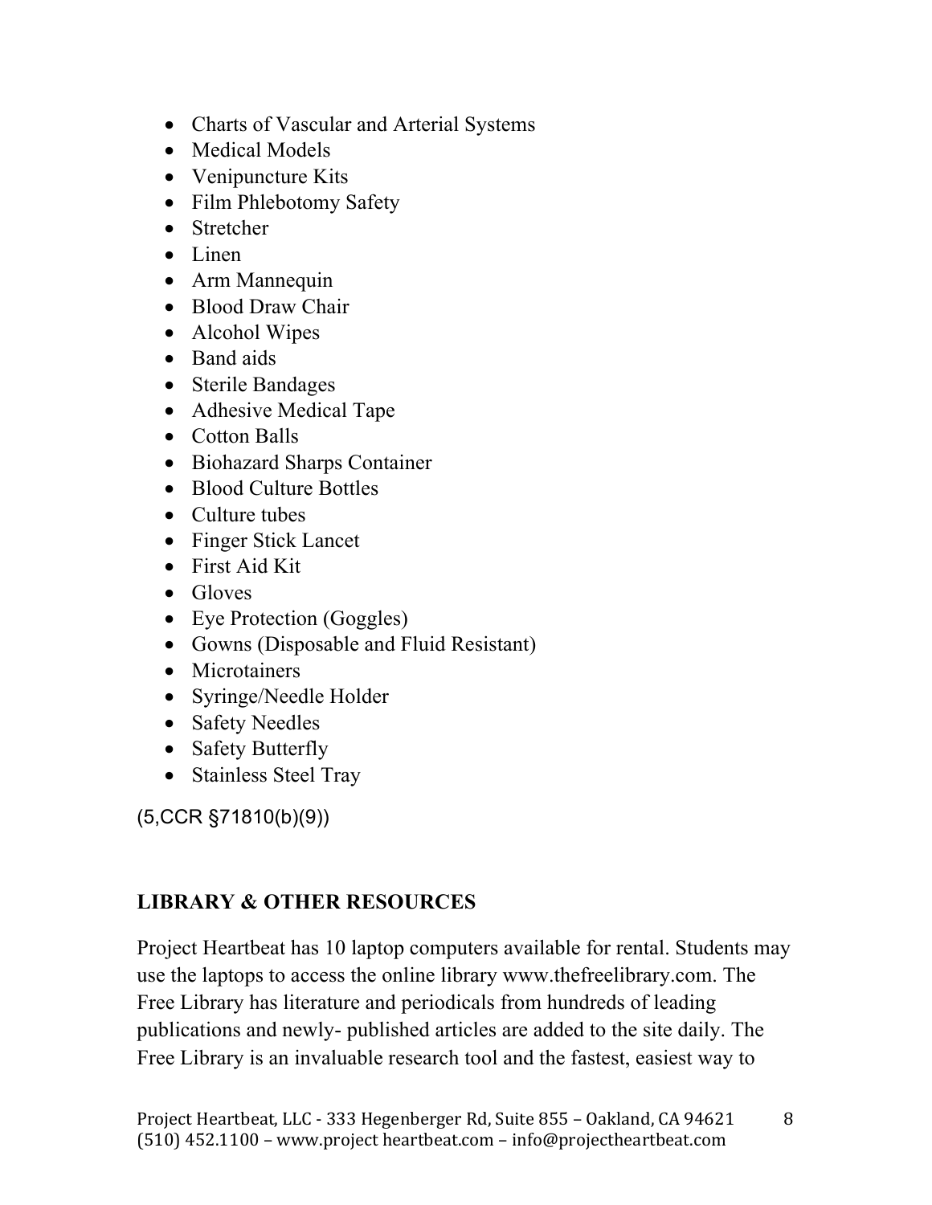- Charts of Vascular and Arterial Systems
- Medical Models
- Venipuncture Kits
- Film Phlebotomy Safety
- Stretcher
- Linen
- Arm Mannequin
- Blood Draw Chair
- Alcohol Wipes
- Band aids
- Sterile Bandages
- Adhesive Medical Tape
- Cotton Balls
- Biohazard Sharps Container
- Blood Culture Bottles
- Culture tubes
- Finger Stick Lancet
- First Aid Kit
- Gloves
- Eye Protection (Goggles)
- Gowns (Disposable and Fluid Resistant)
- Microtainers
- Syringe/Needle Holder
- Safety Needles
- Safety Butterfly
- Stainless Steel Tray

(5,CCR §71810(b)(9))

## LIBRARY & OTHER RESOURCES

Project Heartbeat has 10 laptop computers available for rental. Students may use the laptops to access the online library www.thefreelibrary.com. The Free Library has literature and periodicals from hundreds of leading publications and newly- published articles are added to the site daily. The Free Library is an invaluable research tool and the fastest, easiest way to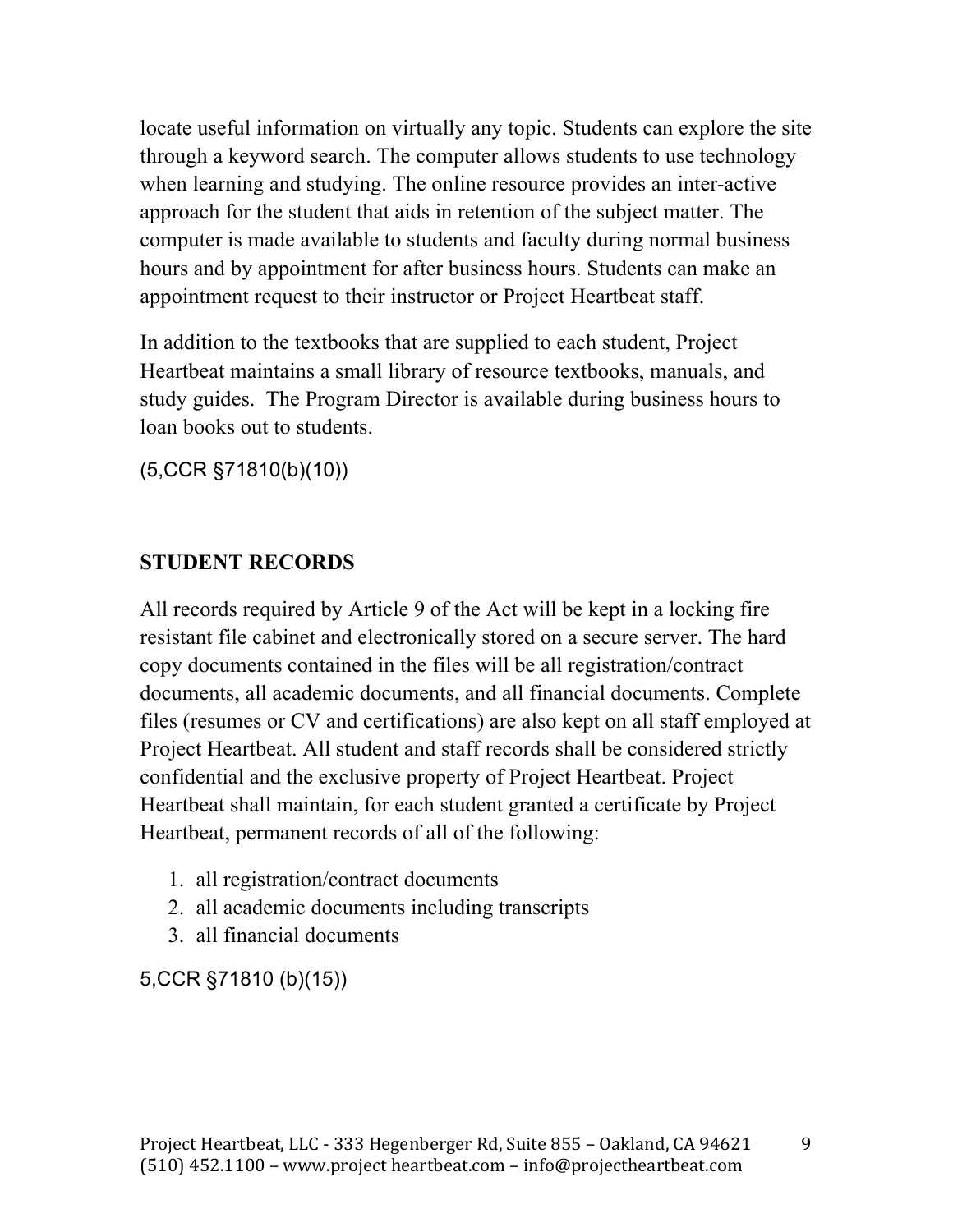locate useful information on virtually any topic. Students can explore the site through a keyword search. The computer allows students to use technology when learning and studying. The online resource provides an inter-active approach for the student that aids in retention of the subject matter. The computer is made available to students and faculty during normal business hours and by appointment for after business hours. Students can make an appointment request to their instructor or Project Heartbeat staff.

In addition to the textbooks that are supplied to each student, Project Heartbeat maintains a small library of resource textbooks, manuals, and study guides. The Program Director is available during business hours to loan books out to students.

(5,CCR §71810(b)(10))

## STUDENT RECORDS

All records required by Article 9 of the Act will be kept in a locking fire resistant file cabinet and electronically stored on a secure server. The hard copy documents contained in the files will be all registration/contract documents, all academic documents, and all financial documents. Complete files (resumes or CV and certifications) are also kept on all staff employed at Project Heartbeat. All student and staff records shall be considered strictly confidential and the exclusive property of Project Heartbeat. Project Heartbeat shall maintain, for each student granted a certificate by Project Heartbeat, permanent records of all of the following:

1. all registration/contract documents
2. all academic documents including transcripts
3. all financial documents

5,CCR §71810 (b)(15))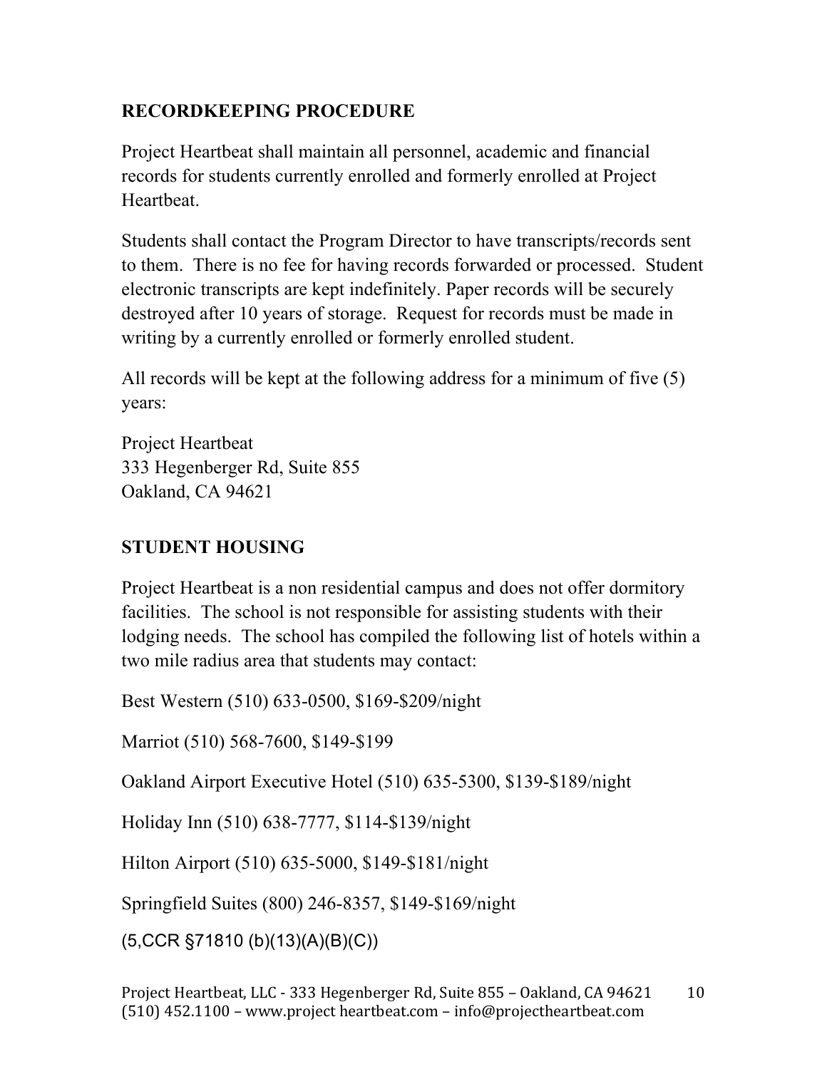## RECORDKEEPING PROCEDURE

Project Heartbeat shall maintain all personnel, academic and financial records for students currently enrolled and formerly enrolled at Project Heartbeat.

Students shall contact the Program Director to have transcripts/records sent to them. There is no fee for having records forwarded or processed. Student electronic transcripts are kept indefinitely. Paper records will be securely destroyed after 10 years of storage. Request for records must be made in writing by a currently enrolled or formerly enrolled student.

All records will be kept at the following address for a minimum of five (5) years:

Project Heartbeat
333 Hegenberger Rd, Suite 855
Oakland, CA 94621

## STUDENT HOUSING

Project Heartbeat is a non residential campus and does not offer dormitory facilities. The school is not responsible for assisting students with their lodging needs. The school has compiled the following list of hotels within a two mile radius area that students may contact:

Best Western (510) 633-0500, $169-$209/night

Marriot (510) 568-7600, $149-$199

Oakland Airport Executive Hotel (510) 635-5300, $139-$189/night

Holiday Inn (510) 638-7777, $114-$139/night

Hilton Airport (510) 635-5000, $149-$181/night

Springfield Suites (800) 246-8357, $149-$169/night

(5,CCR §71810 (b)(13)(A)(B)(C))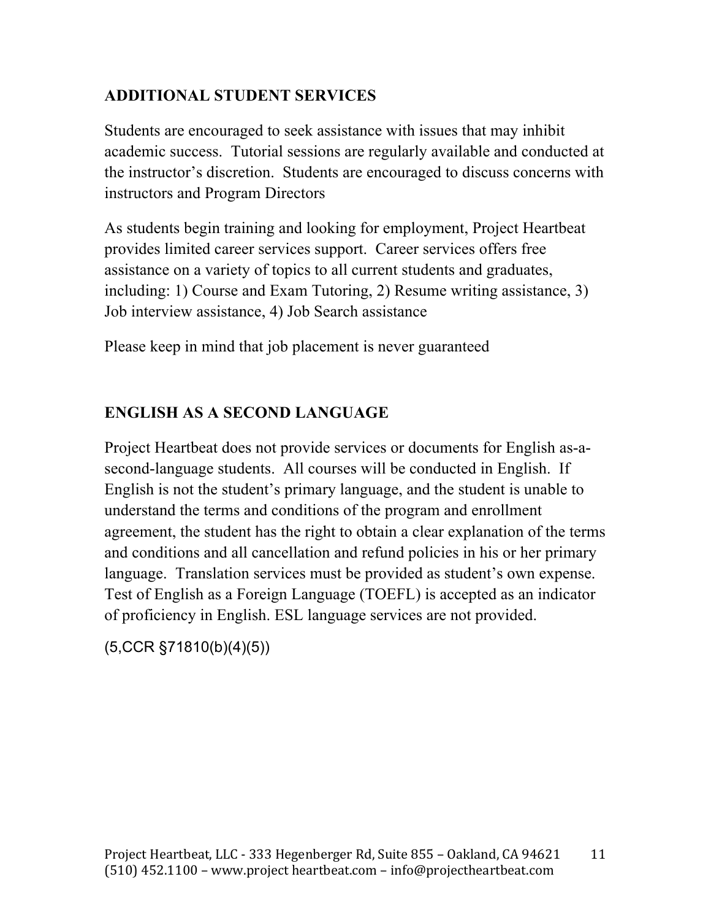## ADDITIONAL STUDENT SERVICES

Students are encouraged to seek assistance with issues that may inhibit academic success. Tutorial sessions are regularly available and conducted at the instructor's discretion. Students are encouraged to discuss concerns with instructors and Program Directors

As students begin training and looking for employment, Project Heartbeat provides limited career services support. Career services offers free assistance on a variety of topics to all current students and graduates, including: 1) Course and Exam Tutoring, 2) Resume writing assistance, 3) Job interview assistance, 4) Job Search assistance

Please keep in mind that job placement is never guaranteed

## ENGLISH AS A SECOND LANGUAGE

Project Heartbeat does not provide services or documents for English as-a-second-language students. All courses will be conducted in English. If English is not the student's primary language, and the student is unable to understand the terms and conditions of the program and enrollment agreement, the student has the right to obtain a clear explanation of the terms and conditions and all cancellation and refund policies in his or her primary language. Translation services must be provided as student's own expense. Test of English as a Foreign Language (TOEFL) is accepted as an indicator of proficiency in English. ESL language services are not provided.

(5,CCR §71810(b)(4)(5))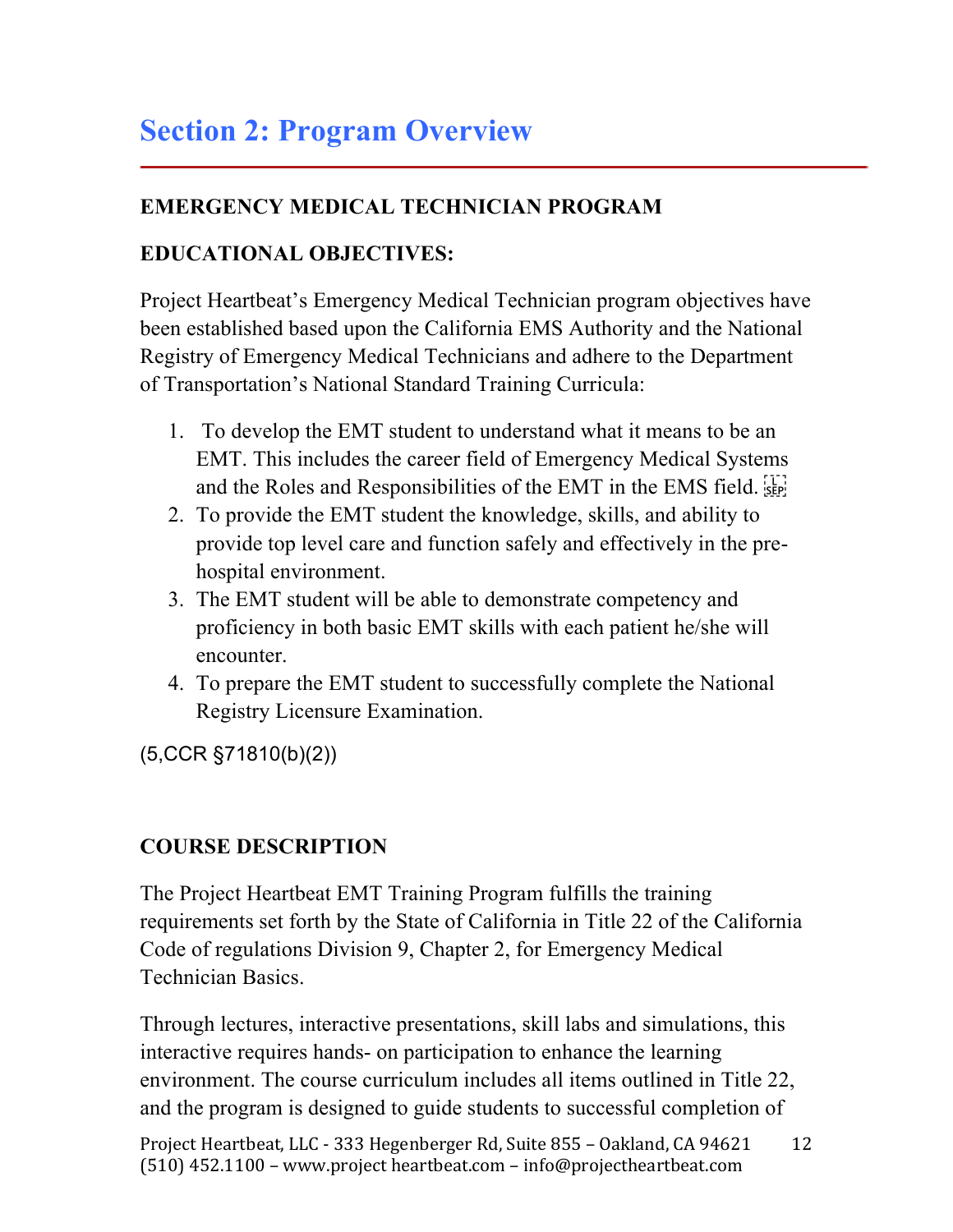# Section 2: Program Overview

**EMERGENCY MEDICAL TECHNICIAN PROGRAM**

**EDUCATIONAL OBJECTIVES:**

Project Heartbeat's Emergency Medical Technician program objectives have been established based upon the California EMS Authority and the National Registry of Emergency Medical Technicians and adhere to the Department of Transportation's National Standard Training Curricula:

1. To develop the EMT student to understand what it means to be an EMT. This includes the career field of Emergency Medical Systems and the Roles and Responsibilities of the EMT in the EMS field.
2. To provide the EMT student the knowledge, skills, and ability to provide top level care and function safely and effectively in the pre-hospital environment.
3. The EMT student will be able to demonstrate competency and proficiency in both basic EMT skills with each patient he/she will encounter.
4. To prepare the EMT student to successfully complete the National Registry Licensure Examination.

(5,CCR §71810(b)(2))

**COURSE DESCRIPTION**

The Project Heartbeat EMT Training Program fulfills the training requirements set forth by the State of California in Title 22 of the California Code of regulations Division 9, Chapter 2, for Emergency Medical Technician Basics.

Through lectures, interactive presentations, skill labs and simulations, this interactive requires hands- on participation to enhance the learning environment. The course curriculum includes all items outlined in Title 22, and the program is designed to guide students to successful completion of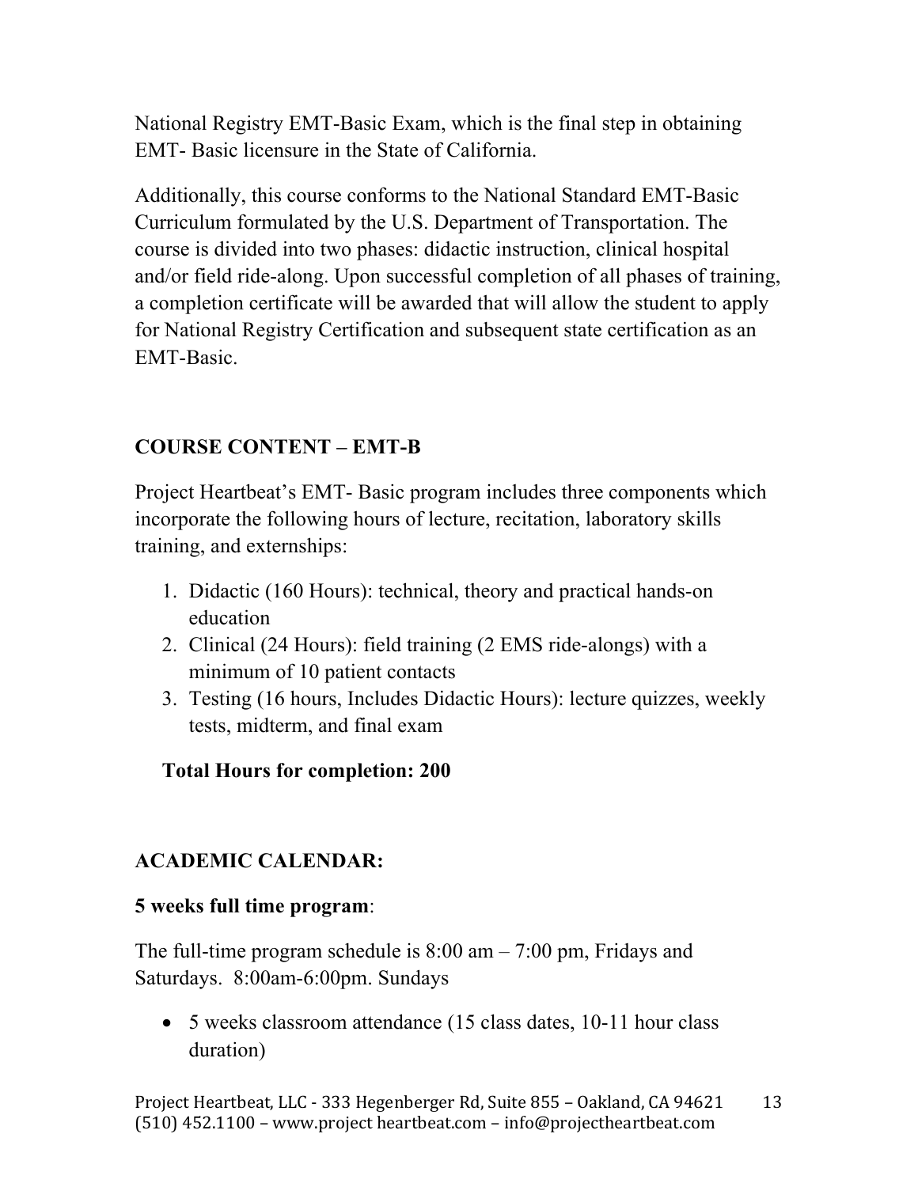National Registry EMT-Basic Exam, which is the final step in obtaining EMT- Basic licensure in the State of California.

Additionally, this course conforms to the National Standard EMT-Basic Curriculum formulated by the U.S. Department of Transportation. The course is divided into two phases: didactic instruction, clinical hospital and/or field ride-along. Upon successful completion of all phases of training, a completion certificate will be awarded that will allow the student to apply for National Registry Certification and subsequent state certification as an EMT-Basic.

## COURSE CONTENT – EMT-B

Project Heartbeat's EMT- Basic program includes three components which incorporate the following hours of lecture, recitation, laboratory skills training, and externships:

1. Didactic (160 Hours): technical, theory and practical hands-on education
2. Clinical (24 Hours): field training (2 EMS ride-alongs) with a minimum of 10 patient contacts
3. Testing (16 hours, Includes Didactic Hours): lecture quizzes, weekly tests, midterm, and final exam

**Total Hours for completion: 200**

## ACADEMIC CALENDAR:

**5 weeks full time program**:

The full-time program schedule is 8:00 am – 7:00 pm, Fridays and Saturdays. 8:00am-6:00pm. Sundays

- 5 weeks classroom attendance (15 class dates, 10-11 hour class duration)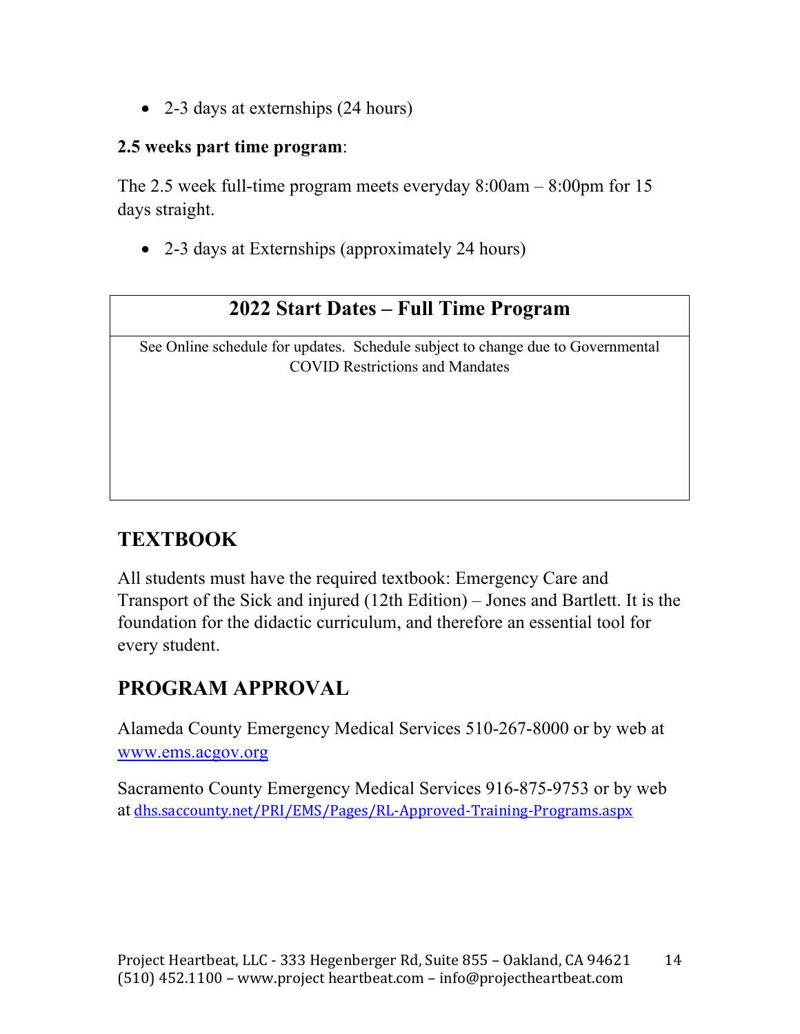- 2-3 days at externships (24 hours)

**2.5 weeks part time program**:

The 2.5 week full-time program meets everyday 8:00am – 8:00pm for 15 days straight.

- 2-3 days at Externships (approximately 24 hours)

| 2022 Start Dates – Full Time Program |
| --- |
| See Online schedule for updates. Schedule subject to change due to Governmental COVID Restrictions and Mandates |

## TEXTBOOK

All students must have the required textbook: Emergency Care and Transport of the Sick and injured (12th Edition) – Jones and Bartlett. It is the foundation for the didactic curriculum, and therefore an essential tool for every student.

## PROGRAM APPROVAL

Alameda County Emergency Medical Services 510-267-8000 or by web at www.ems.acgov.org

Sacramento County Emergency Medical Services 916-875-9753 or by web at dhs.saccounty.net/PRI/EMS/Pages/RL-Approved-Training-Programs.aspx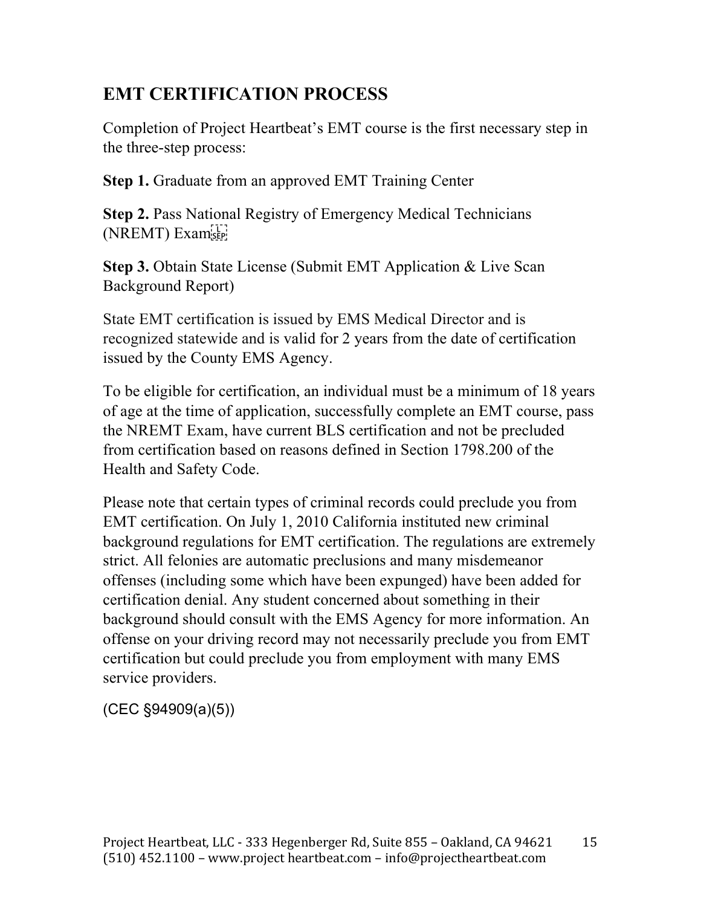## EMT CERTIFICATION PROCESS

Completion of Project Heartbeat's EMT course is the first necessary step in the three-step process:

**Step 1.** Graduate from an approved EMT Training Center

**Step 2.** Pass National Registry of Emergency Medical Technicians (NREMT) Exam

**Step 3.** Obtain State License (Submit EMT Application & Live Scan Background Report)

State EMT certification is issued by EMS Medical Director and is recognized statewide and is valid for 2 years from the date of certification issued by the County EMS Agency.

To be eligible for certification, an individual must be a minimum of 18 years of age at the time of application, successfully complete an EMT course, pass the NREMT Exam, have current BLS certification and not be precluded from certification based on reasons defined in Section 1798.200 of the Health and Safety Code.

Please note that certain types of criminal records could preclude you from EMT certification. On July 1, 2010 California instituted new criminal background regulations for EMT certification. The regulations are extremely strict. All felonies are automatic preclusions and many misdemeanor offenses (including some which have been expunged) have been added for certification denial. Any student concerned about something in their background should consult with the EMS Agency for more information. An offense on your driving record may not necessarily preclude you from EMT certification but could preclude you from employment with many EMS service providers.

(CEC §94909(a)(5))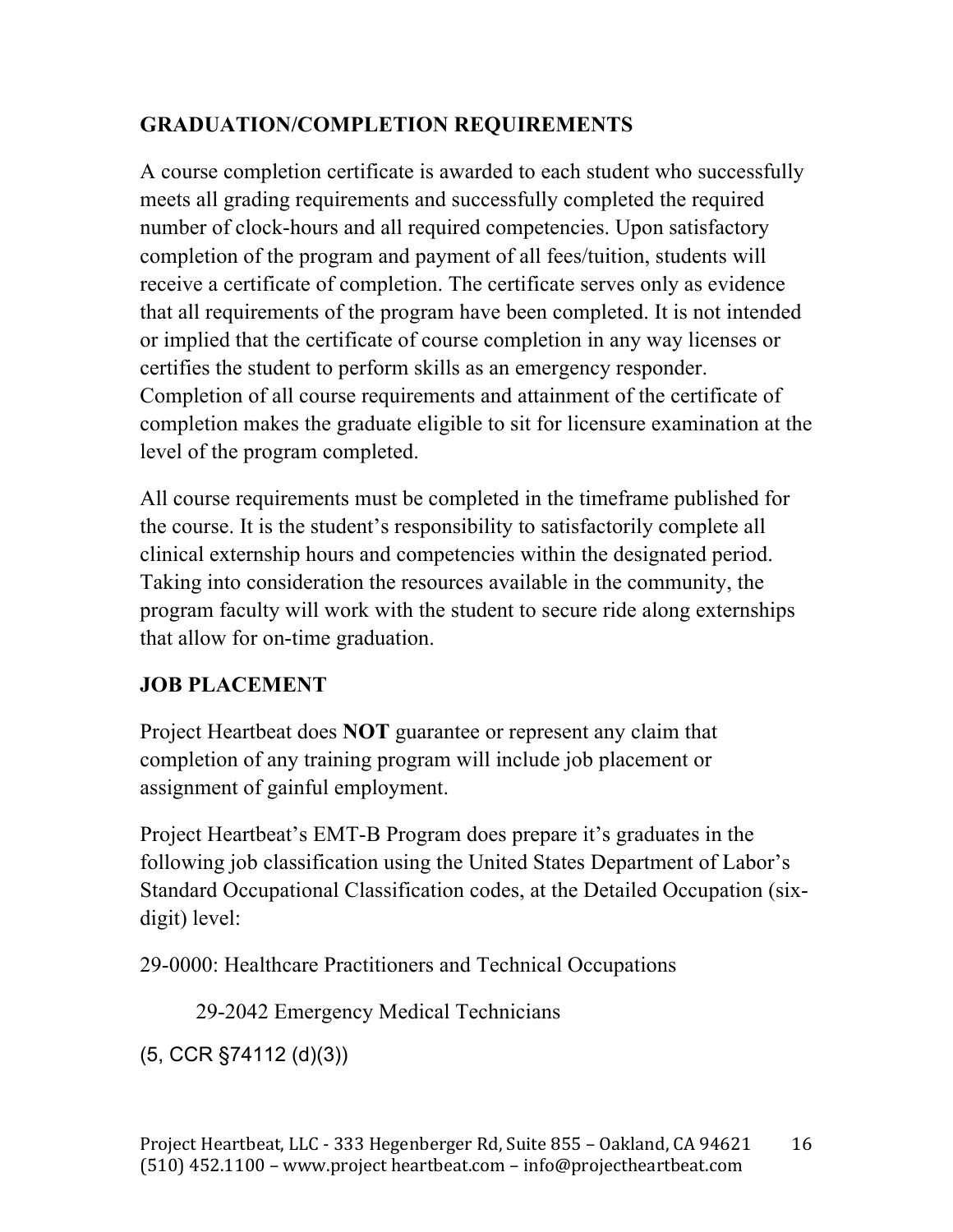## GRADUATION/COMPLETION REQUIREMENTS

A course completion certificate is awarded to each student who successfully meets all grading requirements and successfully completed the required number of clock-hours and all required competencies. Upon satisfactory completion of the program and payment of all fees/tuition, students will receive a certificate of completion. The certificate serves only as evidence that all requirements of the program have been completed. It is not intended or implied that the certificate of course completion in any way licenses or certifies the student to perform skills as an emergency responder. Completion of all course requirements and attainment of the certificate of completion makes the graduate eligible to sit for licensure examination at the level of the program completed.

All course requirements must be completed in the timeframe published for the course. It is the student's responsibility to satisfactorily complete all clinical externship hours and competencies within the designated period. Taking into consideration the resources available in the community, the program faculty will work with the student to secure ride along externships that allow for on-time graduation.

## JOB PLACEMENT

Project Heartbeat does **NOT** guarantee or represent any claim that completion of any training program will include job placement or assignment of gainful employment.

Project Heartbeat's EMT-B Program does prepare it's graduates in the following job classification using the United States Department of Labor's Standard Occupational Classification codes, at the Detailed Occupation (six-digit) level:

29-0000: Healthcare Practitioners and Technical Occupations

29-2042 Emergency Medical Technicians

(5, CCR §74112 (d)(3))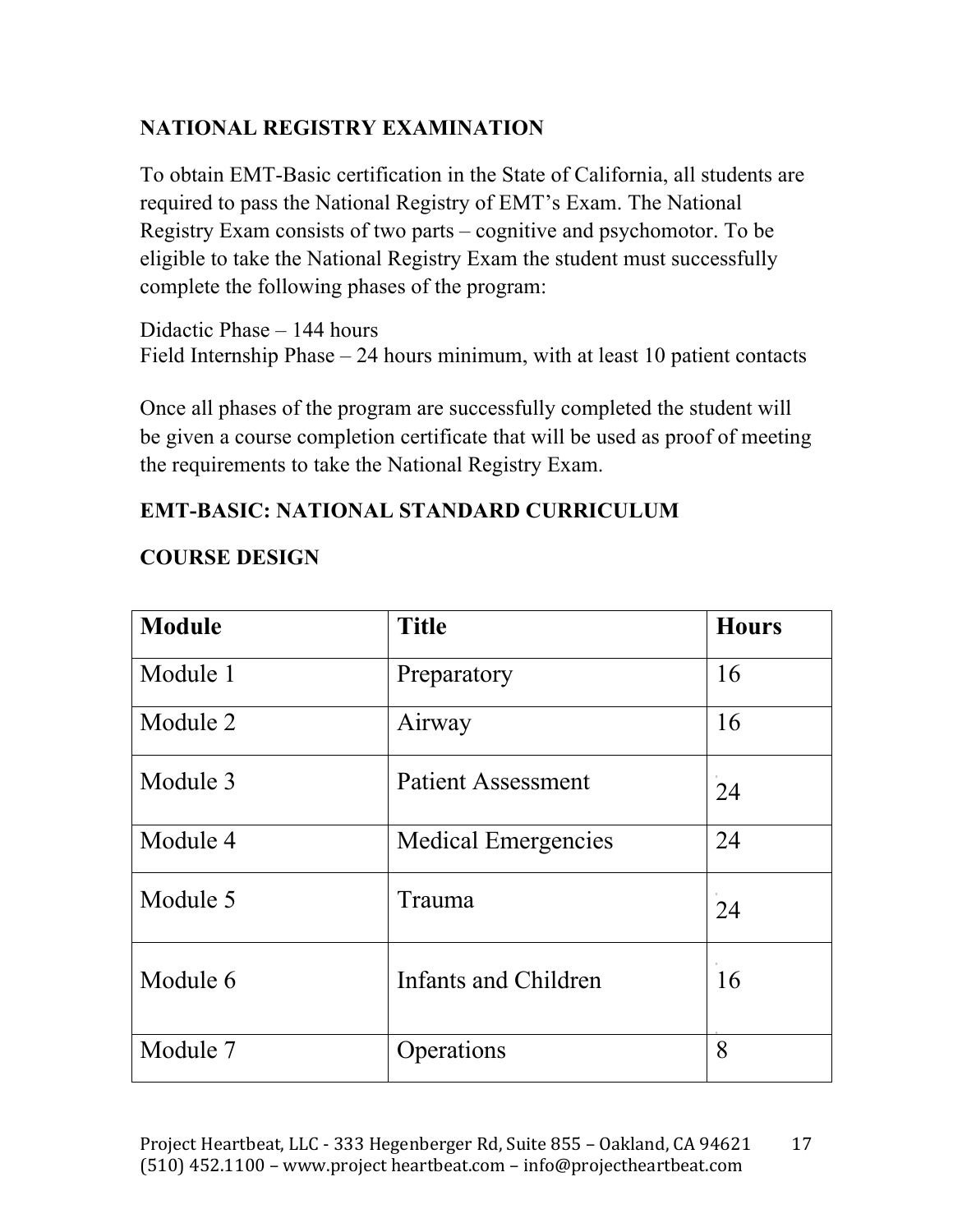## NATIONAL REGISTRY EXAMINATION

To obtain EMT-Basic certification in the State of California, all students are required to pass the National Registry of EMT's Exam. The National Registry Exam consists of two parts – cognitive and psychomotor. To be eligible to take the National Registry Exam the student must successfully complete the following phases of the program:

Didactic Phase – 144 hours
Field Internship Phase – 24 hours minimum, with at least 10 patient contacts

Once all phases of the program are successfully completed the student will be given a course completion certificate that will be used as proof of meeting the requirements to take the National Registry Exam.

## EMT-BASIC: NATIONAL STANDARD CURRICULUM

### COURSE DESIGN

| Module | Title | Hours |
|---|---|---|
| Module 1 | Preparatory | 16 |
| Module 2 | Airway | 16 |
| Module 3 | Patient Assessment | 24 |
| Module 4 | Medical Emergencies | 24 |
| Module 5 | Trauma | 24 |
| Module 6 | Infants and Children | 16 |
| Module 7 | Operations | 8 |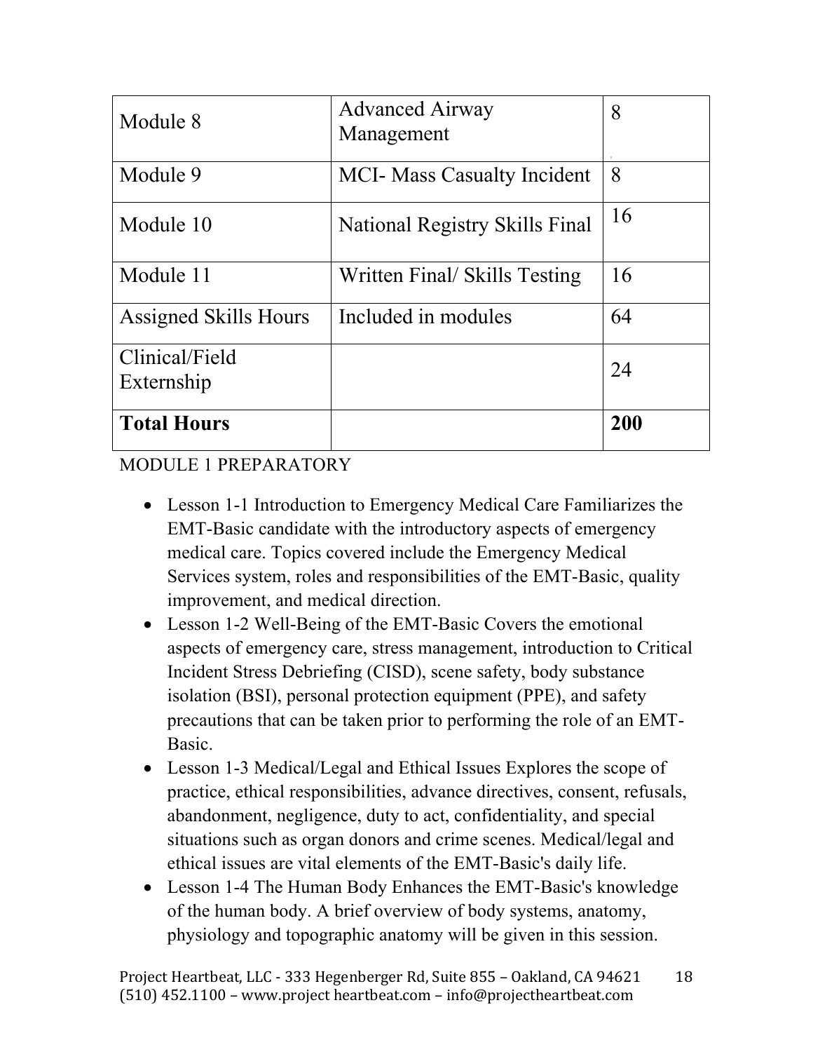| Module 8 | Advanced Airway Management | 8 |
|---|---|---|
| Module 9 | MCI- Mass Casualty Incident | 8 |
| Module 10 | National Registry Skills Final | 16 |
| Module 11 | Written Final/ Skills Testing | 16 |
| Assigned Skills Hours | Included in modules | 64 |
| Clinical/Field Externship | | 24 |
| **Total Hours** | | **200** |

MODULE 1 PREPARATORY

- Lesson 1-1 Introduction to Emergency Medical Care Familiarizes the EMT-Basic candidate with the introductory aspects of emergency medical care. Topics covered include the Emergency Medical Services system, roles and responsibilities of the EMT-Basic, quality improvement, and medical direction.
- Lesson 1-2 Well-Being of the EMT-Basic Covers the emotional aspects of emergency care, stress management, introduction to Critical Incident Stress Debriefing (CISD), scene safety, body substance isolation (BSI), personal protection equipment (PPE), and safety precautions that can be taken prior to performing the role of an EMT-Basic.
- Lesson 1-3 Medical/Legal and Ethical Issues Explores the scope of practice, ethical responsibilities, advance directives, consent, refusals, abandonment, negligence, duty to act, confidentiality, and special situations such as organ donors and crime scenes. Medical/legal and ethical issues are vital elements of the EMT-Basic's daily life.
- Lesson 1-4 The Human Body Enhances the EMT-Basic's knowledge of the human body. A brief overview of body systems, anatomy, physiology and topographic anatomy will be given in this session.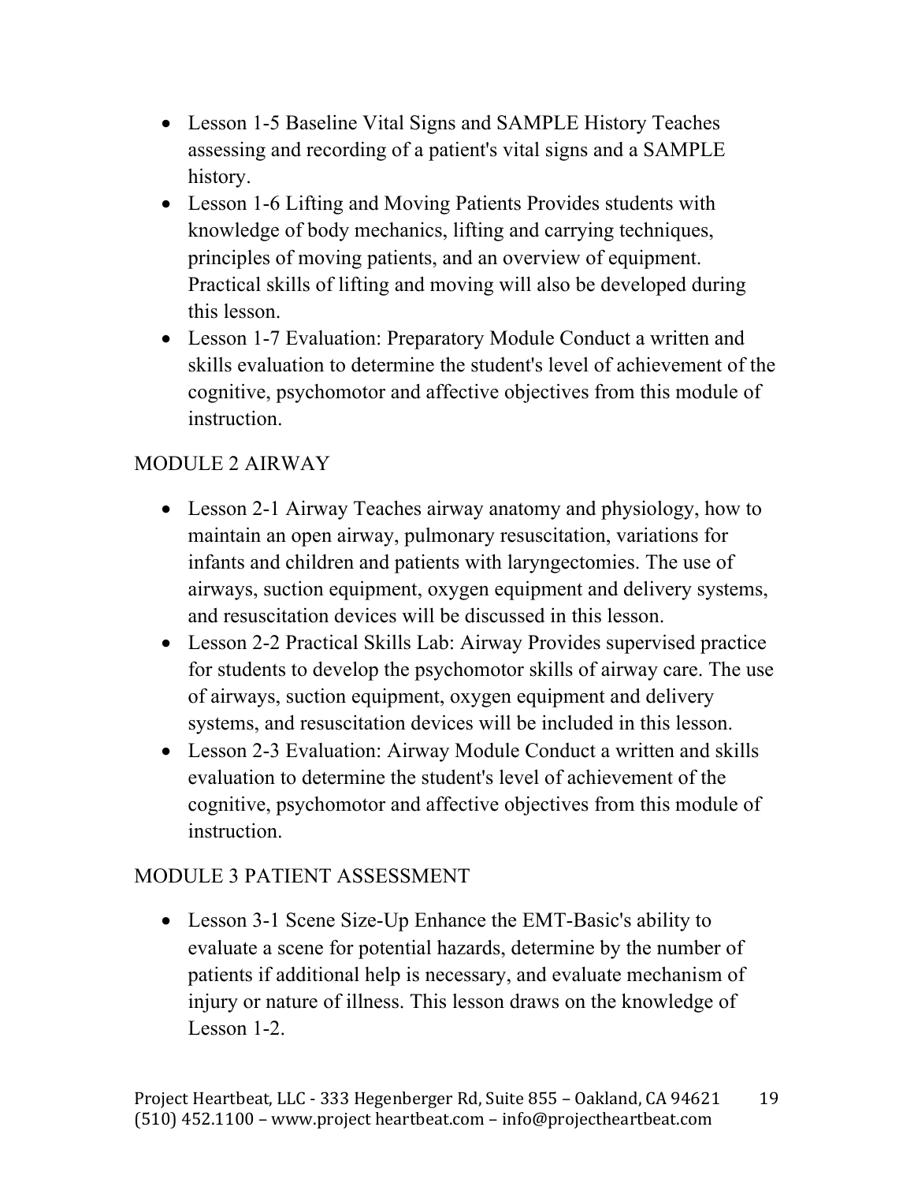- Lesson 1-5 Baseline Vital Signs and SAMPLE History Teaches assessing and recording of a patient's vital signs and a SAMPLE history.
- Lesson 1-6 Lifting and Moving Patients Provides students with knowledge of body mechanics, lifting and carrying techniques, principles of moving patients, and an overview of equipment. Practical skills of lifting and moving will also be developed during this lesson.
- Lesson 1-7 Evaluation: Preparatory Module Conduct a written and skills evaluation to determine the student's level of achievement of the cognitive, psychomotor and affective objectives from this module of instruction.

## MODULE 2 AIRWAY

- Lesson 2-1 Airway Teaches airway anatomy and physiology, how to maintain an open airway, pulmonary resuscitation, variations for infants and children and patients with laryngectomies. The use of airways, suction equipment, oxygen equipment and delivery systems, and resuscitation devices will be discussed in this lesson.
- Lesson 2-2 Practical Skills Lab: Airway Provides supervised practice for students to develop the psychomotor skills of airway care. The use of airways, suction equipment, oxygen equipment and delivery systems, and resuscitation devices will be included in this lesson.
- Lesson 2-3 Evaluation: Airway Module Conduct a written and skills evaluation to determine the student's level of achievement of the cognitive, psychomotor and affective objectives from this module of instruction.

## MODULE 3 PATIENT ASSESSMENT

- Lesson 3-1 Scene Size-Up Enhance the EMT-Basic's ability to evaluate a scene for potential hazards, determine by the number of patients if additional help is necessary, and evaluate mechanism of injury or nature of illness. This lesson draws on the knowledge of Lesson 1-2.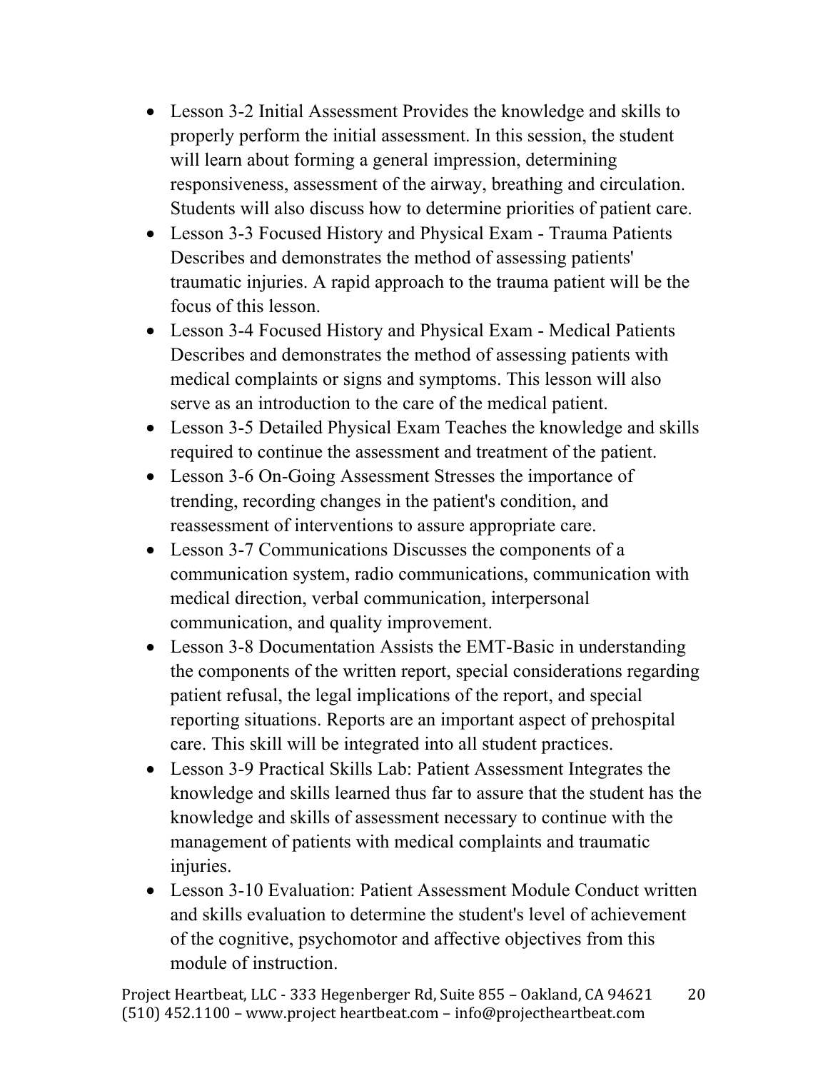- Lesson 3-2 Initial Assessment Provides the knowledge and skills to properly perform the initial assessment. In this session, the student will learn about forming a general impression, determining responsiveness, assessment of the airway, breathing and circulation. Students will also discuss how to determine priorities of patient care.
- Lesson 3-3 Focused History and Physical Exam - Trauma Patients Describes and demonstrates the method of assessing patients' traumatic injuries. A rapid approach to the trauma patient will be the focus of this lesson.
- Lesson 3-4 Focused History and Physical Exam - Medical Patients Describes and demonstrates the method of assessing patients with medical complaints or signs and symptoms. This lesson will also serve as an introduction to the care of the medical patient.
- Lesson 3-5 Detailed Physical Exam Teaches the knowledge and skills required to continue the assessment and treatment of the patient.
- Lesson 3-6 On-Going Assessment Stresses the importance of trending, recording changes in the patient's condition, and reassessment of interventions to assure appropriate care.
- Lesson 3-7 Communications Discusses the components of a communication system, radio communications, communication with medical direction, verbal communication, interpersonal communication, and quality improvement.
- Lesson 3-8 Documentation Assists the EMT-Basic in understanding the components of the written report, special considerations regarding patient refusal, the legal implications of the report, and special reporting situations. Reports are an important aspect of prehospital care. This skill will be integrated into all student practices.
- Lesson 3-9 Practical Skills Lab: Patient Assessment Integrates the knowledge and skills learned thus far to assure that the student has the knowledge and skills of assessment necessary to continue with the management of patients with medical complaints and traumatic injuries.
- Lesson 3-10 Evaluation: Patient Assessment Module Conduct written and skills evaluation to determine the student's level of achievement of the cognitive, psychomotor and affective objectives from this module of instruction.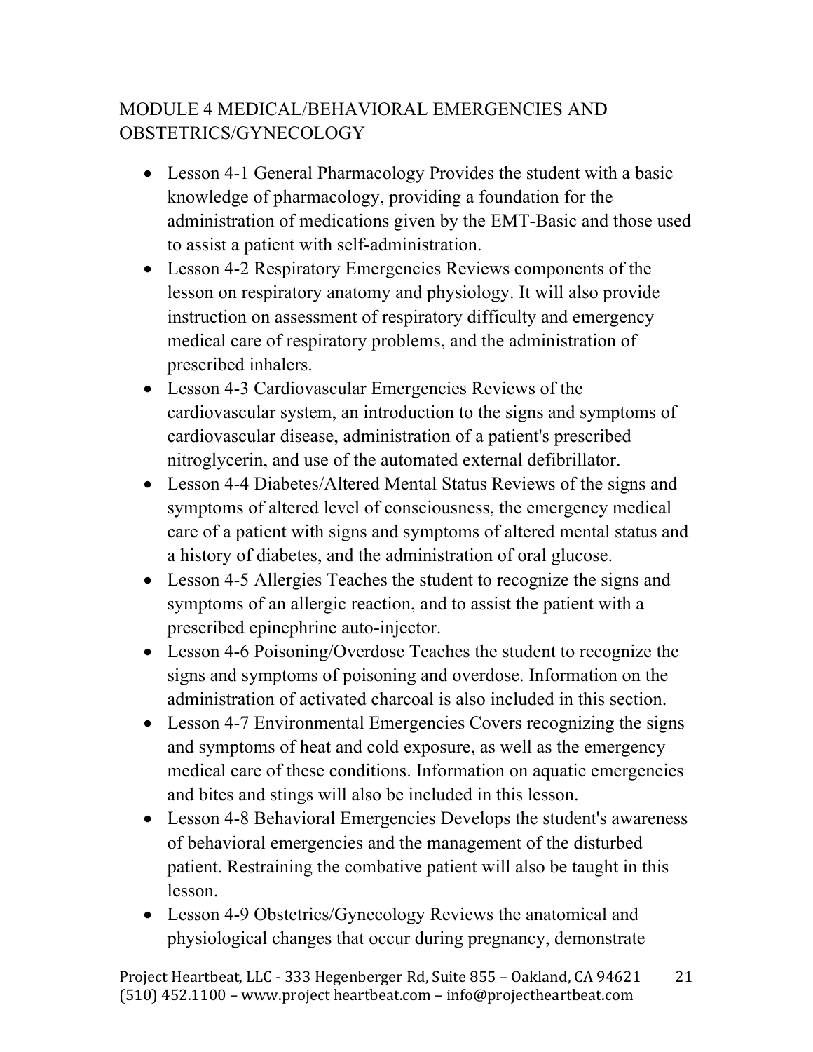## MODULE 4 MEDICAL/BEHAVIORAL EMERGENCIES AND OBSTETRICS/GYNECOLOGY

- Lesson 4-1 General Pharmacology Provides the student with a basic knowledge of pharmacology, providing a foundation for the administration of medications given by the EMT-Basic and those used to assist a patient with self-administration.
- Lesson 4-2 Respiratory Emergencies Reviews components of the lesson on respiratory anatomy and physiology. It will also provide instruction on assessment of respiratory difficulty and emergency medical care of respiratory problems, and the administration of prescribed inhalers.
- Lesson 4-3 Cardiovascular Emergencies Reviews of the cardiovascular system, an introduction to the signs and symptoms of cardiovascular disease, administration of a patient's prescribed nitroglycerin, and use of the automated external defibrillator.
- Lesson 4-4 Diabetes/Altered Mental Status Reviews of the signs and symptoms of altered level of consciousness, the emergency medical care of a patient with signs and symptoms of altered mental status and a history of diabetes, and the administration of oral glucose.
- Lesson 4-5 Allergies Teaches the student to recognize the signs and symptoms of an allergic reaction, and to assist the patient with a prescribed epinephrine auto-injector.
- Lesson 4-6 Poisoning/Overdose Teaches the student to recognize the signs and symptoms of poisoning and overdose. Information on the administration of activated charcoal is also included in this section.
- Lesson 4-7 Environmental Emergencies Covers recognizing the signs and symptoms of heat and cold exposure, as well as the emergency medical care of these conditions. Information on aquatic emergencies and bites and stings will also be included in this lesson.
- Lesson 4-8 Behavioral Emergencies Develops the student's awareness of behavioral emergencies and the management of the disturbed patient. Restraining the combative patient will also be taught in this lesson.
- Lesson 4-9 Obstetrics/Gynecology Reviews the anatomical and physiological changes that occur during pregnancy, demonstrate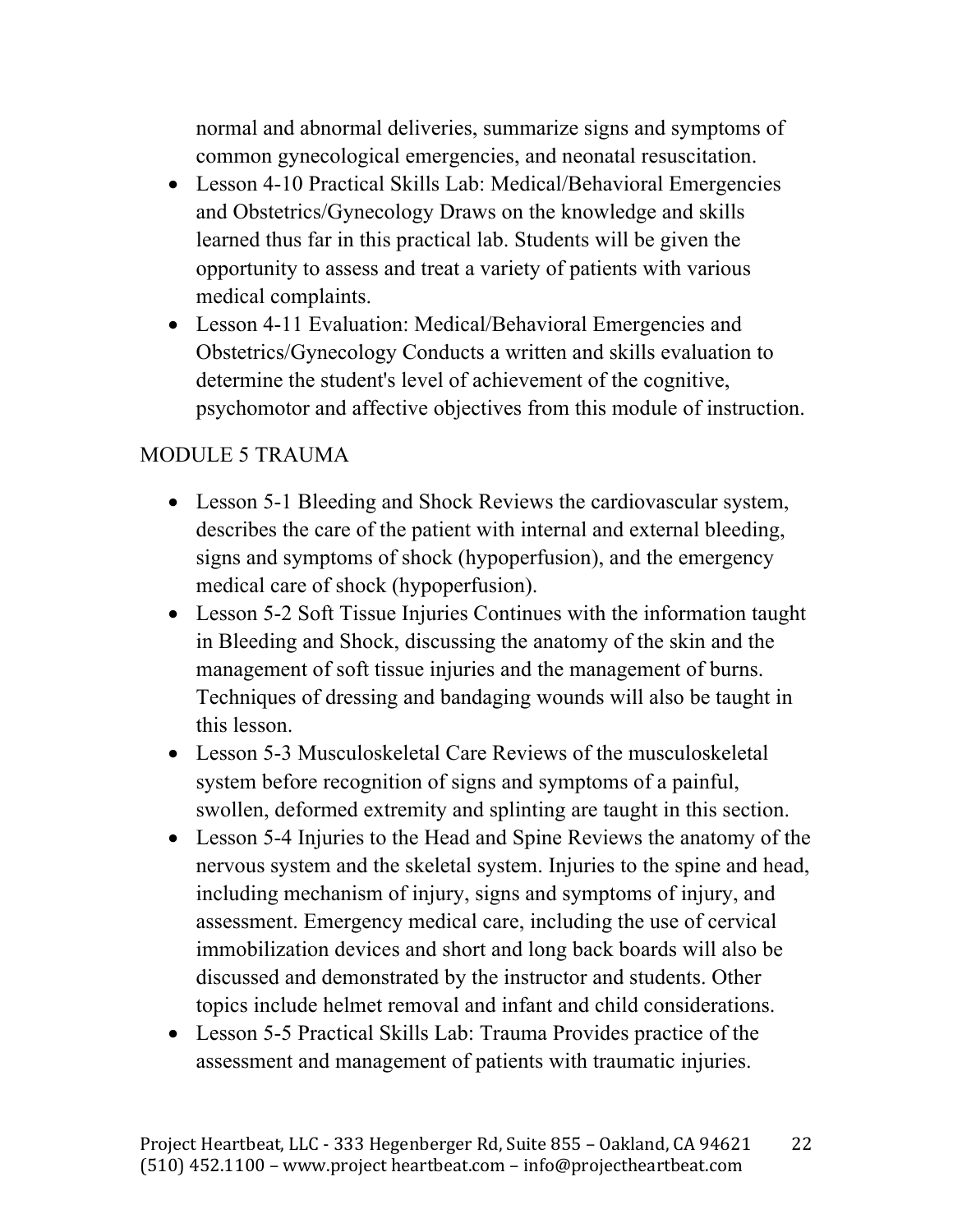normal and abnormal deliveries, summarize signs and symptoms of common gynecological emergencies, and neonatal resuscitation.

- Lesson 4-10 Practical Skills Lab: Medical/Behavioral Emergencies and Obstetrics/Gynecology Draws on the knowledge and skills learned thus far in this practical lab. Students will be given the opportunity to assess and treat a variety of patients with various medical complaints.
- Lesson 4-11 Evaluation: Medical/Behavioral Emergencies and Obstetrics/Gynecology Conducts a written and skills evaluation to determine the student's level of achievement of the cognitive, psychomotor and affective objectives from this module of instruction.

MODULE 5 TRAUMA

- Lesson 5-1 Bleeding and Shock Reviews the cardiovascular system, describes the care of the patient with internal and external bleeding, signs and symptoms of shock (hypoperfusion), and the emergency medical care of shock (hypoperfusion).
- Lesson 5-2 Soft Tissue Injuries Continues with the information taught in Bleeding and Shock, discussing the anatomy of the skin and the management of soft tissue injuries and the management of burns. Techniques of dressing and bandaging wounds will also be taught in this lesson.
- Lesson 5-3 Musculoskeletal Care Reviews of the musculoskeletal system before recognition of signs and symptoms of a painful, swollen, deformed extremity and splinting are taught in this section.
- Lesson 5-4 Injuries to the Head and Spine Reviews the anatomy of the nervous system and the skeletal system. Injuries to the spine and head, including mechanism of injury, signs and symptoms of injury, and assessment. Emergency medical care, including the use of cervical immobilization devices and short and long back boards will also be discussed and demonstrated by the instructor and students. Other topics include helmet removal and infant and child considerations.
- Lesson 5-5 Practical Skills Lab: Trauma Provides practice of the assessment and management of patients with traumatic injuries.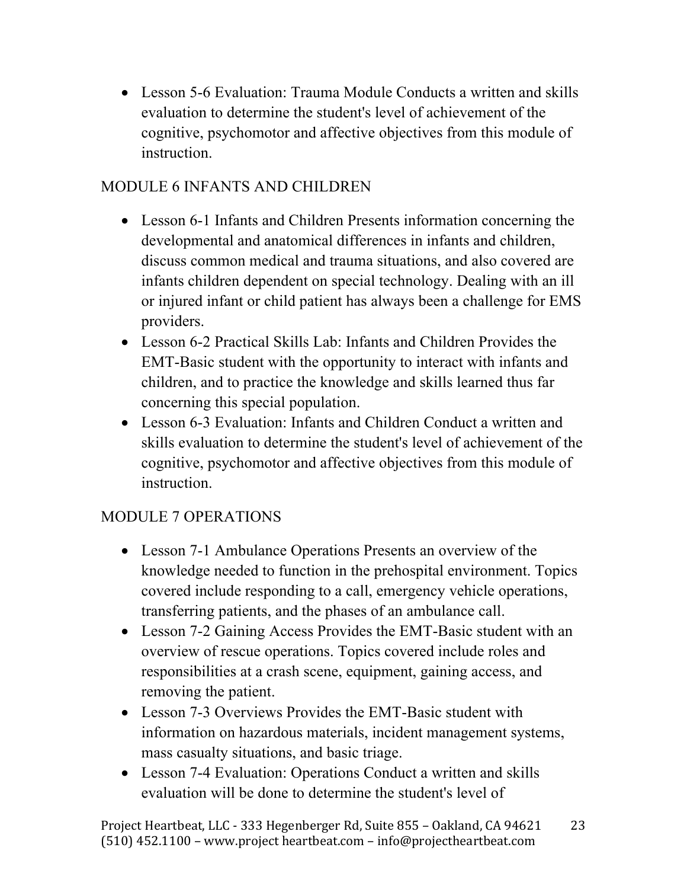- Lesson 5-6 Evaluation: Trauma Module Conducts a written and skills evaluation to determine the student's level of achievement of the cognitive, psychomotor and affective objectives from this module of instruction.

## MODULE 6 INFANTS AND CHILDREN

- Lesson 6-1 Infants and Children Presents information concerning the developmental and anatomical differences in infants and children, discuss common medical and trauma situations, and also covered are infants children dependent on special technology. Dealing with an ill or injured infant or child patient has always been a challenge for EMS providers.
- Lesson 6-2 Practical Skills Lab: Infants and Children Provides the EMT-Basic student with the opportunity to interact with infants and children, and to practice the knowledge and skills learned thus far concerning this special population.
- Lesson 6-3 Evaluation: Infants and Children Conduct a written and skills evaluation to determine the student's level of achievement of the cognitive, psychomotor and affective objectives from this module of instruction.

## MODULE 7 OPERATIONS

- Lesson 7-1 Ambulance Operations Presents an overview of the knowledge needed to function in the prehospital environment. Topics covered include responding to a call, emergency vehicle operations, transferring patients, and the phases of an ambulance call.
- Lesson 7-2 Gaining Access Provides the EMT-Basic student with an overview of rescue operations. Topics covered include roles and responsibilities at a crash scene, equipment, gaining access, and removing the patient.
- Lesson 7-3 Overviews Provides the EMT-Basic student with information on hazardous materials, incident management systems, mass casualty situations, and basic triage.
- Lesson 7-4 Evaluation: Operations Conduct a written and skills evaluation will be done to determine the student's level of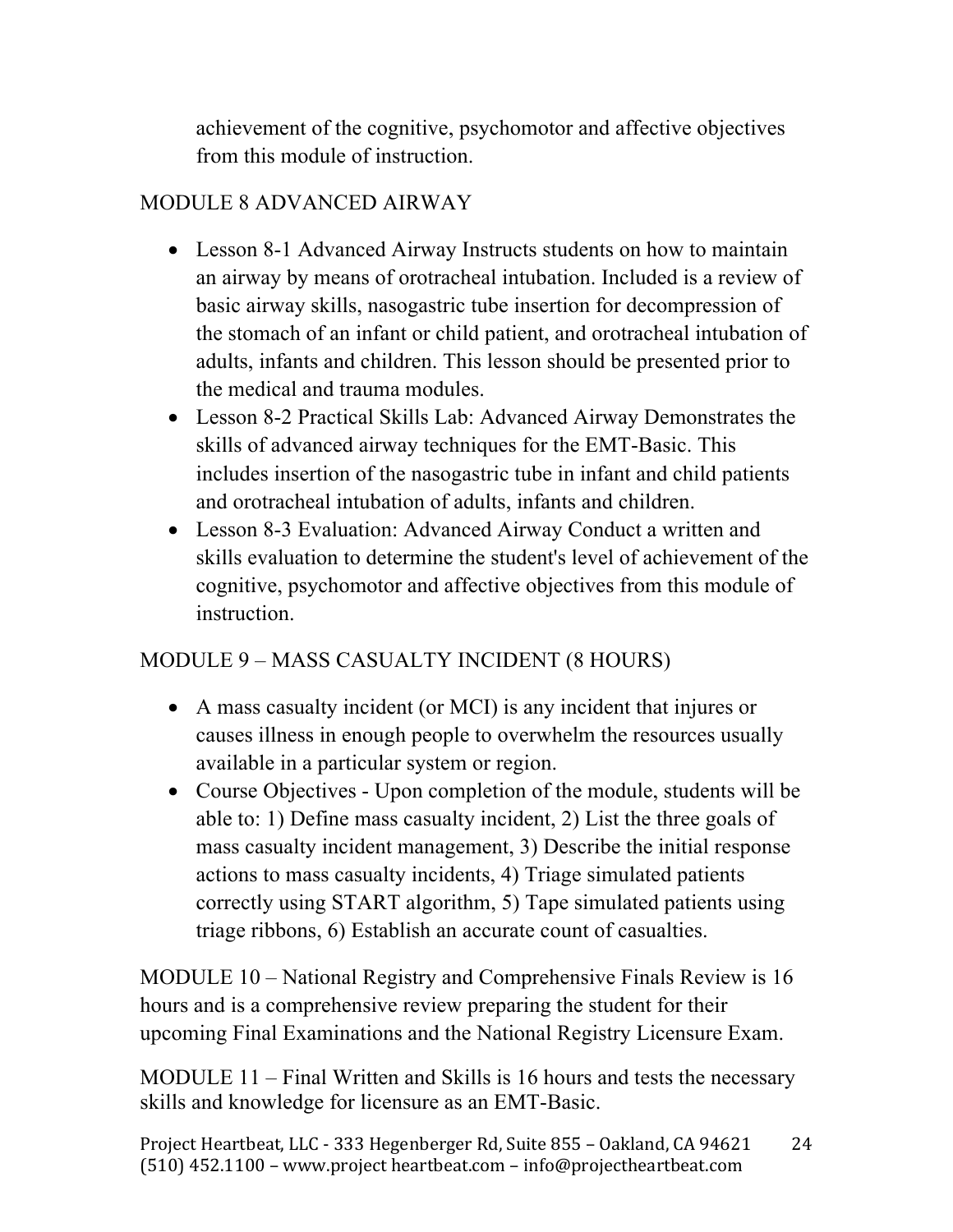achievement of the cognitive, psychomotor and affective objectives from this module of instruction.

## MODULE 8 ADVANCED AIRWAY

- Lesson 8-1 Advanced Airway Instructs students on how to maintain an airway by means of orotracheal intubation. Included is a review of basic airway skills, nasogastric tube insertion for decompression of the stomach of an infant or child patient, and orotracheal intubation of adults, infants and children. This lesson should be presented prior to the medical and trauma modules.
- Lesson 8-2 Practical Skills Lab: Advanced Airway Demonstrates the skills of advanced airway techniques for the EMT-Basic. This includes insertion of the nasogastric tube in infant and child patients and orotracheal intubation of adults, infants and children.
- Lesson 8-3 Evaluation: Advanced Airway Conduct a written and skills evaluation to determine the student's level of achievement of the cognitive, psychomotor and affective objectives from this module of instruction.

## MODULE 9 – MASS CASUALTY INCIDENT (8 HOURS)

- A mass casualty incident (or MCI) is any incident that injures or causes illness in enough people to overwhelm the resources usually available in a particular system or region.
- Course Objectives - Upon completion of the module, students will be able to: 1) Define mass casualty incident, 2) List the three goals of mass casualty incident management, 3) Describe the initial response actions to mass casualty incidents, 4) Triage simulated patients correctly using START algorithm, 5) Tape simulated patients using triage ribbons, 6) Establish an accurate count of casualties.

MODULE 10 – National Registry and Comprehensive Finals Review is 16 hours and is a comprehensive review preparing the student for their upcoming Final Examinations and the National Registry Licensure Exam.

MODULE 11 – Final Written and Skills is 16 hours and tests the necessary skills and knowledge for licensure as an EMT-Basic.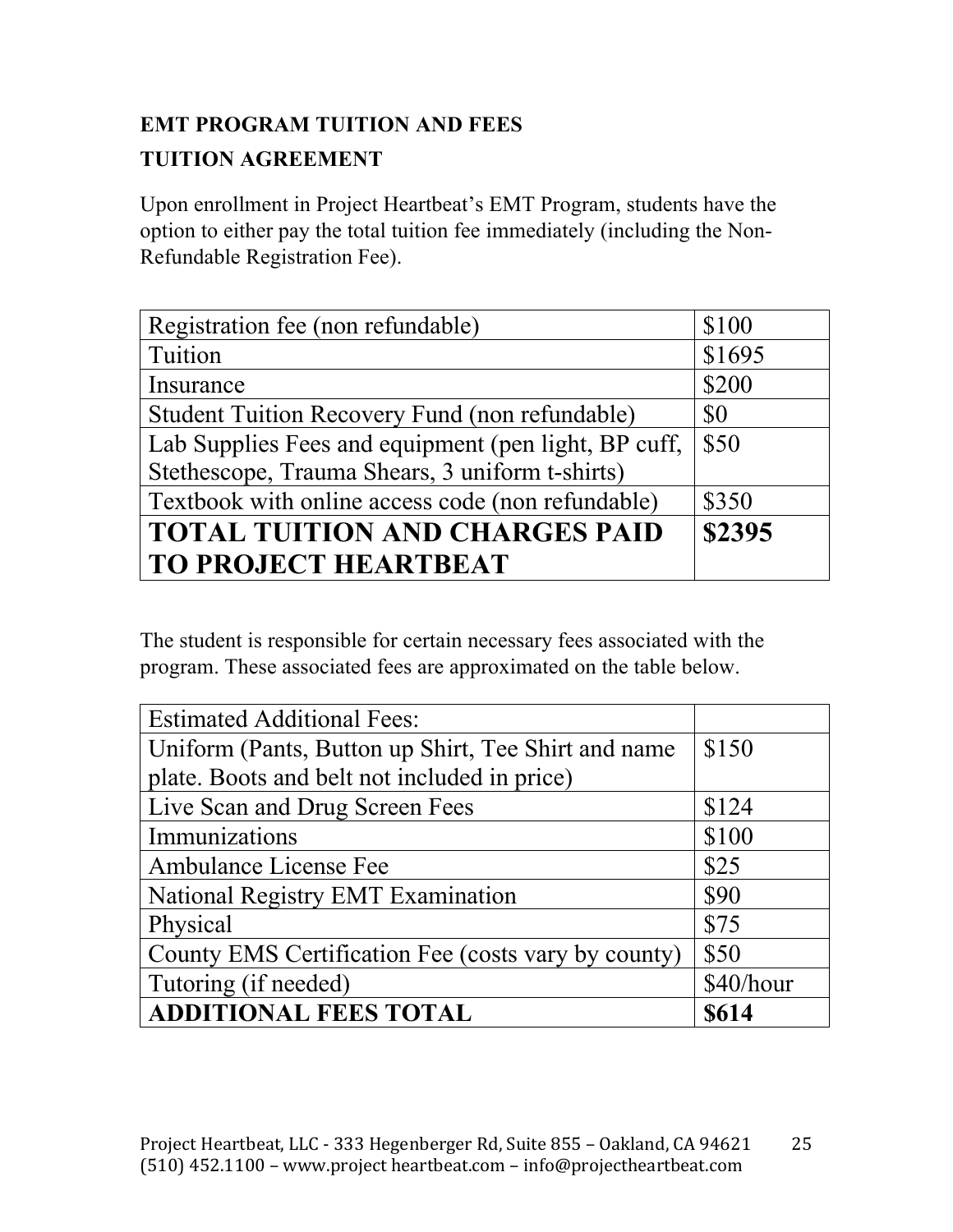**EMT PROGRAM TUITION AND FEES**

**TUITION AGREEMENT**

Upon enrollment in Project Heartbeat's EMT Program, students have the option to either pay the total tuition fee immediately (including the Non-Refundable Registration Fee).

| | |
|---|---|
| Registration fee (non refundable) | $100 |
| Tuition | $1695 |
| Insurance | $200 |
| Student Tuition Recovery Fund (non refundable) | $0 |
| Lab Supplies Fees and equipment (pen light, BP cuff, Stethescope, Trauma Shears, 3 uniform t-shirts) | $50 |
| Textbook with online access code (non refundable) | $350 |
| **TOTAL TUITION AND CHARGES PAID TO PROJECT HEARTBEAT** | **$2395** |

The student is responsible for certain necessary fees associated with the program. These associated fees are approximated on the table below.

| Estimated Additional Fees: | |
|---|---|
| Uniform (Pants, Button up Shirt, Tee Shirt and name plate. Boots and belt not included in price) | $150 |
| Live Scan and Drug Screen Fees | $124 |
| Immunizations | $100 |
| Ambulance License Fee | $25 |
| National Registry EMT Examination | $90 |
| Physical | $75 |
| County EMS Certification Fee (costs vary by county) | $50 |
| Tutoring (if needed) | $40/hour |
| **ADDITIONAL FEES TOTAL** | **$614** |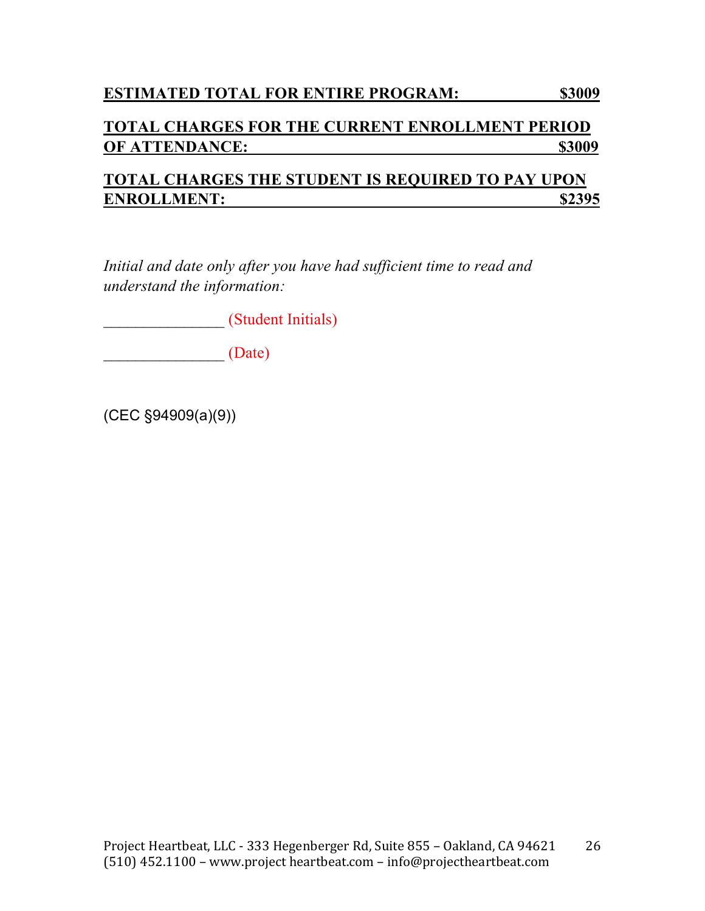**ESTIMATED TOTAL FOR ENTIRE PROGRAM: $3009**

**TOTAL CHARGES FOR THE CURRENT ENROLLMENT PERIOD OF ATTENDANCE: $3009**

**TOTAL CHARGES THE STUDENT IS REQUIRED TO PAY UPON ENROLLMENT: $2395**

*Initial and date only after you have had sufficient time to read and understand the information:*

_______________ (Student Initials)

_______________ (Date)

(CEC §94909(a)(9))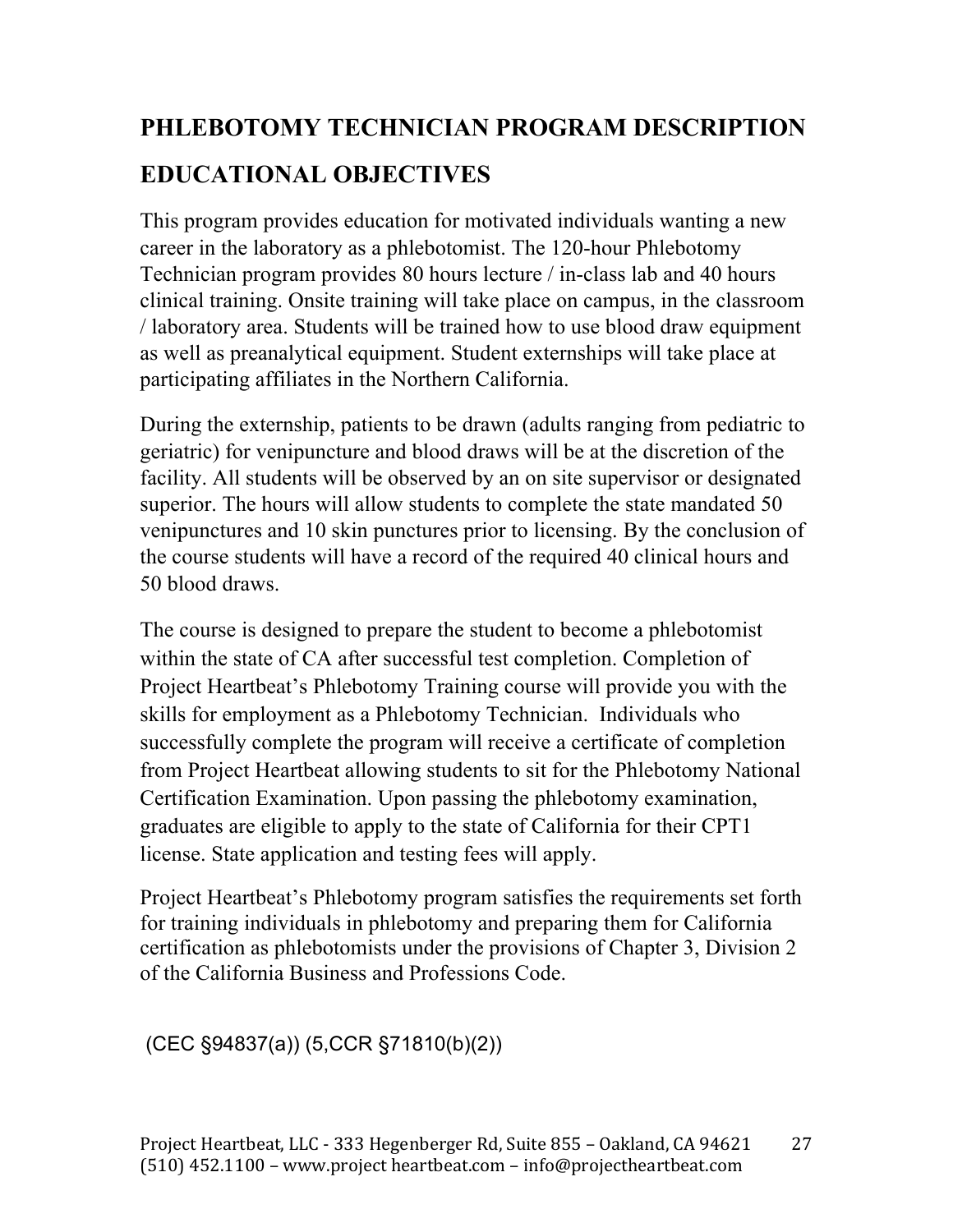## PHLEBOTOMY TECHNICIAN PROGRAM DESCRIPTION

## EDUCATIONAL OBJECTIVES

This program provides education for motivated individuals wanting a new career in the laboratory as a phlebotomist. The 120-hour Phlebotomy Technician program provides 80 hours lecture / in-class lab and 40 hours clinical training. Onsite training will take place on campus, in the classroom / laboratory area. Students will be trained how to use blood draw equipment as well as preanalytical equipment. Student externships will take place at participating affiliates in the Northern California.

During the externship, patients to be drawn (adults ranging from pediatric to geriatric) for venipuncture and blood draws will be at the discretion of the facility. All students will be observed by an on site supervisor or designated superior. The hours will allow students to complete the state mandated 50 venipunctures and 10 skin punctures prior to licensing. By the conclusion of the course students will have a record of the required 40 clinical hours and 50 blood draws.

The course is designed to prepare the student to become a phlebotomist within the state of CA after successful test completion. Completion of Project Heartbeat's Phlebotomy Training course will provide you with the skills for employment as a Phlebotomy Technician. Individuals who successfully complete the program will receive a certificate of completion from Project Heartbeat allowing students to sit for the Phlebotomy National Certification Examination. Upon passing the phlebotomy examination, graduates are eligible to apply to the state of California for their CPT1 license. State application and testing fees will apply.

Project Heartbeat's Phlebotomy program satisfies the requirements set forth for training individuals in phlebotomy and preparing them for California certification as phlebotomists under the provisions of Chapter 3, Division 2 of the California Business and Professions Code.

(CEC §94837(a)) (5,CCR §71810(b)(2))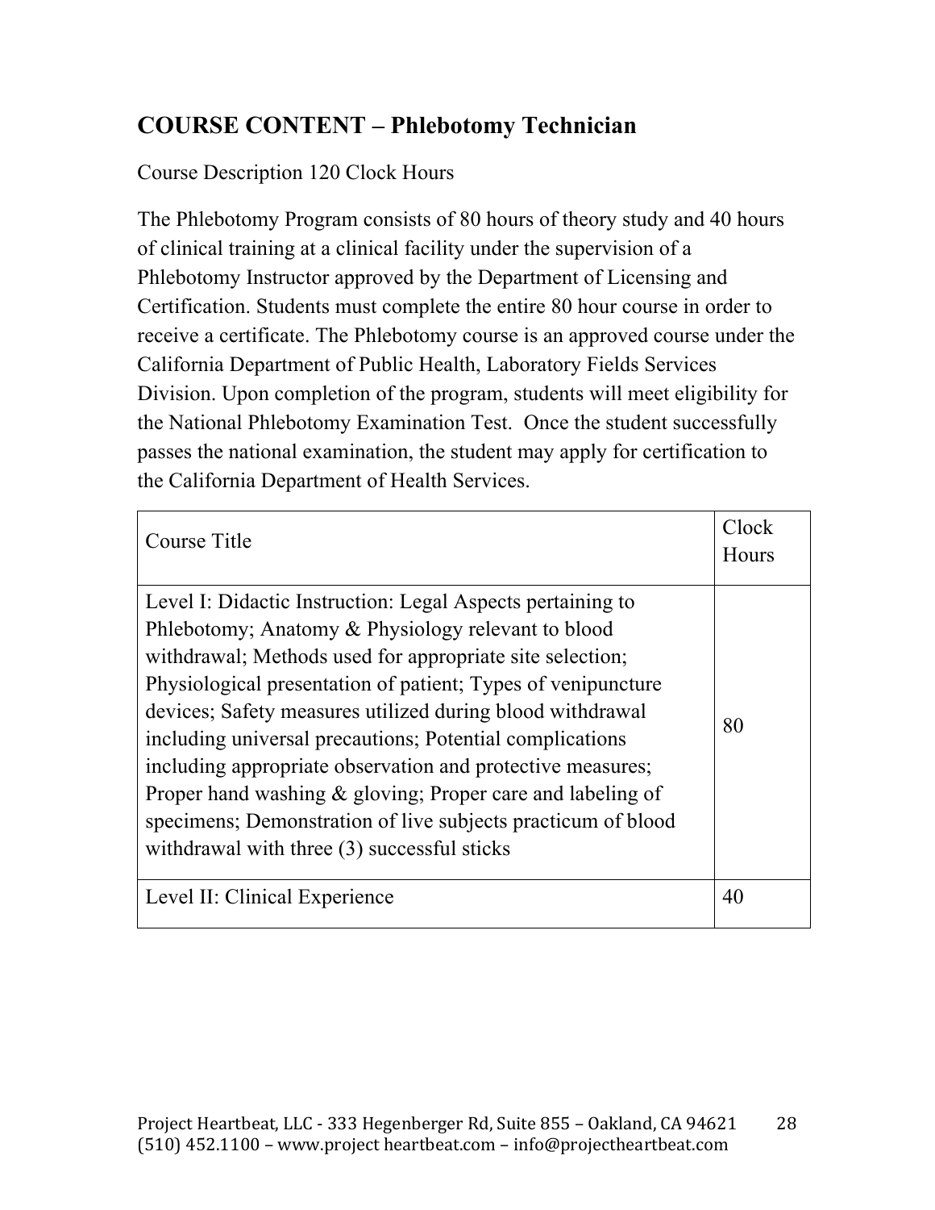## COURSE CONTENT – Phlebotomy Technician

Course Description 120 Clock Hours

The Phlebotomy Program consists of 80 hours of theory study and 40 hours of clinical training at a clinical facility under the supervision of a Phlebotomy Instructor approved by the Department of Licensing and Certification. Students must complete the entire 80 hour course in order to receive a certificate. The Phlebotomy course is an approved course under the California Department of Public Health, Laboratory Fields Services Division. Upon completion of the program, students will meet eligibility for the National Phlebotomy Examination Test. Once the student successfully passes the national examination, the student may apply for certification to the California Department of Health Services.

| Course Title | Clock Hours |
|---|---|
| Level I: Didactic Instruction: Legal Aspects pertaining to Phlebotomy; Anatomy & Physiology relevant to blood withdrawal; Methods used for appropriate site selection; Physiological presentation of patient; Types of venipuncture devices; Safety measures utilized during blood withdrawal including universal precautions; Potential complications including appropriate observation and protective measures; Proper hand washing & gloving; Proper care and labeling of specimens; Demonstration of live subjects practicum of blood withdrawal with three (3) successful sticks | 80 |
| Level II: Clinical Experience | 40 |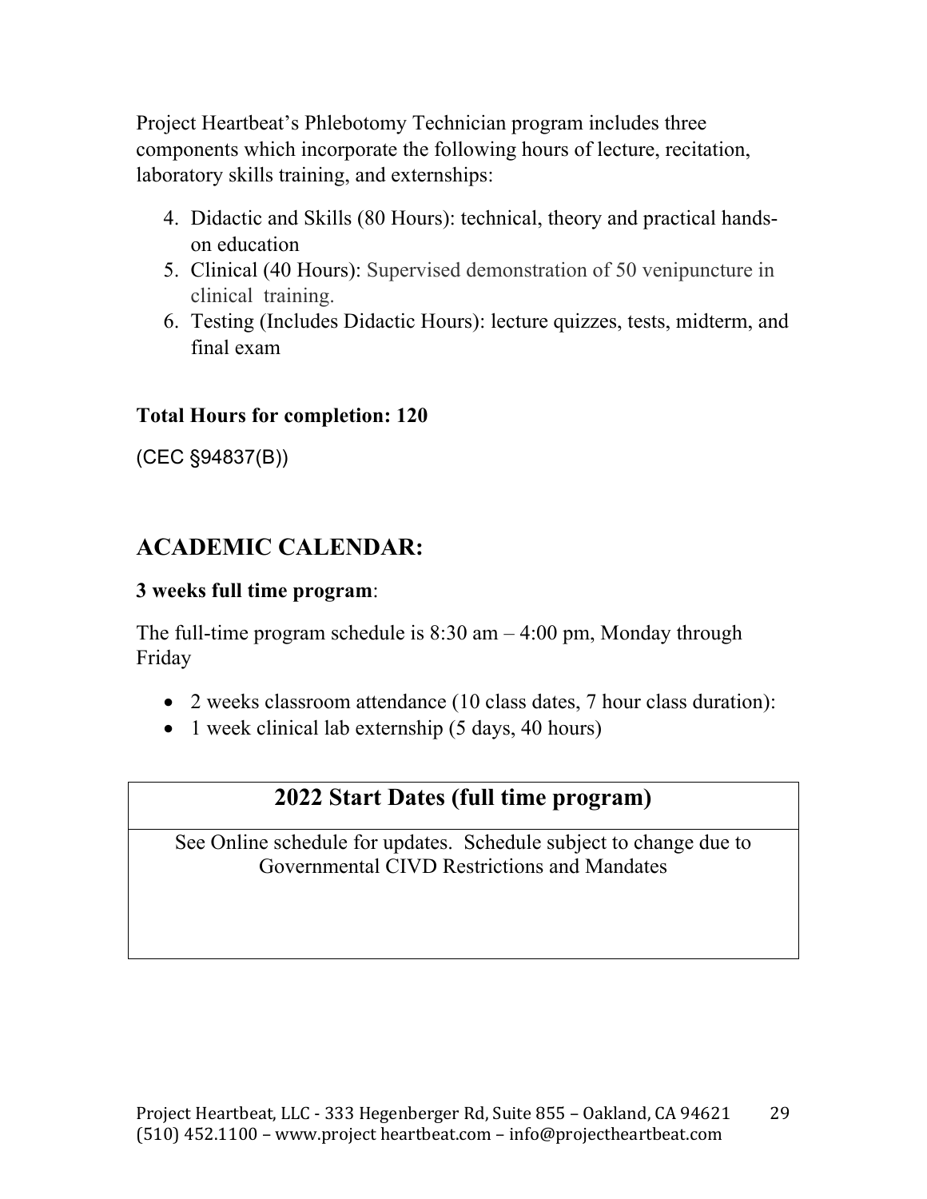Project Heartbeat's Phlebotomy Technician program includes three components which incorporate the following hours of lecture, recitation, laboratory skills training, and externships:

4. Didactic and Skills (80 Hours): technical, theory and practical hands-on education
5. Clinical (40 Hours): Supervised demonstration of 50 venipuncture in clinical training.
6. Testing (Includes Didactic Hours): lecture quizzes, tests, midterm, and final exam

**Total Hours for completion: 120**

(CEC §94837(B))

## ACADEMIC CALENDAR:

**3 weeks full time program**:

The full-time program schedule is 8:30 am – 4:00 pm, Monday through Friday

- 2 weeks classroom attendance (10 class dates, 7 hour class duration):
- 1 week clinical lab externship (5 days, 40 hours)

| 2022 Start Dates (full time program) |
| --- |
| See Online schedule for updates. Schedule subject to change due to Governmental CIVD Restrictions and Mandates |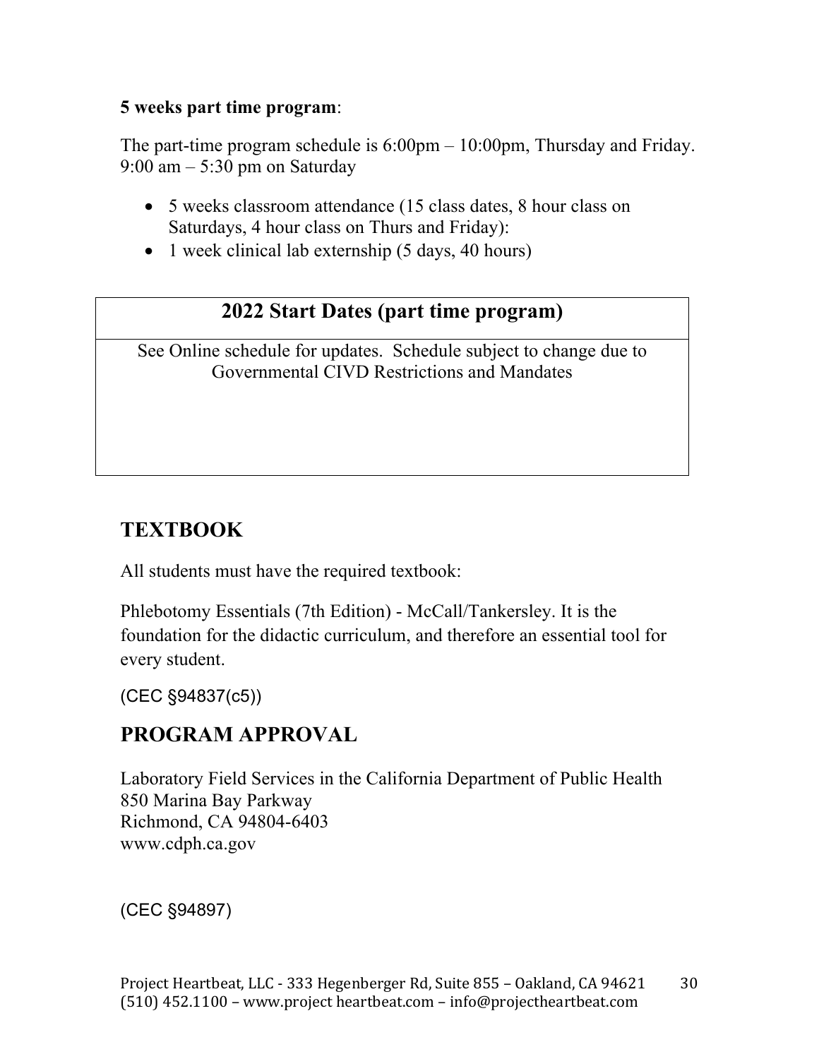**5 weeks part time program**:

The part-time program schedule is 6:00pm – 10:00pm, Thursday and Friday. 9:00 am – 5:30 pm on Saturday

- 5 weeks classroom attendance (15 class dates, 8 hour class on Saturdays, 4 hour class on Thurs and Friday):
- 1 week clinical lab externship (5 days, 40 hours)

| 2022 Start Dates (part time program) |
| --- |
| See Online schedule for updates. Schedule subject to change due to Governmental CIVD Restrictions and Mandates |

## TEXTBOOK

All students must have the required textbook:

Phlebotomy Essentials (7th Edition) - McCall/Tankersley. It is the foundation for the didactic curriculum, and therefore an essential tool for every student.

(CEC §94837(c5))

## PROGRAM APPROVAL

Laboratory Field Services in the California Department of Public Health
850 Marina Bay Parkway
Richmond, CA 94804-6403
www.cdph.ca.gov

(CEC §94897)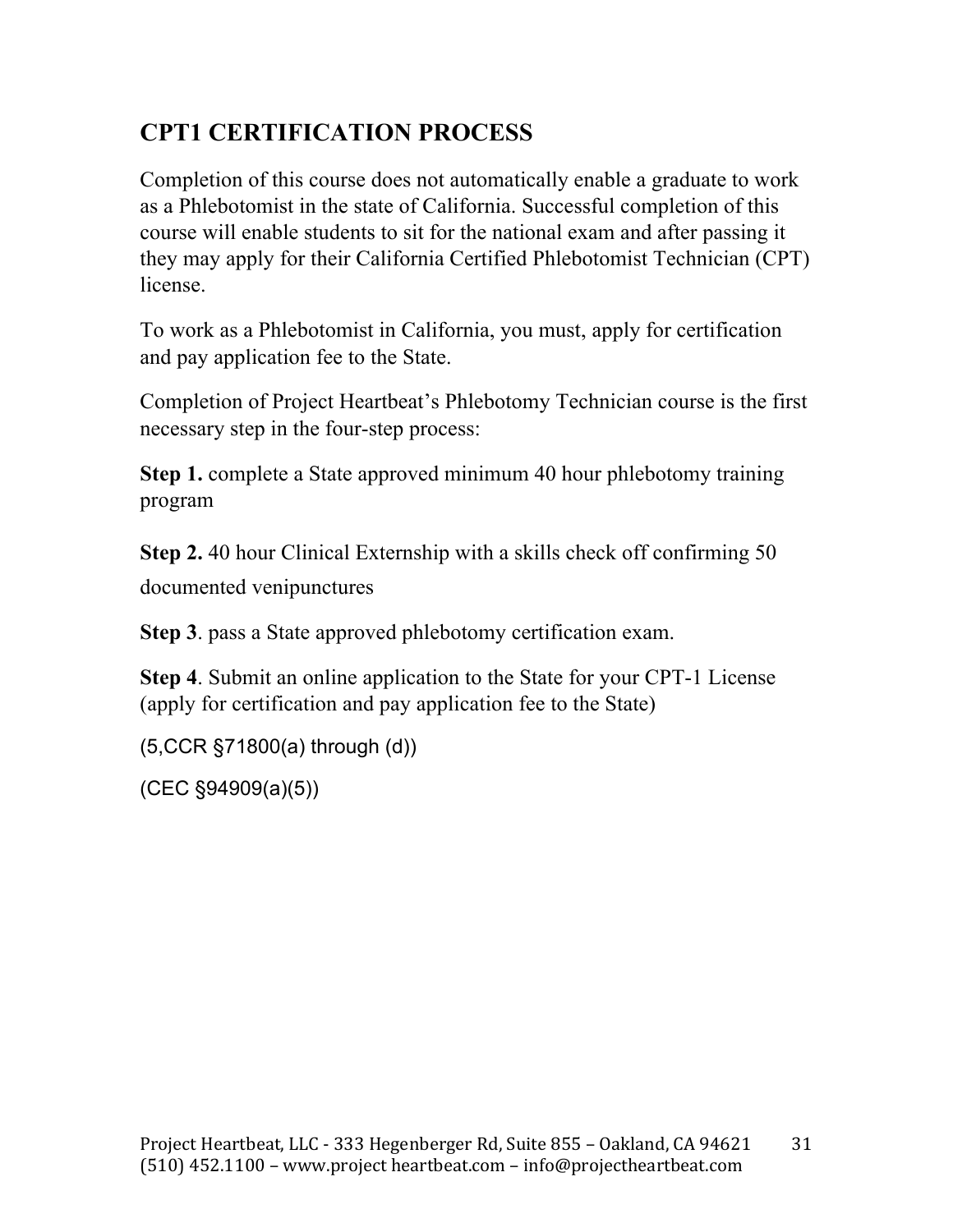## CPT1 CERTIFICATION PROCESS

Completion of this course does not automatically enable a graduate to work as a Phlebotomist in the state of California. Successful completion of this course will enable students to sit for the national exam and after passing it they may apply for their California Certified Phlebotomist Technician (CPT) license.

To work as a Phlebotomist in California, you must, apply for certification and pay application fee to the State.

Completion of Project Heartbeat's Phlebotomy Technician course is the first necessary step in the four-step process:

**Step 1.** complete a State approved minimum 40 hour phlebotomy training program

**Step 2.** 40 hour Clinical Externship with a skills check off confirming 50 documented venipunctures

**Step 3**. pass a State approved phlebotomy certification exam.

**Step 4**. Submit an online application to the State for your CPT-1 License (apply for certification and pay application fee to the State)

(5,CCR §71800(a) through (d))

(CEC §94909(a)(5))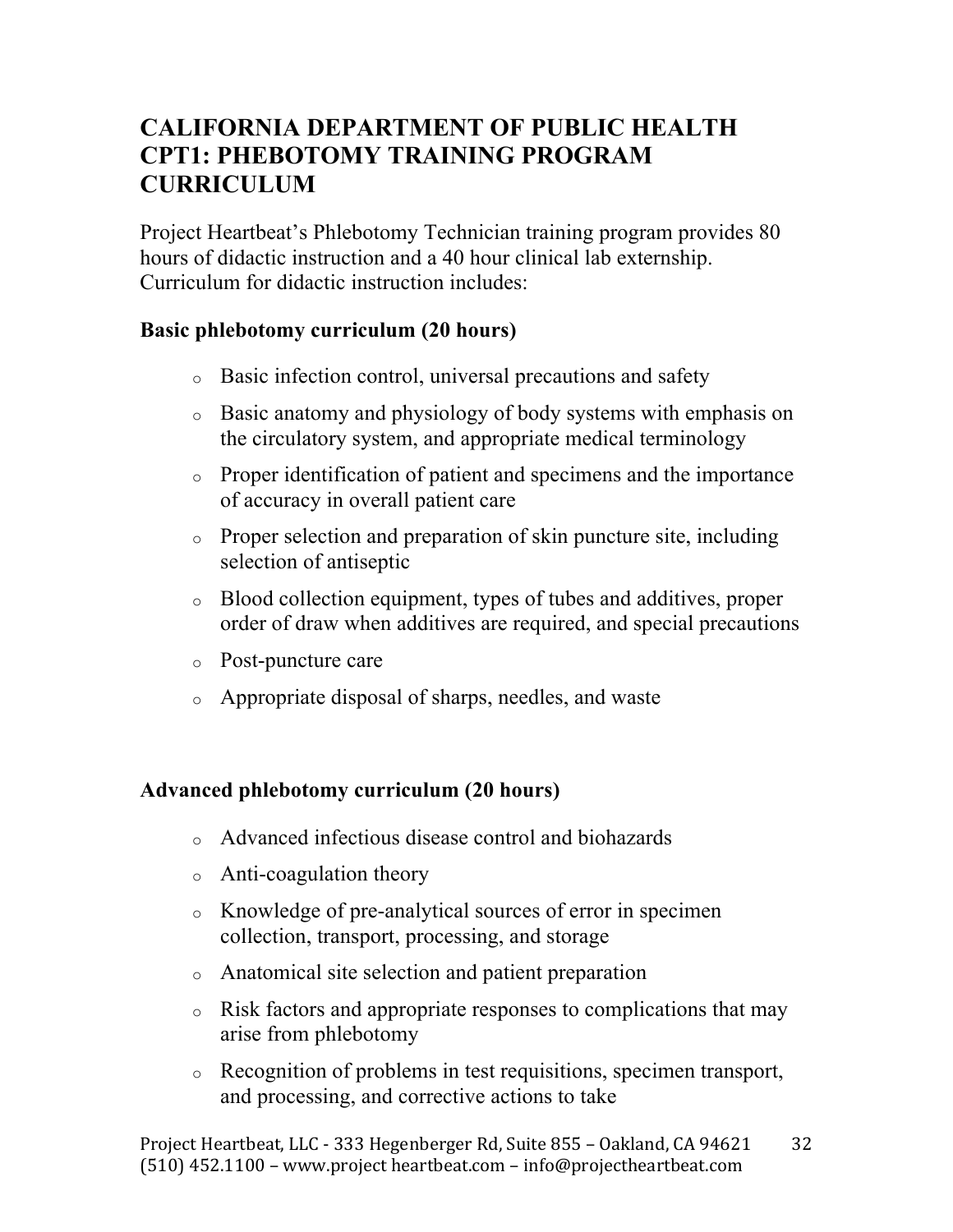# CALIFORNIA DEPARTMENT OF PUBLIC HEALTH CPT1: PHEBOTOMY TRAINING PROGRAM CURRICULUM

Project Heartbeat's Phlebotomy Technician training program provides 80 hours of didactic instruction and a 40 hour clinical lab externship. Curriculum for didactic instruction includes:

**Basic phlebotomy curriculum (20 hours)**

- Basic infection control, universal precautions and safety
- Basic anatomy and physiology of body systems with emphasis on the circulatory system, and appropriate medical terminology
- Proper identification of patient and specimens and the importance of accuracy in overall patient care
- Proper selection and preparation of skin puncture site, including selection of antiseptic
- Blood collection equipment, types of tubes and additives, proper order of draw when additives are required, and special precautions
- Post-puncture care
- Appropriate disposal of sharps, needles, and waste

**Advanced phlebotomy curriculum (20 hours)**

- Advanced infectious disease control and biohazards
- Anti-coagulation theory
- Knowledge of pre-analytical sources of error in specimen collection, transport, processing, and storage
- Anatomical site selection and patient preparation
- Risk factors and appropriate responses to complications that may arise from phlebotomy
- Recognition of problems in test requisitions, specimen transport, and processing, and corrective actions to take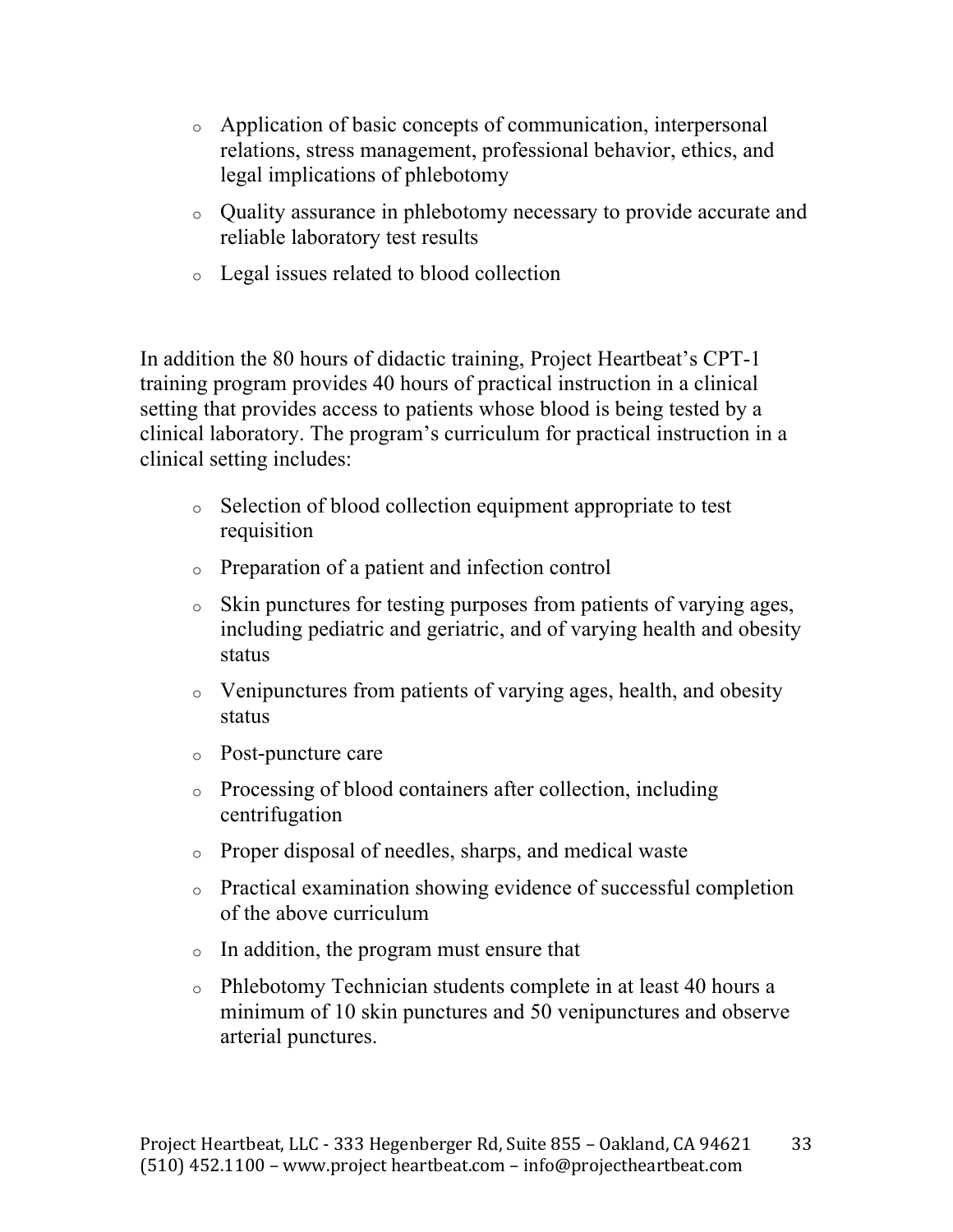- Application of basic concepts of communication, interpersonal relations, stress management, professional behavior, ethics, and legal implications of phlebotomy
- Quality assurance in phlebotomy necessary to provide accurate and reliable laboratory test results
- Legal issues related to blood collection

In addition the 80 hours of didactic training, Project Heartbeat's CPT-1 training program provides 40 hours of practical instruction in a clinical setting that provides access to patients whose blood is being tested by a clinical laboratory. The program's curriculum for practical instruction in a clinical setting includes:

- Selection of blood collection equipment appropriate to test requisition
- Preparation of a patient and infection control
- Skin punctures for testing purposes from patients of varying ages, including pediatric and geriatric, and of varying health and obesity status
- Venipunctures from patients of varying ages, health, and obesity status
- Post-puncture care
- Processing of blood containers after collection, including centrifugation
- Proper disposal of needles, sharps, and medical waste
- Practical examination showing evidence of successful completion of the above curriculum
- In addition, the program must ensure that
- Phlebotomy Technician students complete in at least 40 hours a minimum of 10 skin punctures and 50 venipunctures and observe arterial punctures.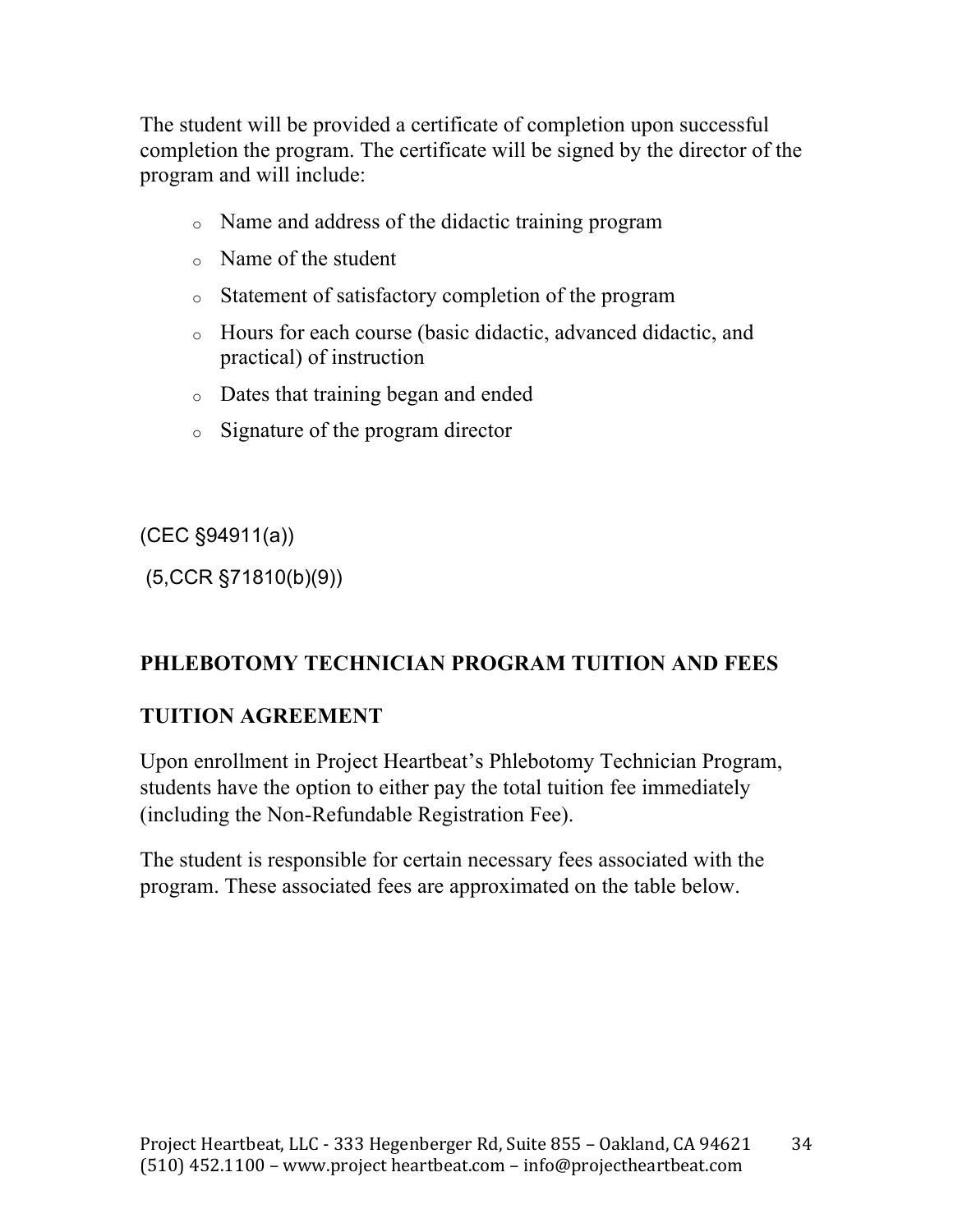The student will be provided a certificate of completion upon successful completion the program. The certificate will be signed by the director of the program and will include:

- Name and address of the didactic training program
- Name of the student
- Statement of satisfactory completion of the program
- Hours for each course (basic didactic, advanced didactic, and practical) of instruction
- Dates that training began and ended
- Signature of the program director

(CEC §94911(a))

(5,CCR §71810(b)(9))

## PHLEBOTOMY TECHNICIAN PROGRAM TUITION AND FEES

## TUITION AGREEMENT

Upon enrollment in Project Heartbeat's Phlebotomy Technician Program, students have the option to either pay the total tuition fee immediately (including the Non-Refundable Registration Fee).

The student is responsible for certain necessary fees associated with the program. These associated fees are approximated on the table below.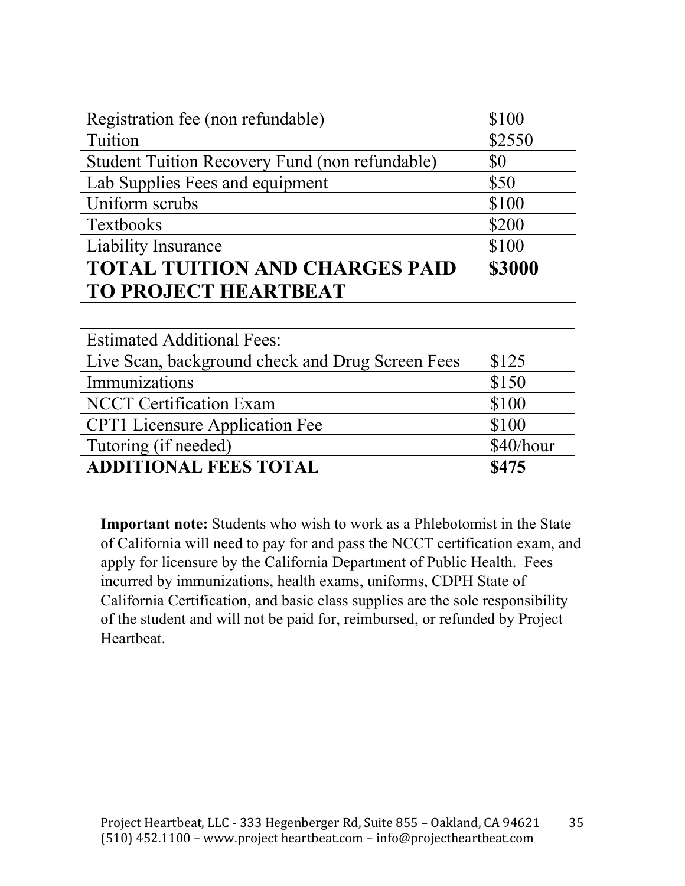| Registration fee (non refundable) | $100 |
|---|---|
| Tuition | $2550 |
| Student Tuition Recovery Fund (non refundable) | $0 |
| Lab Supplies Fees and equipment | $50 |
| Uniform scrubs | $100 |
| Textbooks | $200 |
| Liability Insurance | $100 |
| **TOTAL TUITION AND CHARGES PAID TO PROJECT HEARTBEAT** | **$3000** |

| Estimated Additional Fees: | |
|---|---|
| Live Scan, background check and Drug Screen Fees | $125 |
| Immunizations | $150 |
| NCCT Certification Exam | $100 |
| CPT1 Licensure Application Fee | $100 |
| Tutoring (if needed) | $40/hour |
| **ADDITIONAL FEES TOTAL** | **$475** |

**Important note:** Students who wish to work as a Phlebotomist in the State of California will need to pay for and pass the NCCT certification exam, and apply for licensure by the California Department of Public Health. Fees incurred by immunizations, health exams, uniforms, CDPH State of California Certification, and basic class supplies are the sole responsibility of the student and will not be paid for, reimbursed, or refunded by Project Heartbeat.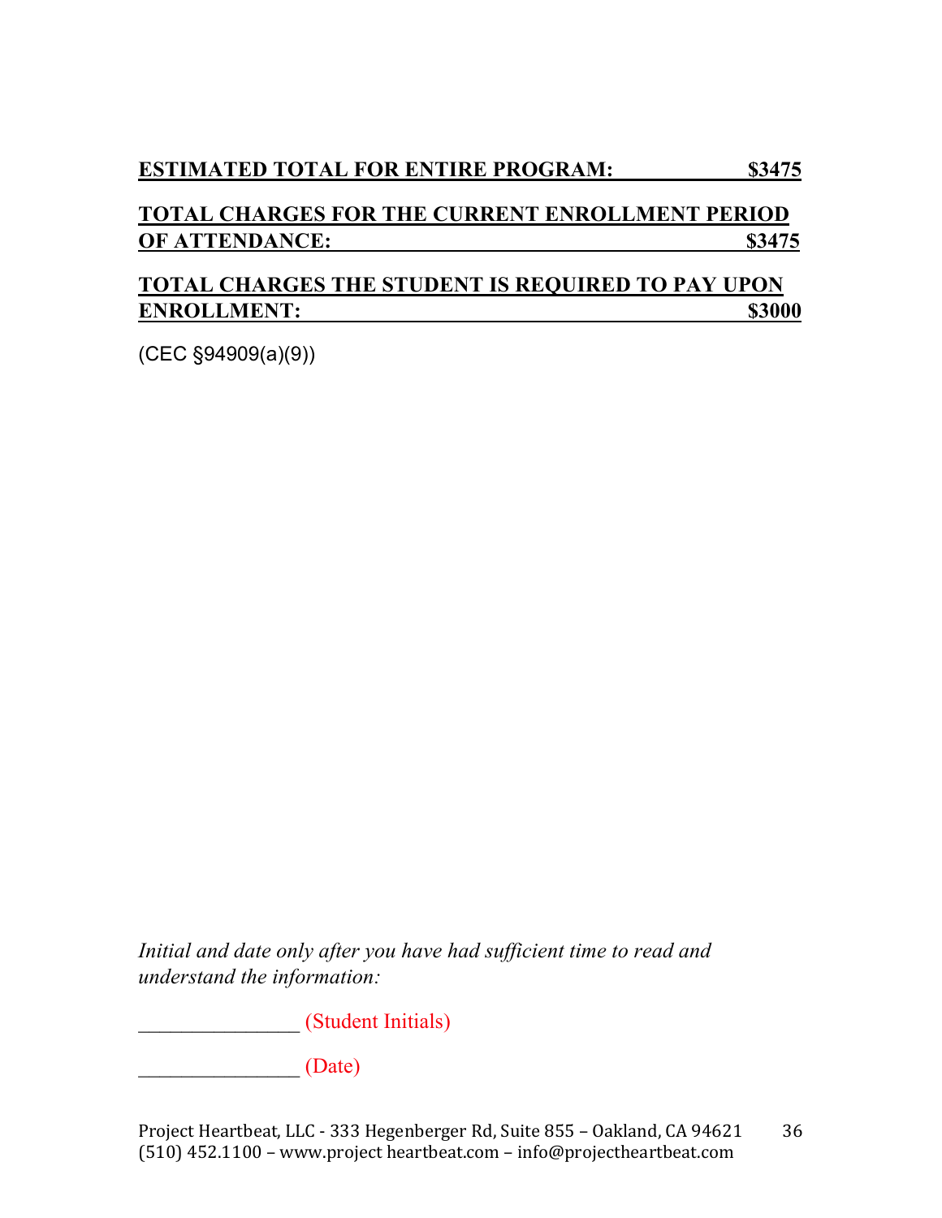**ESTIMATED TOTAL FOR ENTIRE PROGRAM: $3475**

**TOTAL CHARGES FOR THE CURRENT ENROLLMENT PERIOD OF ATTENDANCE: $3475**

**TOTAL CHARGES THE STUDENT IS REQUIRED TO PAY UPON ENROLLMENT: $3000**

(CEC §94909(a)(9))

*Initial and date only after you have had sufficient time to read and understand the information:*

________________ (Student Initials)

________________ (Date)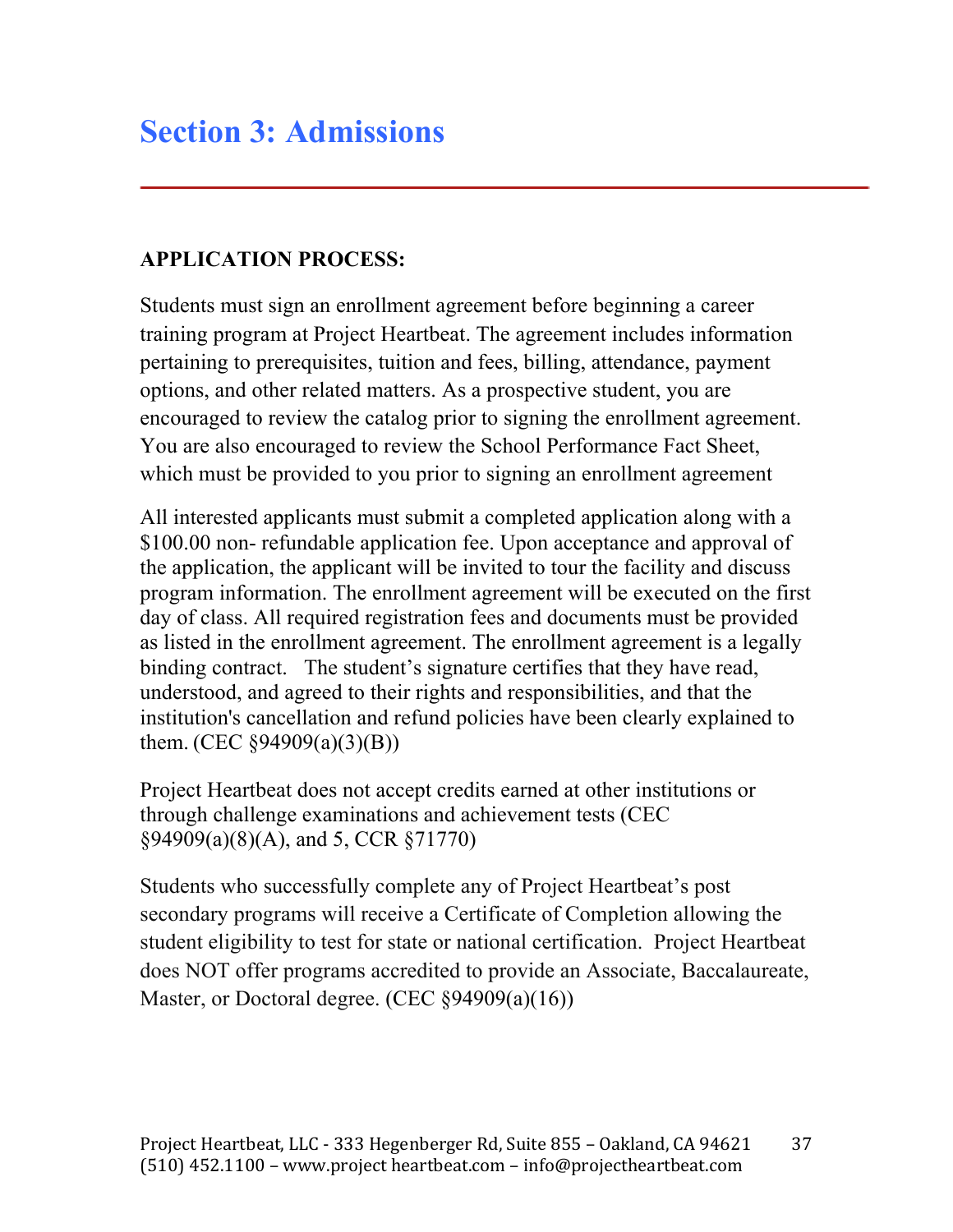# Section 3: Admissions

**APPLICATION PROCESS:**

Students must sign an enrollment agreement before beginning a career training program at Project Heartbeat. The agreement includes information pertaining to prerequisites, tuition and fees, billing, attendance, payment options, and other related matters. As a prospective student, you are encouraged to review the catalog prior to signing the enrollment agreement. You are also encouraged to review the School Performance Fact Sheet, which must be provided to you prior to signing an enrollment agreement

All interested applicants must submit a completed application along with a $100.00 non- refundable application fee. Upon acceptance and approval of the application, the applicant will be invited to tour the facility and discuss program information. The enrollment agreement will be executed on the first day of class. All required registration fees and documents must be provided as listed in the enrollment agreement. The enrollment agreement is a legally binding contract. The student's signature certifies that they have read, understood, and agreed to their rights and responsibilities, and that the institution's cancellation and refund policies have been clearly explained to them. (CEC §94909(a)(3)(B))

Project Heartbeat does not accept credits earned at other institutions or through challenge examinations and achievement tests (CEC §94909(a)(8)(A), and 5, CCR §71770)

Students who successfully complete any of Project Heartbeat's post secondary programs will receive a Certificate of Completion allowing the student eligibility to test for state or national certification. Project Heartbeat does NOT offer programs accredited to provide an Associate, Baccalaureate, Master, or Doctoral degree. (CEC §94909(a)(16))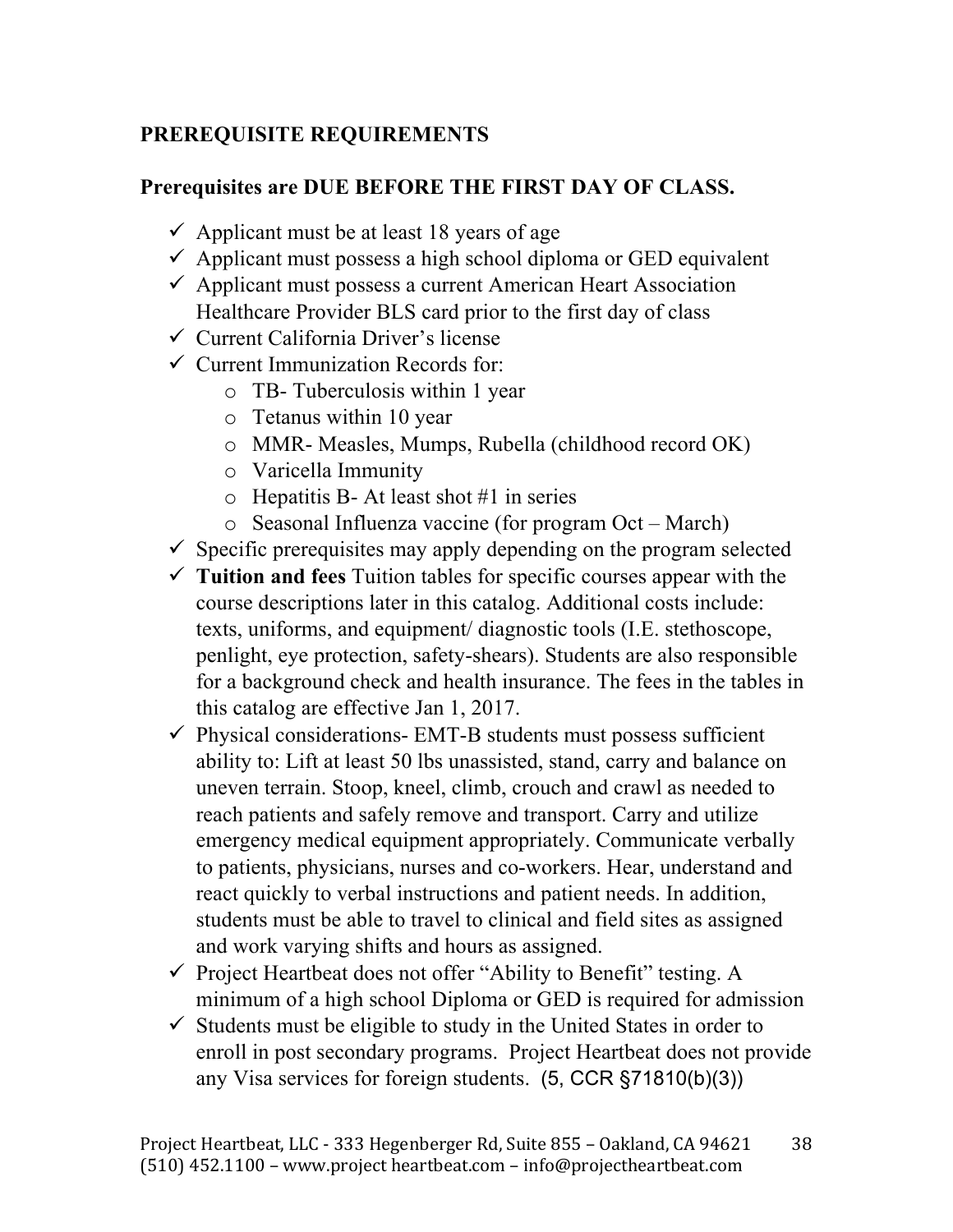## PREREQUISITE REQUIREMENTS

**Prerequisites are DUE BEFORE THE FIRST DAY OF CLASS.**

- ✓ Applicant must be at least 18 years of age
- ✓ Applicant must possess a high school diploma or GED equivalent
- ✓ Applicant must possess a current American Heart Association Healthcare Provider BLS card prior to the first day of class
- ✓ Current California Driver's license
- ✓ Current Immunization Records for:
  - TB- Tuberculosis within 1 year
  - Tetanus within 10 year
  - MMR- Measles, Mumps, Rubella (childhood record OK)
  - Varicella Immunity
  - Hepatitis B- At least shot #1 in series
  - Seasonal Influenza vaccine (for program Oct – March)
- ✓ Specific prerequisites may apply depending on the program selected
- ✓ **Tuition and fees** Tuition tables for specific courses appear with the course descriptions later in this catalog. Additional costs include: texts, uniforms, and equipment/ diagnostic tools (I.E. stethoscope, penlight, eye protection, safety-shears). Students are also responsible for a background check and health insurance. The fees in the tables in this catalog are effective Jan 1, 2017.
- ✓ Physical considerations- EMT-B students must possess sufficient ability to: Lift at least 50 lbs unassisted, stand, carry and balance on uneven terrain. Stoop, kneel, climb, crouch and crawl as needed to reach patients and safely remove and transport. Carry and utilize emergency medical equipment appropriately. Communicate verbally to patients, physicians, nurses and co-workers. Hear, understand and react quickly to verbal instructions and patient needs. In addition, students must be able to travel to clinical and field sites as assigned and work varying shifts and hours as assigned.
- ✓ Project Heartbeat does not offer "Ability to Benefit" testing. A minimum of a high school Diploma or GED is required for admission
- ✓ Students must be eligible to study in the United States in order to enroll in post secondary programs. Project Heartbeat does not provide any Visa services for foreign students. (5, CCR §71810(b)(3))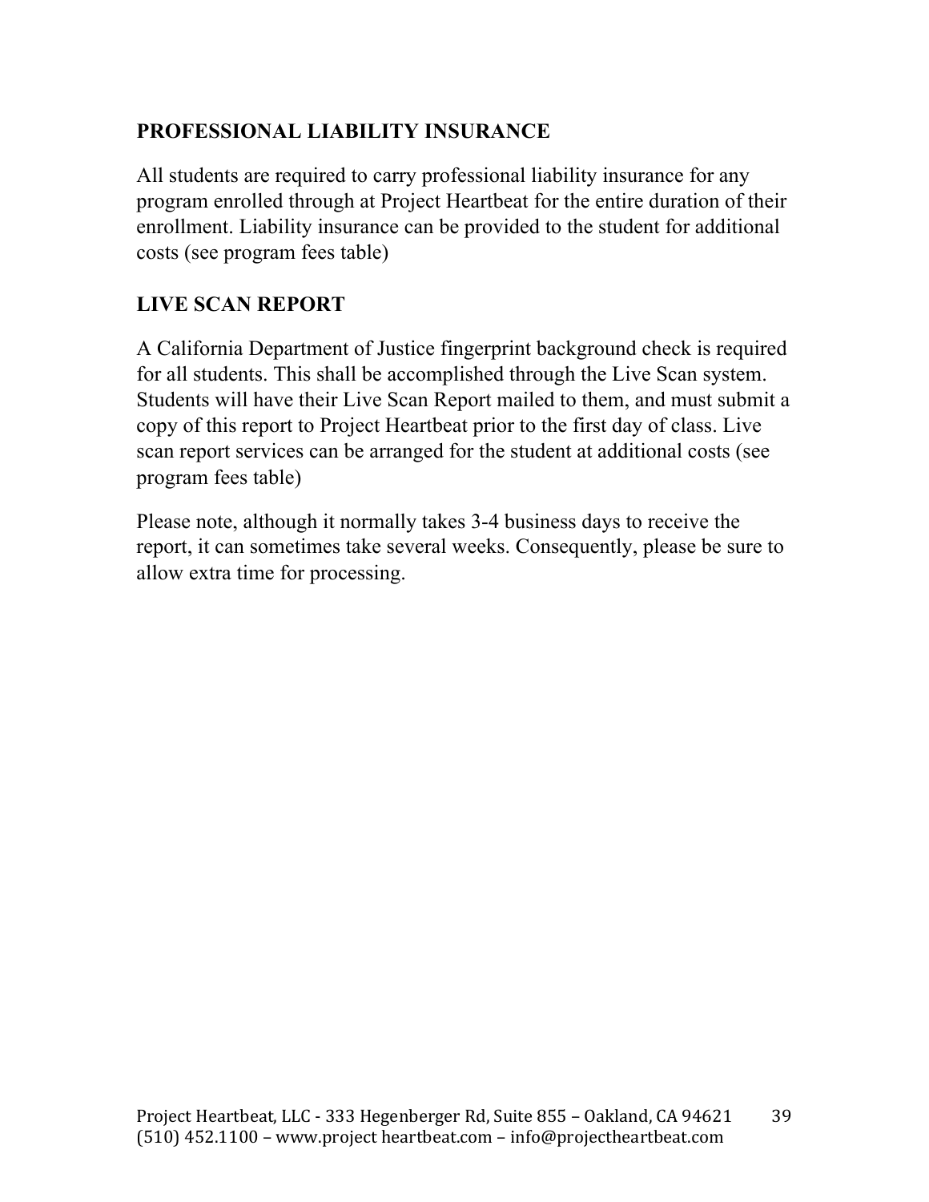## PROFESSIONAL LIABILITY INSURANCE

All students are required to carry professional liability insurance for any program enrolled through at Project Heartbeat for the entire duration of their enrollment. Liability insurance can be provided to the student for additional costs (see program fees table)

## LIVE SCAN REPORT

A California Department of Justice fingerprint background check is required for all students. This shall be accomplished through the Live Scan system. Students will have their Live Scan Report mailed to them, and must submit a copy of this report to Project Heartbeat prior to the first day of class. Live scan report services can be arranged for the student at additional costs (see program fees table)

Please note, although it normally takes 3-4 business days to receive the report, it can sometimes take several weeks. Consequently, please be sure to allow extra time for processing.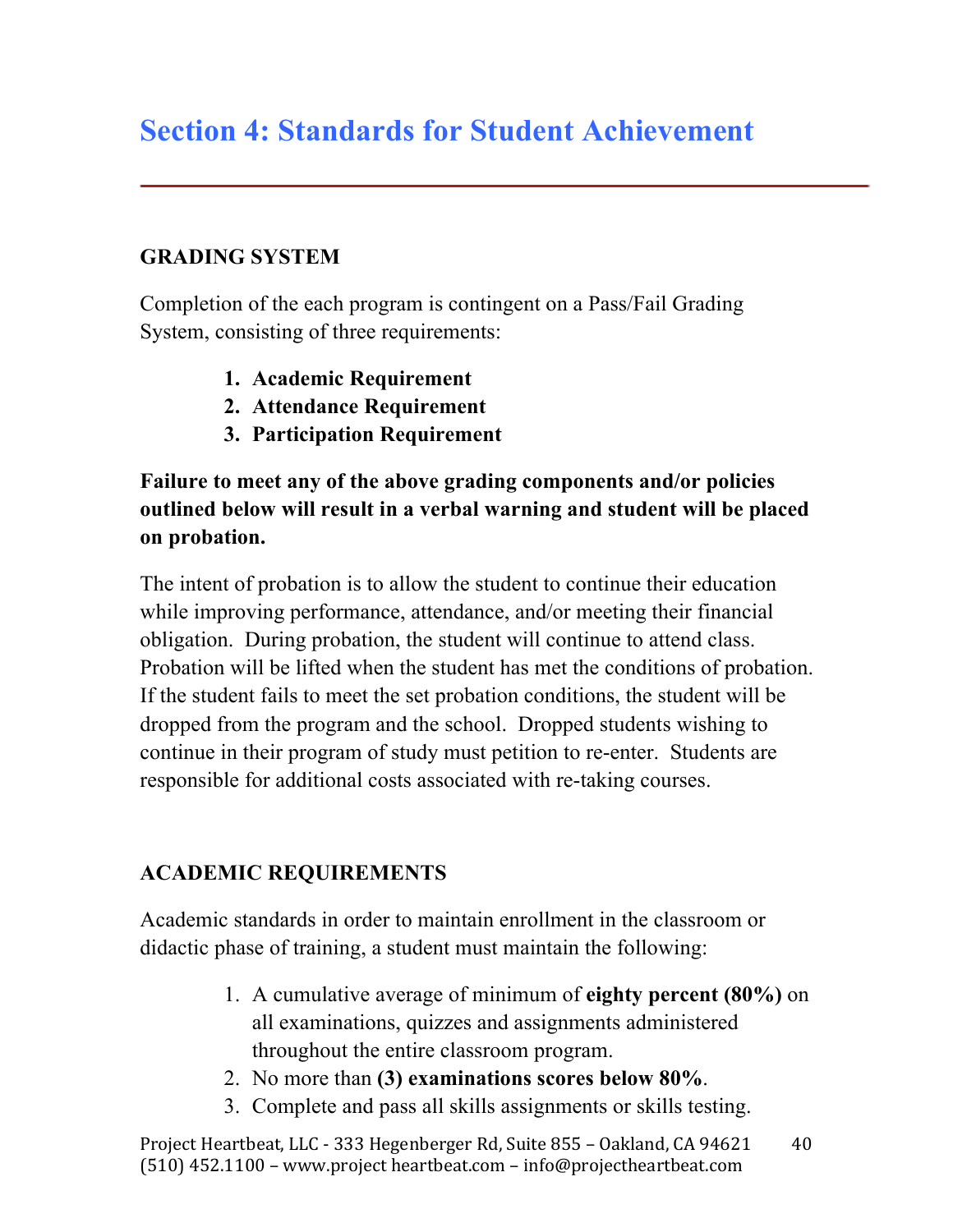# Section 4: Standards for Student Achievement

## GRADING SYSTEM

Completion of the each program is contingent on a Pass/Fail Grading System, consisting of three requirements:

1. **Academic Requirement**
2. **Attendance Requirement**
3. **Participation Requirement**

**Failure to meet any of the above grading components and/or policies outlined below will result in a verbal warning and student will be placed on probation.**

The intent of probation is to allow the student to continue their education while improving performance, attendance, and/or meeting their financial obligation. During probation, the student will continue to attend class. Probation will be lifted when the student has met the conditions of probation. If the student fails to meet the set probation conditions, the student will be dropped from the program and the school. Dropped students wishing to continue in their program of study must petition to re-enter. Students are responsible for additional costs associated with re-taking courses.

## ACADEMIC REQUIREMENTS

Academic standards in order to maintain enrollment in the classroom or didactic phase of training, a student must maintain the following:

1. A cumulative average of minimum of **eighty percent (80%)** on all examinations, quizzes and assignments administered throughout the entire classroom program.
2. No more than **(3) examinations scores below 80%**.
3. Complete and pass all skills assignments or skills testing.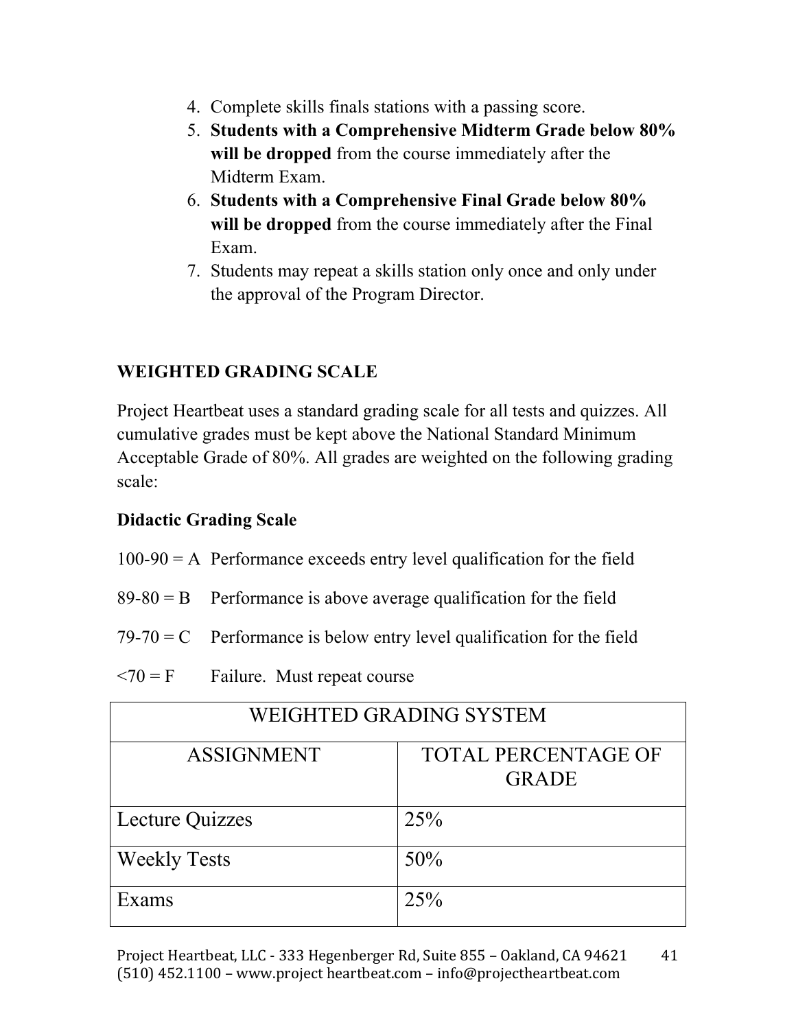4. Complete skills finals stations with a passing score.
5. **Students with a Comprehensive Midterm Grade below 80% will be dropped** from the course immediately after the Midterm Exam.
6. **Students with a Comprehensive Final Grade below 80% will be dropped** from the course immediately after the Final Exam.
7. Students may repeat a skills station only once and only under the approval of the Program Director.

## WEIGHTED GRADING SCALE

Project Heartbeat uses a standard grading scale for all tests and quizzes. All cumulative grades must be kept above the National Standard Minimum Acceptable Grade of 80%. All grades are weighted on the following grading scale:

### Didactic Grading Scale

100-90 = A  Performance exceeds entry level qualification for the field

89-80 = B  Performance is above average qualification for the field

79-70 = C  Performance is below entry level qualification for the field

<70 = F  Failure. Must repeat course

| WEIGHTED GRADING SYSTEM | |
|---|---|
| ASSIGNMENT | TOTAL PERCENTAGE OF GRADE |
| Lecture Quizzes | 25% |
| Weekly Tests | 50% |
| Exams | 25% |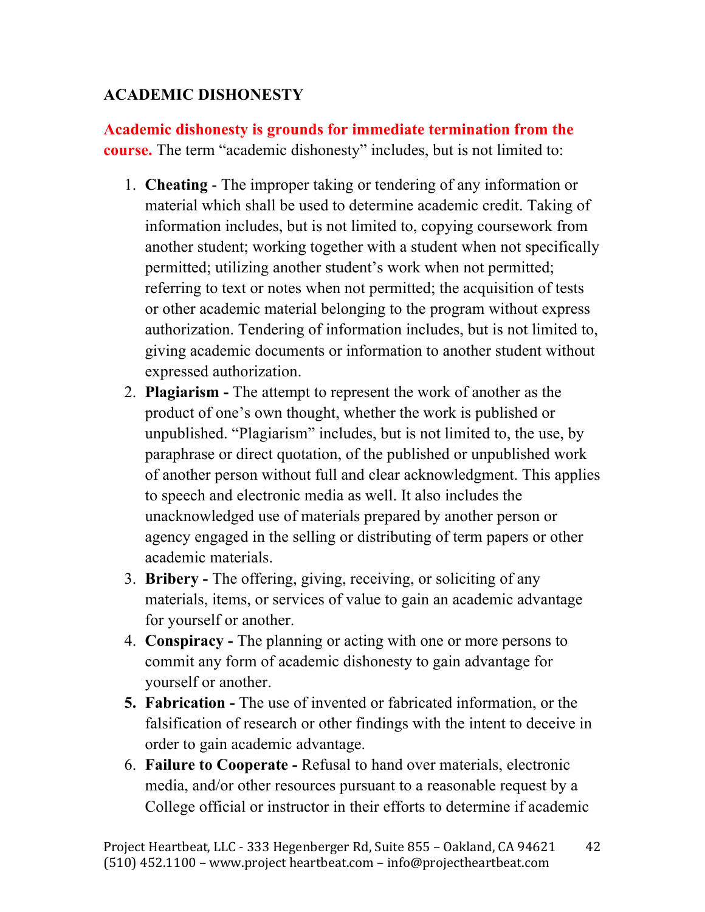## ACADEMIC DISHONESTY

**Academic dishonesty is grounds for immediate termination from the course.** The term "academic dishonesty" includes, but is not limited to:

1. **Cheating** - The improper taking or tendering of any information or material which shall be used to determine academic credit. Taking of information includes, but is not limited to, copying coursework from another student; working together with a student when not specifically permitted; utilizing another student's work when not permitted; referring to text or notes when not permitted; the acquisition of tests or other academic material belonging to the program without express authorization. Tendering of information includes, but is not limited to, giving academic documents or information to another student without expressed authorization.
2. **Plagiarism -** The attempt to represent the work of another as the product of one's own thought, whether the work is published or unpublished. "Plagiarism" includes, but is not limited to, the use, by paraphrase or direct quotation, of the published or unpublished work of another person without full and clear acknowledgment. This applies to speech and electronic media as well. It also includes the unacknowledged use of materials prepared by another person or agency engaged in the selling or distributing of term papers or other academic materials.
3. **Bribery -** The offering, giving, receiving, or soliciting of any materials, items, or services of value to gain an academic advantage for yourself or another.
4. **Conspiracy -** The planning or acting with one or more persons to commit any form of academic dishonesty to gain advantage for yourself or another.
5. **Fabrication -** The use of invented or fabricated information, or the falsification of research or other findings with the intent to deceive in order to gain academic advantage.
6. **Failure to Cooperate -** Refusal to hand over materials, electronic media, and/or other resources pursuant to a reasonable request by a College official or instructor in their efforts to determine if academic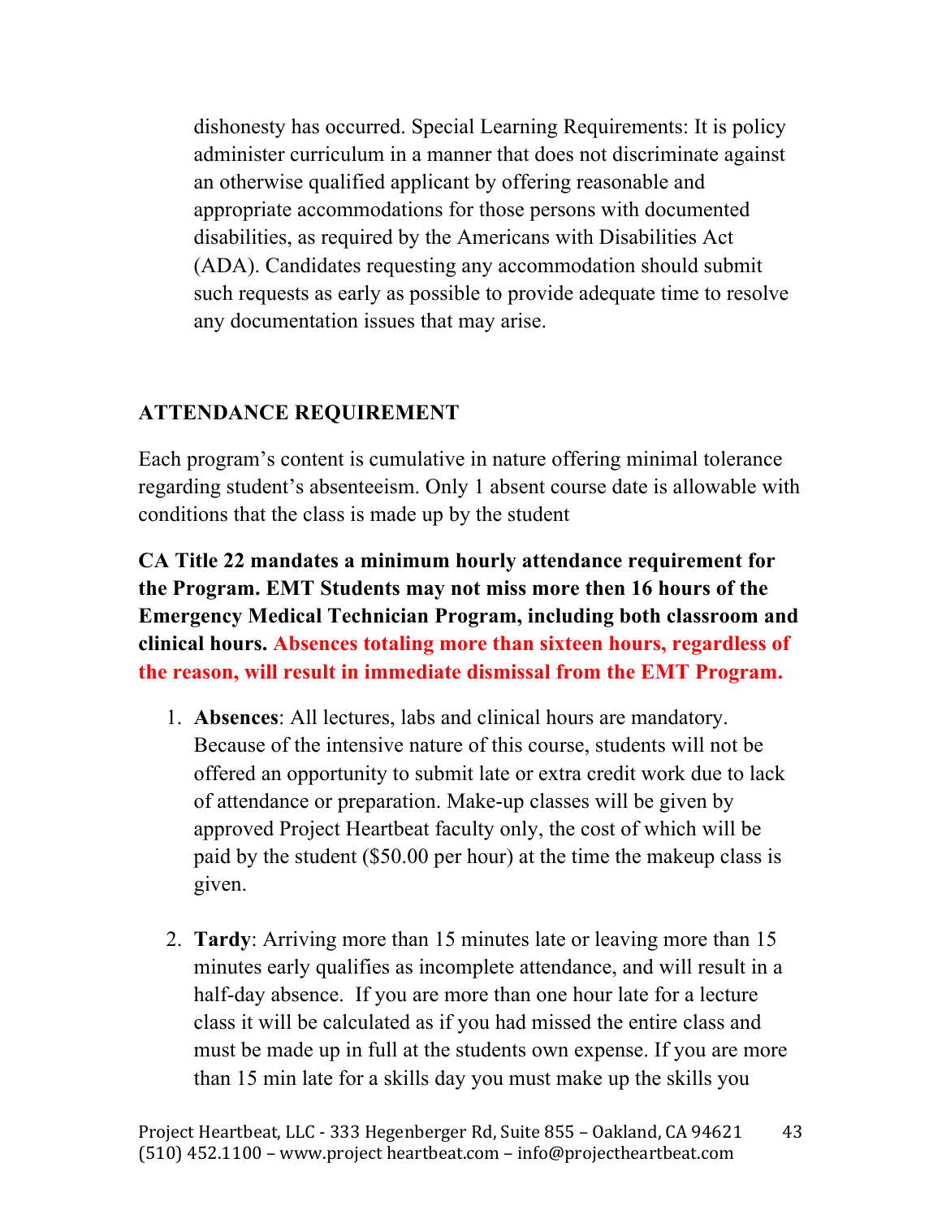dishonesty has occurred. Special Learning Requirements: It is policy administer curriculum in a manner that does not discriminate against an otherwise qualified applicant by offering reasonable and appropriate accommodations for those persons with documented disabilities, as required by the Americans with Disabilities Act (ADA). Candidates requesting any accommodation should submit such requests as early as possible to provide adequate time to resolve any documentation issues that may arise.

## ATTENDANCE REQUIREMENT

Each program's content is cumulative in nature offering minimal tolerance regarding student's absenteeism. Only 1 absent course date is allowable with conditions that the class is made up by the student

**CA Title 22 mandates a minimum hourly attendance requirement for the Program. EMT Students may not miss more then 16 hours of the Emergency Medical Technician Program, including both classroom and clinical hours. Absences totaling more than sixteen hours, regardless of the reason, will result in immediate dismissal from the EMT Program.**

1. **Absences**: All lectures, labs and clinical hours are mandatory. Because of the intensive nature of this course, students will not be offered an opportunity to submit late or extra credit work due to lack of attendance or preparation. Make-up classes will be given by approved Project Heartbeat faculty only, the cost of which will be paid by the student ($50.00 per hour) at the time the makeup class is given.

2. **Tardy**: Arriving more than 15 minutes late or leaving more than 15 minutes early qualifies as incomplete attendance, and will result in a half-day absence. If you are more than one hour late for a lecture class it will be calculated as if you had missed the entire class and must be made up in full at the students own expense. If you are more than 15 min late for a skills day you must make up the skills you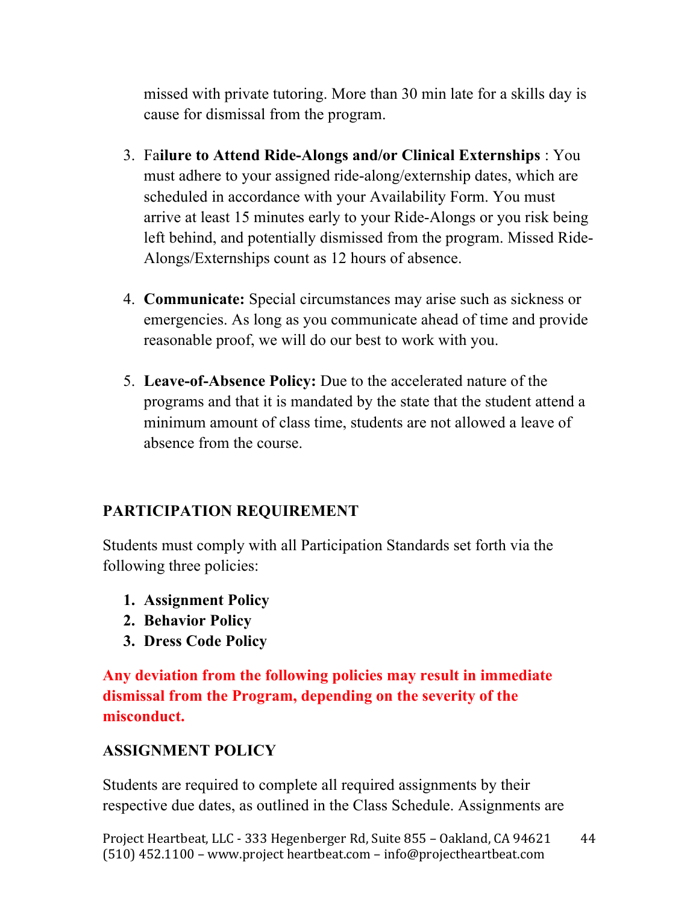missed with private tutoring. More than 30 min late for a skills day is cause for dismissal from the program.

3. Fa**ilure to Attend Ride-Alongs and/or Clinical Externships** : You must adhere to your assigned ride-along/externship dates, which are scheduled in accordance with your Availability Form. You must arrive at least 15 minutes early to your Ride-Alongs or you risk being left behind, and potentially dismissed from the program. Missed Ride-Alongs/Externships count as 12 hours of absence.

4. **Communicate:** Special circumstances may arise such as sickness or emergencies. As long as you communicate ahead of time and provide reasonable proof, we will do our best to work with you.

5. **Leave-of-Absence Policy:** Due to the accelerated nature of the programs and that it is mandated by the state that the student attend a minimum amount of class time, students are not allowed a leave of absence from the course.

## PARTICIPATION REQUIREMENT

Students must comply with all Participation Standards set forth via the following three policies:

1. **Assignment Policy**
2. **Behavior Policy**
3. **Dress Code Policy**

**Any deviation from the following policies may result in immediate dismissal from the Program, depending on the severity of the misconduct.**

## ASSIGNMENT POLICY

Students are required to complete all required assignments by their respective due dates, as outlined in the Class Schedule. Assignments are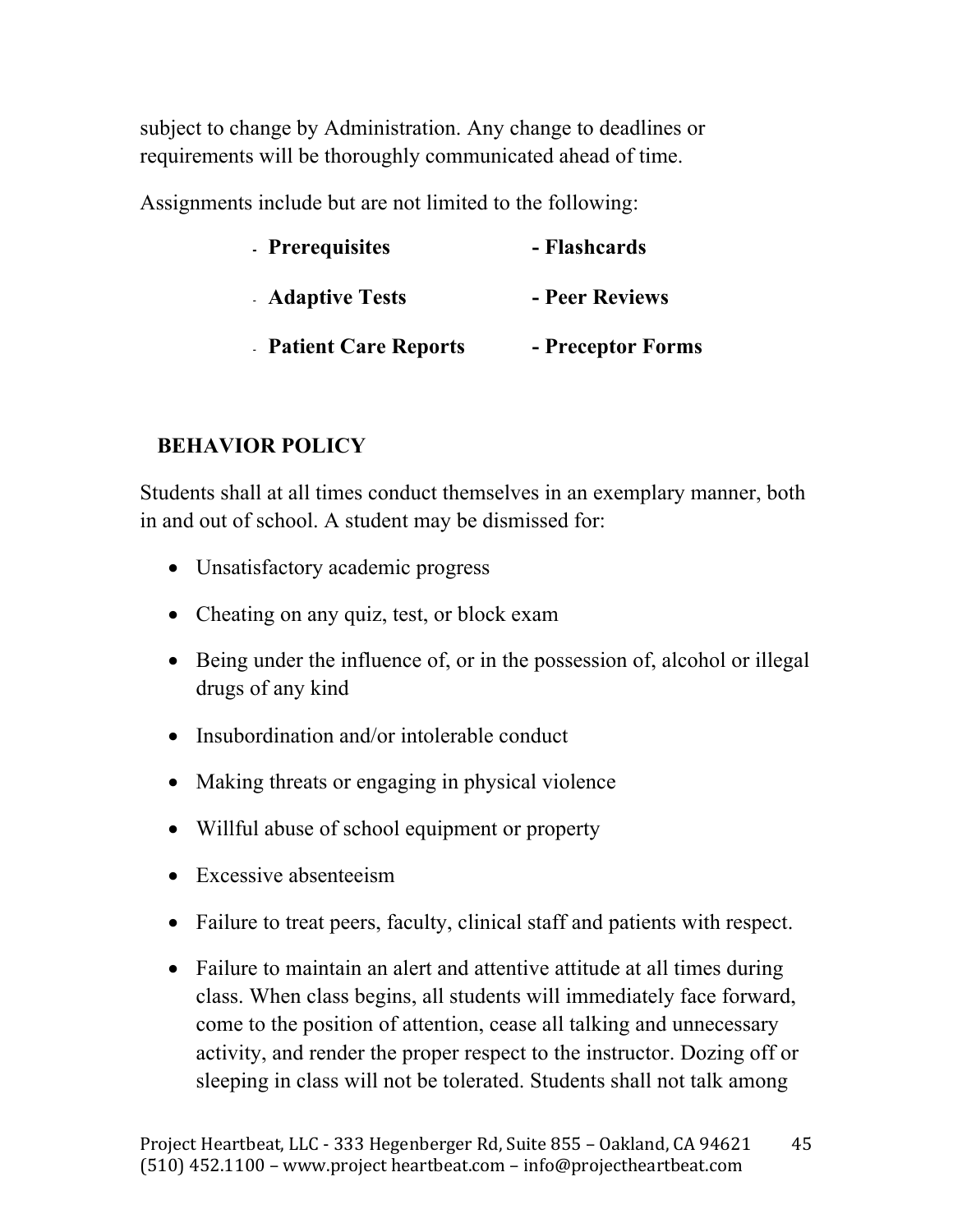subject to change by Administration. Any change to deadlines or requirements will be thoroughly communicated ahead of time.

Assignments include but are not limited to the following:

- **Prerequisites**
- **Adaptive Tests**
- **Patient Care Reports**
- **Flashcards**
- **Peer Reviews**
- **Preceptor Forms**

## BEHAVIOR POLICY

Students shall at all times conduct themselves in an exemplary manner, both in and out of school. A student may be dismissed for:

- Unsatisfactory academic progress
- Cheating on any quiz, test, or block exam
- Being under the influence of, or in the possession of, alcohol or illegal drugs of any kind
- Insubordination and/or intolerable conduct
- Making threats or engaging in physical violence
- Willful abuse of school equipment or property
- Excessive absenteeism
- Failure to treat peers, faculty, clinical staff and patients with respect.
- Failure to maintain an alert and attentive attitude at all times during class. When class begins, all students will immediately face forward, come to the position of attention, cease all talking and unnecessary activity, and render the proper respect to the instructor. Dozing off or sleeping in class will not be tolerated. Students shall not talk among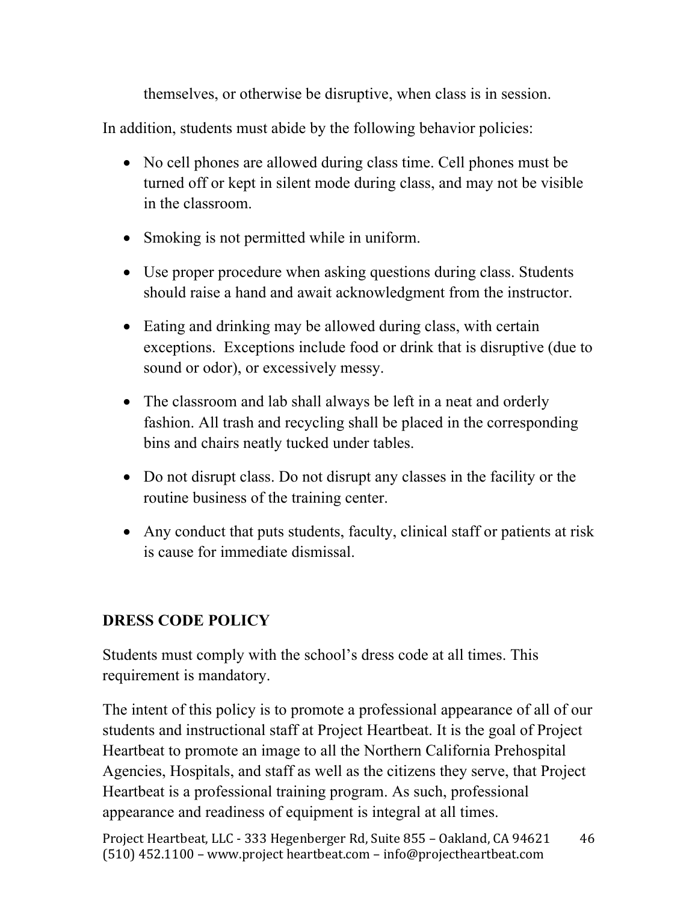themselves, or otherwise be disruptive, when class is in session.

In addition, students must abide by the following behavior policies:

- No cell phones are allowed during class time. Cell phones must be turned off or kept in silent mode during class, and may not be visible in the classroom.
- Smoking is not permitted while in uniform.
- Use proper procedure when asking questions during class. Students should raise a hand and await acknowledgment from the instructor.
- Eating and drinking may be allowed during class, with certain exceptions. Exceptions include food or drink that is disruptive (due to sound or odor), or excessively messy.
- The classroom and lab shall always be left in a neat and orderly fashion. All trash and recycling shall be placed in the corresponding bins and chairs neatly tucked under tables.
- Do not disrupt class. Do not disrupt any classes in the facility or the routine business of the training center.
- Any conduct that puts students, faculty, clinical staff or patients at risk is cause for immediate dismissal.

## DRESS CODE POLICY

Students must comply with the school's dress code at all times. This requirement is mandatory.

The intent of this policy is to promote a professional appearance of all of our students and instructional staff at Project Heartbeat. It is the goal of Project Heartbeat to promote an image to all the Northern California Prehospital Agencies, Hospitals, and staff as well as the citizens they serve, that Project Heartbeat is a professional training program. As such, professional appearance and readiness of equipment is integral at all times.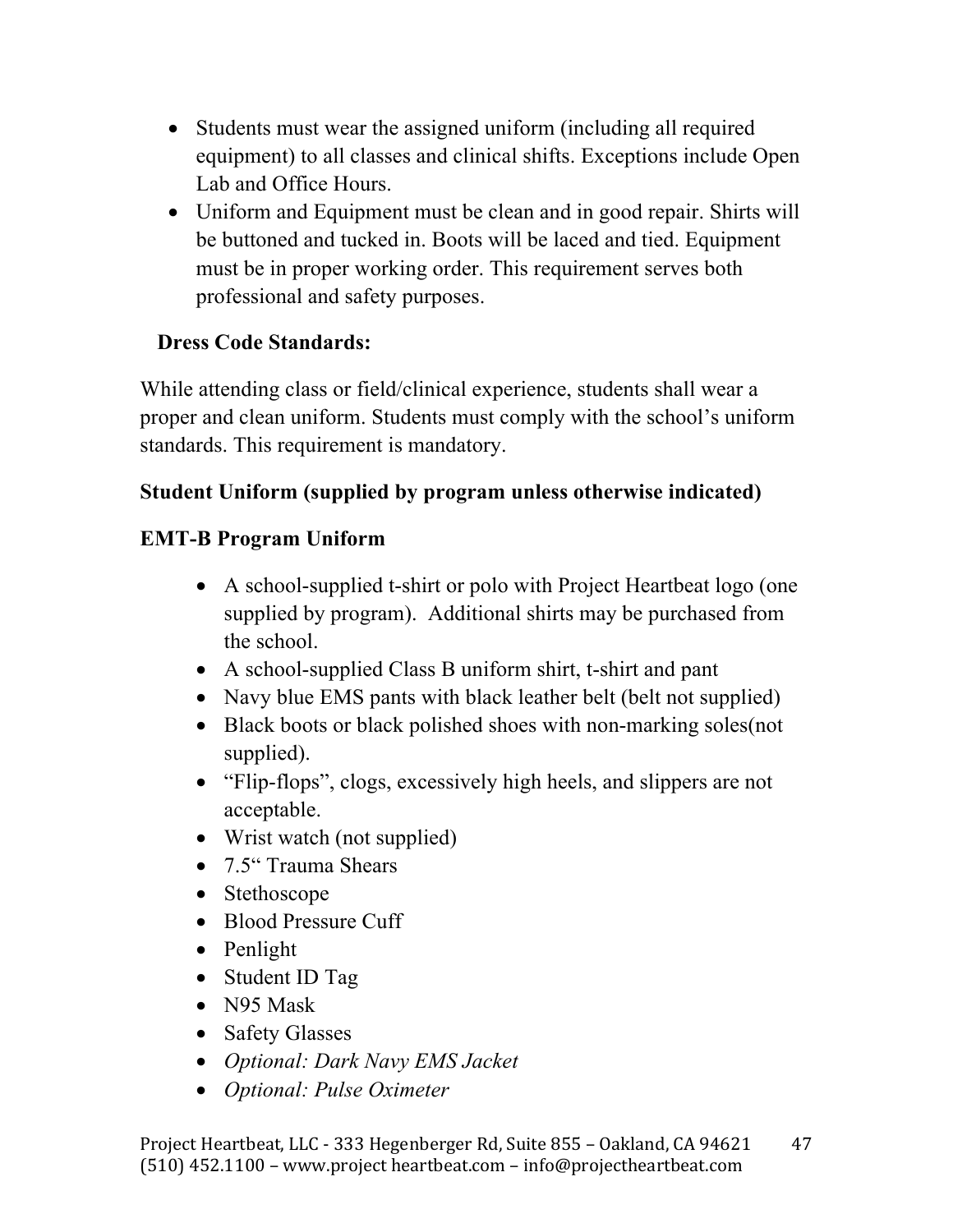- Students must wear the assigned uniform (including all required equipment) to all classes and clinical shifts. Exceptions include Open Lab and Office Hours.
- Uniform and Equipment must be clean and in good repair. Shirts will be buttoned and tucked in. Boots will be laced and tied. Equipment must be in proper working order. This requirement serves both professional and safety purposes.

**Dress Code Standards:**

While attending class or field/clinical experience, students shall wear a proper and clean uniform. Students must comply with the school's uniform standards. This requirement is mandatory.

**Student Uniform (supplied by program unless otherwise indicated)**

**EMT-B Program Uniform**

- A school-supplied t-shirt or polo with Project Heartbeat logo (one supplied by program). Additional shirts may be purchased from the school.
- A school-supplied Class B uniform shirt, t-shirt and pant
- Navy blue EMS pants with black leather belt (belt not supplied)
- Black boots or black polished shoes with non-marking soles(not supplied).
- "Flip-flops", clogs, excessively high heels, and slippers are not acceptable.
- Wrist watch (not supplied)
- 7.5" Trauma Shears
- Stethoscope
- Blood Pressure Cuff
- Penlight
- Student ID Tag
- N95 Mask
- Safety Glasses
- *Optional: Dark Navy EMS Jacket*
- *Optional: Pulse Oximeter*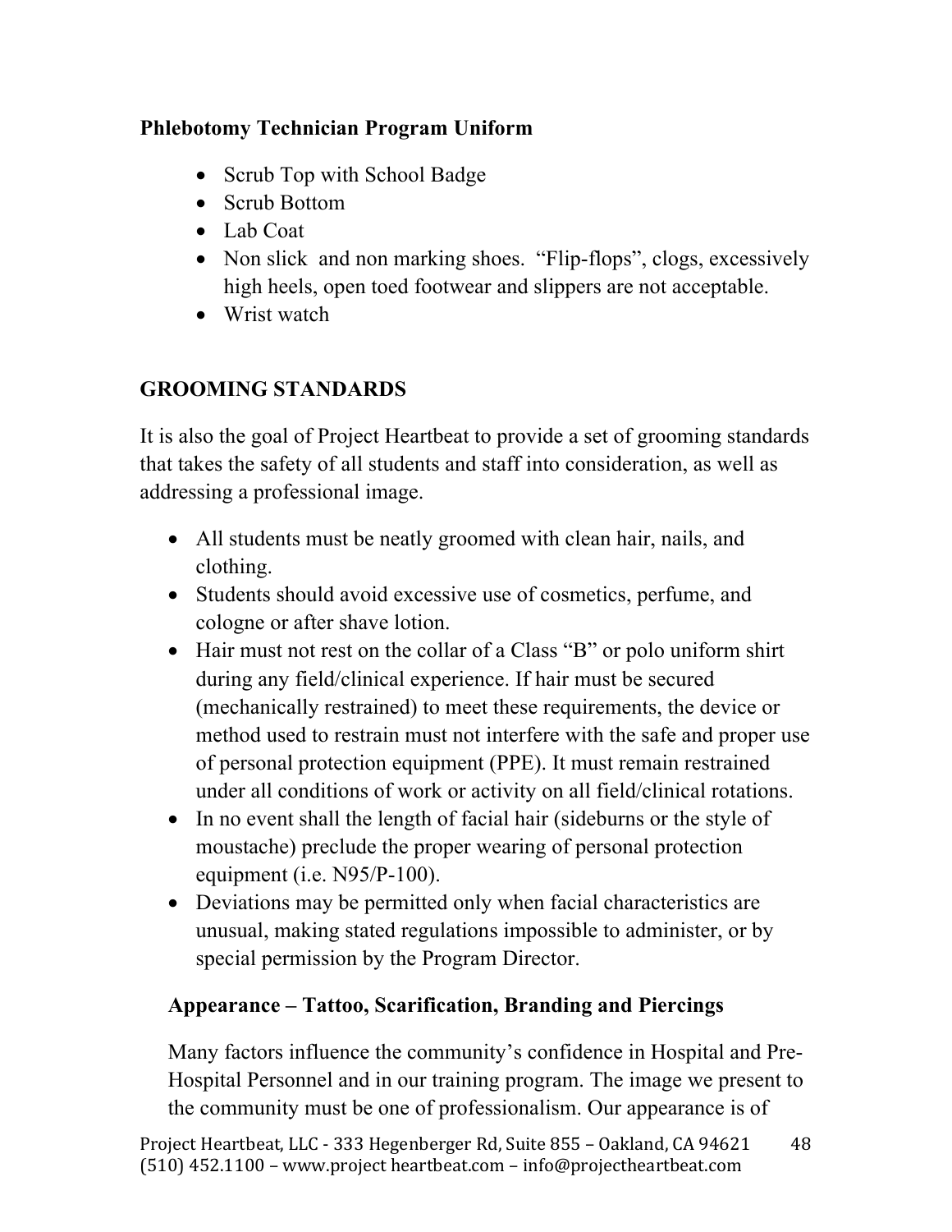**Phlebotomy Technician Program Uniform**

- Scrub Top with School Badge
- Scrub Bottom
- Lab Coat
- Non slick  and non marking shoes.  "Flip-flops", clogs, excessively high heels, open toed footwear and slippers are not acceptable.
- Wrist watch

## GROOMING STANDARDS

It is also the goal of Project Heartbeat to provide a set of grooming standards that takes the safety of all students and staff into consideration, as well as addressing a professional image.

- All students must be neatly groomed with clean hair, nails, and clothing.
- Students should avoid excessive use of cosmetics, perfume, and cologne or after shave lotion.
- Hair must not rest on the collar of a Class "B" or polo uniform shirt during any field/clinical experience. If hair must be secured (mechanically restrained) to meet these requirements, the device or method used to restrain must not interfere with the safe and proper use of personal protection equipment (PPE). It must remain restrained under all conditions of work or activity on all field/clinical rotations.
- In no event shall the length of facial hair (sideburns or the style of moustache) preclude the proper wearing of personal protection equipment (i.e. N95/P-100).
- Deviations may be permitted only when facial characteristics are unusual, making stated regulations impossible to administer, or by special permission by the Program Director.

### Appearance – Tattoo, Scarification, Branding and Piercings

Many factors influence the community's confidence in Hospital and Pre-Hospital Personnel and in our training program. The image we present to the community must be one of professionalism. Our appearance is of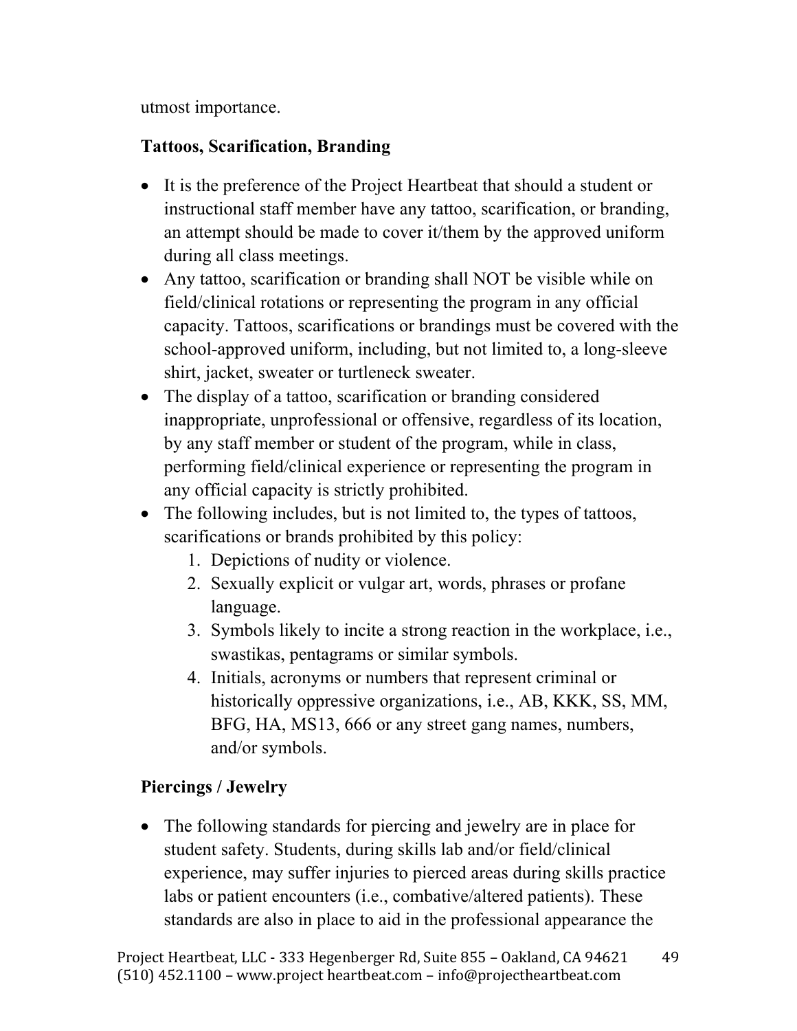utmost importance.

**Tattoos, Scarification, Branding**

- It is the preference of the Project Heartbeat that should a student or instructional staff member have any tattoo, scarification, or branding, an attempt should be made to cover it/them by the approved uniform during all class meetings.
- Any tattoo, scarification or branding shall NOT be visible while on field/clinical rotations or representing the program in any official capacity. Tattoos, scarifications or brandings must be covered with the school-approved uniform, including, but not limited to, a long-sleeve shirt, jacket, sweater or turtleneck sweater.
- The display of a tattoo, scarification or branding considered inappropriate, unprofessional or offensive, regardless of its location, by any staff member or student of the program, while in class, performing field/clinical experience or representing the program in any official capacity is strictly prohibited.
- The following includes, but is not limited to, the types of tattoos, scarifications or brands prohibited by this policy:
    1. Depictions of nudity or violence.
    2. Sexually explicit or vulgar art, words, phrases or profane language.
    3. Symbols likely to incite a strong reaction in the workplace, i.e., swastikas, pentagrams or similar symbols.
    4. Initials, acronyms or numbers that represent criminal or historically oppressive organizations, i.e., AB, KKK, SS, MM, BFG, HA, MS13, 666 or any street gang names, numbers, and/or symbols.

**Piercings / Jewelry**

- The following standards for piercing and jewelry are in place for student safety. Students, during skills lab and/or field/clinical experience, may suffer injuries to pierced areas during skills practice labs or patient encounters (i.e., combative/altered patients). These standards are also in place to aid in the professional appearance the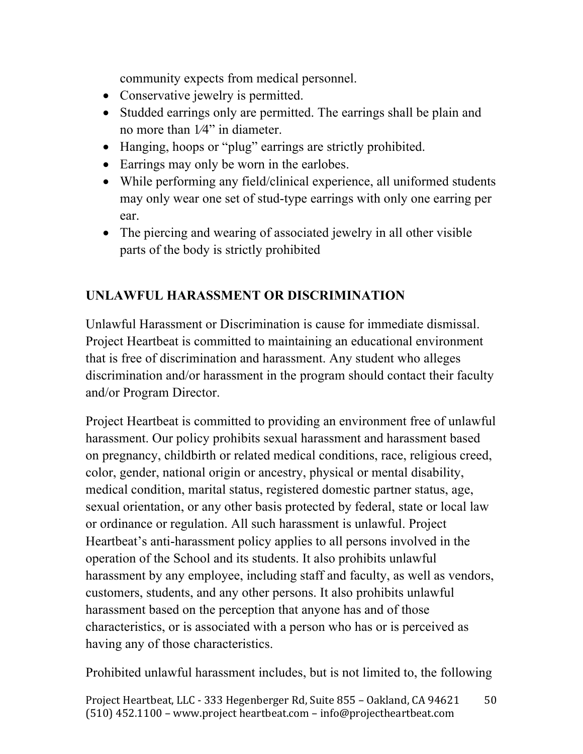community expects from medical personnel.

- Conservative jewelry is permitted.
- Studded earrings only are permitted. The earrings shall be plain and no more than 1⁄4" in diameter.
- Hanging, hoops or "plug" earrings are strictly prohibited.
- Earrings may only be worn in the earlobes.
- While performing any field/clinical experience, all uniformed students may only wear one set of stud-type earrings with only one earring per ear.
- The piercing and wearing of associated jewelry in all other visible parts of the body is strictly prohibited

## UNLAWFUL HARASSMENT OR DISCRIMINATION

Unlawful Harassment or Discrimination is cause for immediate dismissal. Project Heartbeat is committed to maintaining an educational environment that is free of discrimination and harassment. Any student who alleges discrimination and/or harassment in the program should contact their faculty and/or Program Director.

Project Heartbeat is committed to providing an environment free of unlawful harassment. Our policy prohibits sexual harassment and harassment based on pregnancy, childbirth or related medical conditions, race, religious creed, color, gender, national origin or ancestry, physical or mental disability, medical condition, marital status, registered domestic partner status, age, sexual orientation, or any other basis protected by federal, state or local law or ordinance or regulation. All such harassment is unlawful. Project Heartbeat's anti-harassment policy applies to all persons involved in the operation of the School and its students. It also prohibits unlawful harassment by any employee, including staff and faculty, as well as vendors, customers, students, and any other persons. It also prohibits unlawful harassment based on the perception that anyone has and of those characteristics, or is associated with a person who has or is perceived as having any of those characteristics.

Prohibited unlawful harassment includes, but is not limited to, the following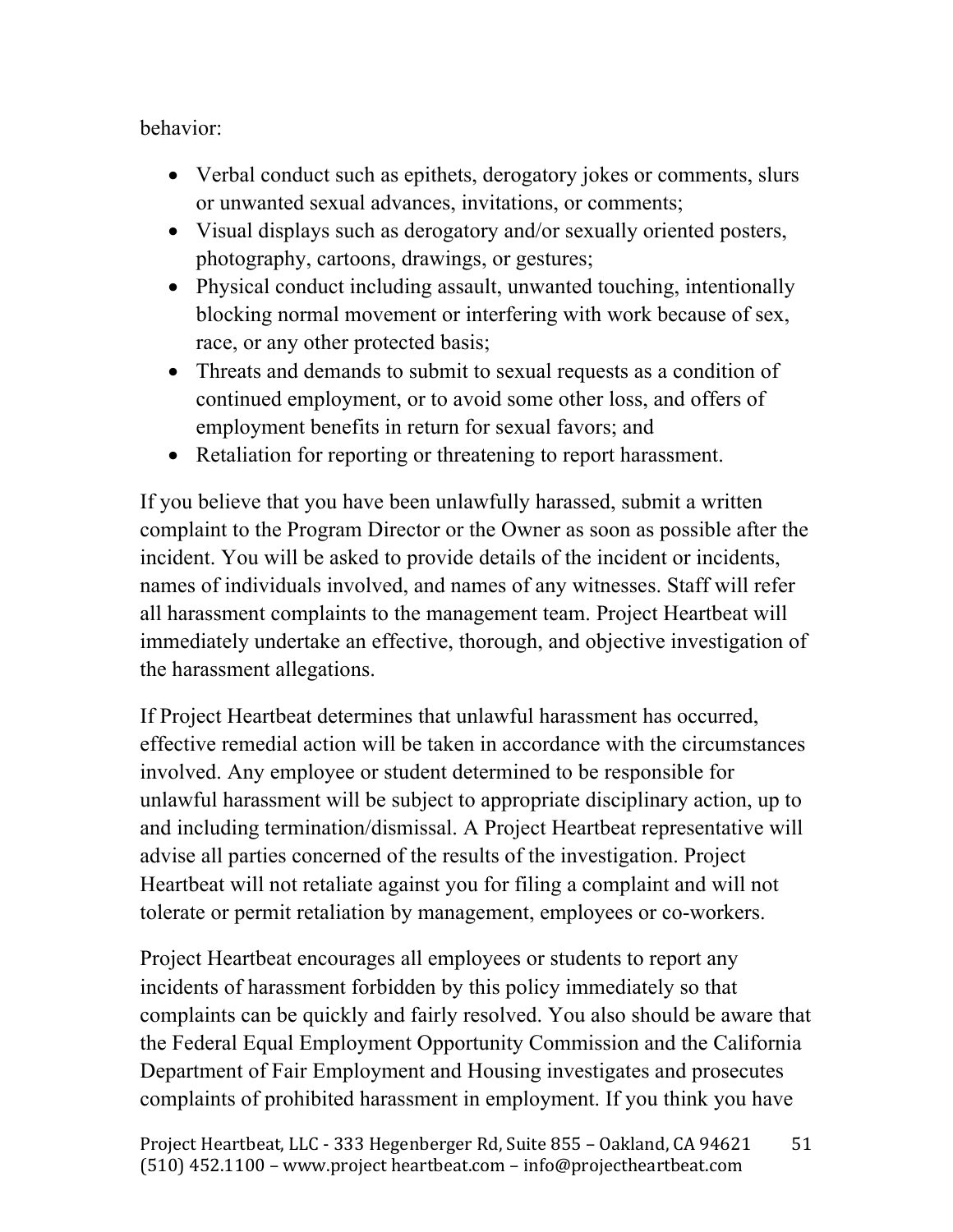behavior:

- Verbal conduct such as epithets, derogatory jokes or comments, slurs or unwanted sexual advances, invitations, or comments;
- Visual displays such as derogatory and/or sexually oriented posters, photography, cartoons, drawings, or gestures;
- Physical conduct including assault, unwanted touching, intentionally blocking normal movement or interfering with work because of sex, race, or any other protected basis;
- Threats and demands to submit to sexual requests as a condition of continued employment, or to avoid some other loss, and offers of employment benefits in return for sexual favors; and
- Retaliation for reporting or threatening to report harassment.

If you believe that you have been unlawfully harassed, submit a written complaint to the Program Director or the Owner as soon as possible after the incident. You will be asked to provide details of the incident or incidents, names of individuals involved, and names of any witnesses. Staff will refer all harassment complaints to the management team. Project Heartbeat will immediately undertake an effective, thorough, and objective investigation of the harassment allegations.

If Project Heartbeat determines that unlawful harassment has occurred, effective remedial action will be taken in accordance with the circumstances involved. Any employee or student determined to be responsible for unlawful harassment will be subject to appropriate disciplinary action, up to and including termination/dismissal. A Project Heartbeat representative will advise all parties concerned of the results of the investigation. Project Heartbeat will not retaliate against you for filing a complaint and will not tolerate or permit retaliation by management, employees or co-workers.

Project Heartbeat encourages all employees or students to report any incidents of harassment forbidden by this policy immediately so that complaints can be quickly and fairly resolved. You also should be aware that the Federal Equal Employment Opportunity Commission and the California Department of Fair Employment and Housing investigates and prosecutes complaints of prohibited harassment in employment. If you think you have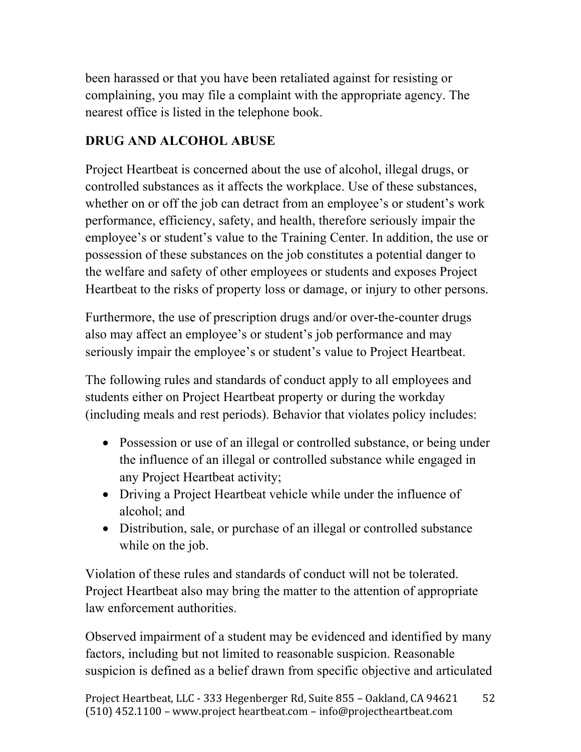been harassed or that you have been retaliated against for resisting or complaining, you may file a complaint with the appropriate agency. The nearest office is listed in the telephone book.

## DRUG AND ALCOHOL ABUSE

Project Heartbeat is concerned about the use of alcohol, illegal drugs, or controlled substances as it affects the workplace. Use of these substances, whether on or off the job can detract from an employee's or student's work performance, efficiency, safety, and health, therefore seriously impair the employee's or student's value to the Training Center. In addition, the use or possession of these substances on the job constitutes a potential danger to the welfare and safety of other employees or students and exposes Project Heartbeat to the risks of property loss or damage, or injury to other persons.

Furthermore, the use of prescription drugs and/or over-the-counter drugs also may affect an employee's or student's job performance and may seriously impair the employee's or student's value to Project Heartbeat.

The following rules and standards of conduct apply to all employees and students either on Project Heartbeat property or during the workday (including meals and rest periods). Behavior that violates policy includes:

- Possession or use of an illegal or controlled substance, or being under the influence of an illegal or controlled substance while engaged in any Project Heartbeat activity;
- Driving a Project Heartbeat vehicle while under the influence of alcohol; and
- Distribution, sale, or purchase of an illegal or controlled substance while on the job.

Violation of these rules and standards of conduct will not be tolerated. Project Heartbeat also may bring the matter to the attention of appropriate law enforcement authorities.

Observed impairment of a student may be evidenced and identified by many factors, including but not limited to reasonable suspicion. Reasonable suspicion is defined as a belief drawn from specific objective and articulated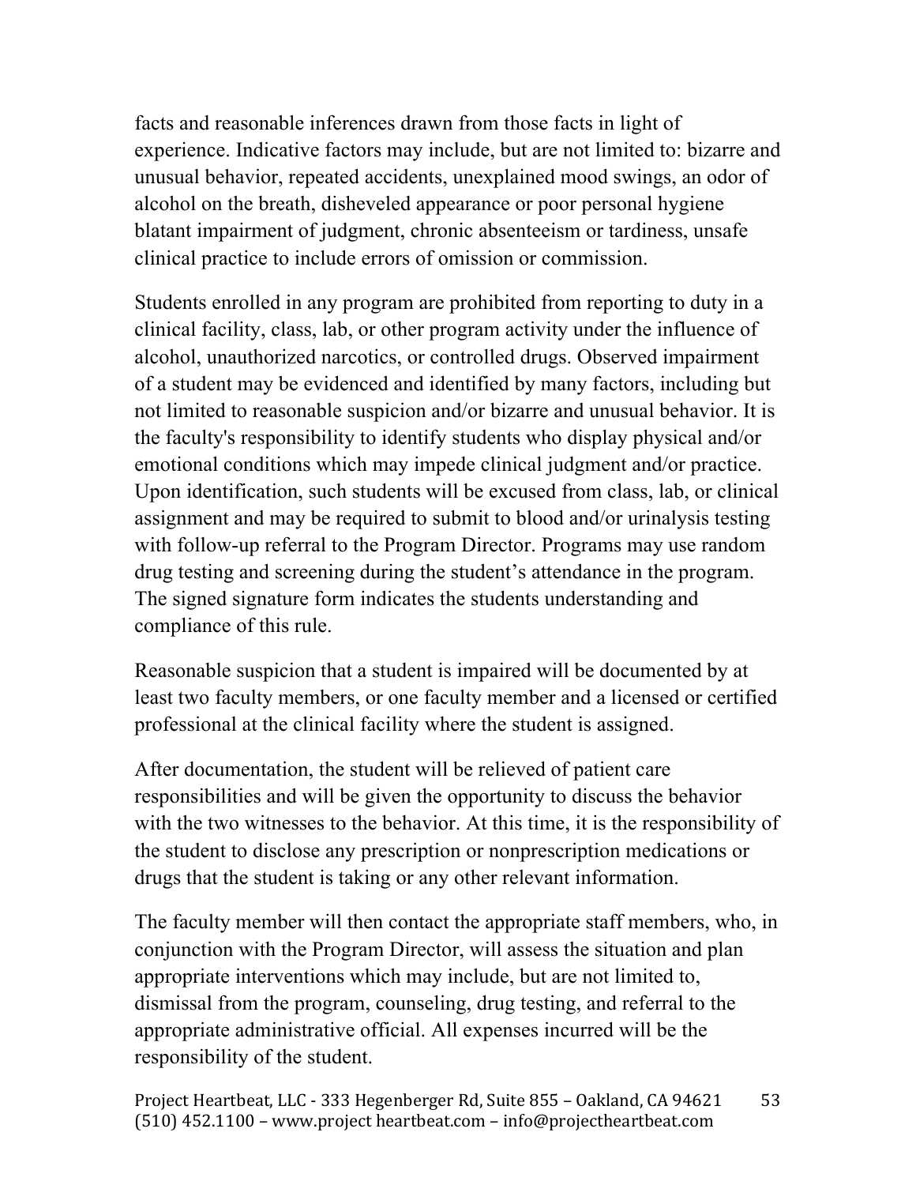facts and reasonable inferences drawn from those facts in light of experience. Indicative factors may include, but are not limited to: bizarre and unusual behavior, repeated accidents, unexplained mood swings, an odor of alcohol on the breath, disheveled appearance or poor personal hygiene blatant impairment of judgment, chronic absenteeism or tardiness, unsafe clinical practice to include errors of omission or commission.

Students enrolled in any program are prohibited from reporting to duty in a clinical facility, class, lab, or other program activity under the influence of alcohol, unauthorized narcotics, or controlled drugs. Observed impairment of a student may be evidenced and identified by many factors, including but not limited to reasonable suspicion and/or bizarre and unusual behavior. It is the faculty's responsibility to identify students who display physical and/or emotional conditions which may impede clinical judgment and/or practice. Upon identification, such students will be excused from class, lab, or clinical assignment and may be required to submit to blood and/or urinalysis testing with follow-up referral to the Program Director. Programs may use random drug testing and screening during the student's attendance in the program. The signed signature form indicates the students understanding and compliance of this rule.

Reasonable suspicion that a student is impaired will be documented by at least two faculty members, or one faculty member and a licensed or certified professional at the clinical facility where the student is assigned.

After documentation, the student will be relieved of patient care responsibilities and will be given the opportunity to discuss the behavior with the two witnesses to the behavior. At this time, it is the responsibility of the student to disclose any prescription or nonprescription medications or drugs that the student is taking or any other relevant information.

The faculty member will then contact the appropriate staff members, who, in conjunction with the Program Director, will assess the situation and plan appropriate interventions which may include, but are not limited to, dismissal from the program, counseling, drug testing, and referral to the appropriate administrative official. All expenses incurred will be the responsibility of the student.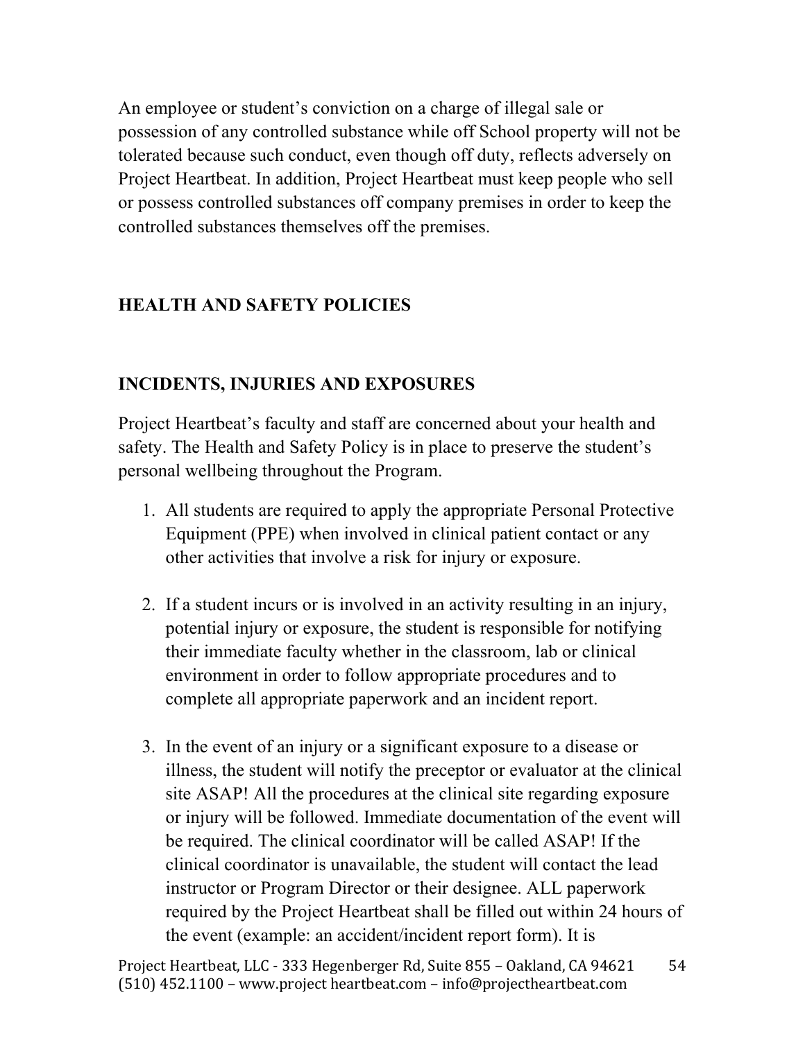An employee or student's conviction on a charge of illegal sale or possession of any controlled substance while off School property will not be tolerated because such conduct, even though off duty, reflects adversely on Project Heartbeat. In addition, Project Heartbeat must keep people who sell or possess controlled substances off company premises in order to keep the controlled substances themselves off the premises.

## HEALTH AND SAFETY POLICIES

### INCIDENTS, INJURIES AND EXPOSURES

Project Heartbeat's faculty and staff are concerned about your health and safety. The Health and Safety Policy is in place to preserve the student's personal wellbeing throughout the Program.

1. All students are required to apply the appropriate Personal Protective Equipment (PPE) when involved in clinical patient contact or any other activities that involve a risk for injury or exposure.

2. If a student incurs or is involved in an activity resulting in an injury, potential injury or exposure, the student is responsible for notifying their immediate faculty whether in the classroom, lab or clinical environment in order to follow appropriate procedures and to complete all appropriate paperwork and an incident report.

3. In the event of an injury or a significant exposure to a disease or illness, the student will notify the preceptor or evaluator at the clinical site ASAP! All the procedures at the clinical site regarding exposure or injury will be followed. Immediate documentation of the event will be required. The clinical coordinator will be called ASAP! If the clinical coordinator is unavailable, the student will contact the lead instructor or Program Director or their designee. ALL paperwork required by the Project Heartbeat shall be filled out within 24 hours of the event (example: an accident/incident report form). It is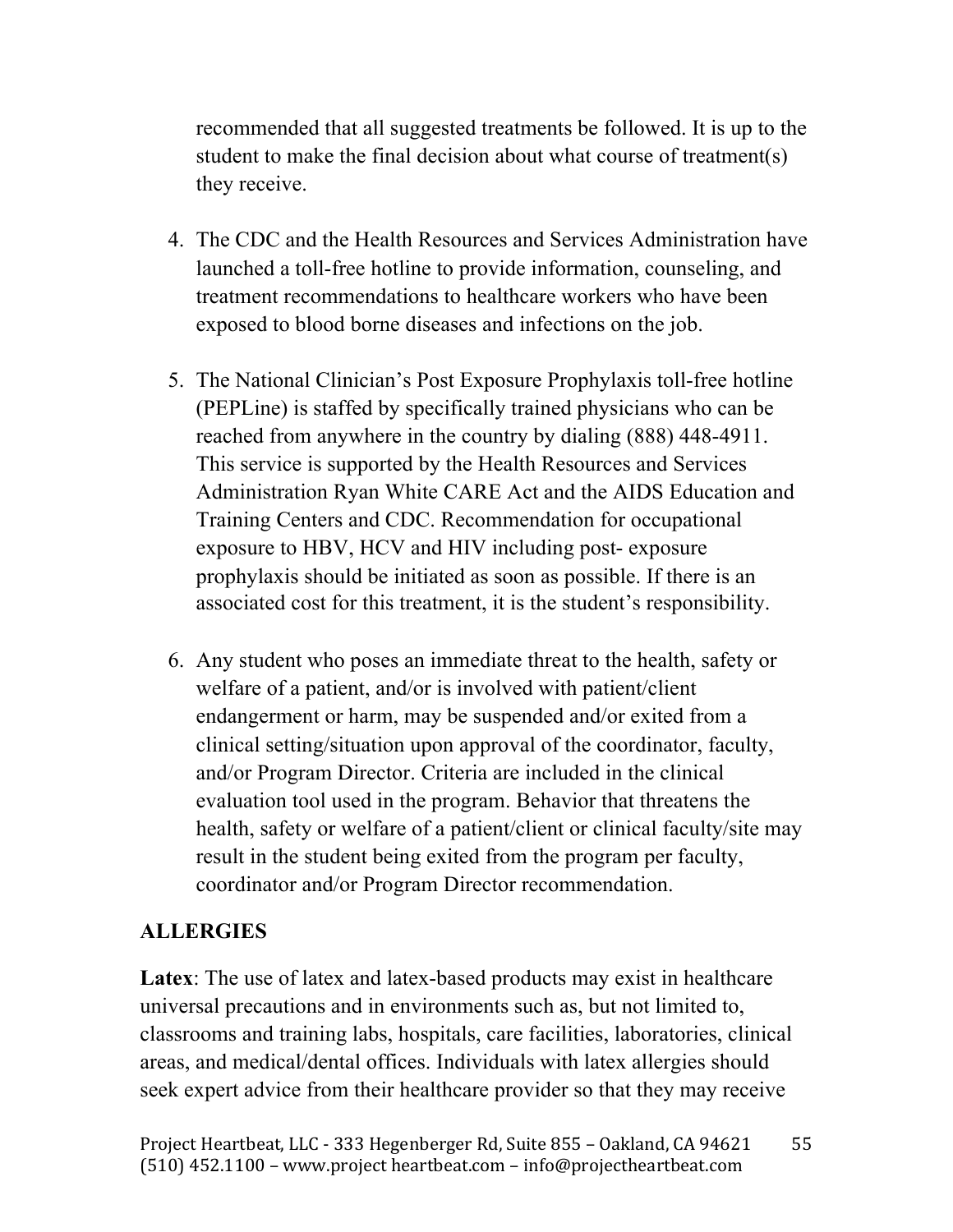recommended that all suggested treatments be followed. It is up to the student to make the final decision about what course of treatment(s) they receive.

4. The CDC and the Health Resources and Services Administration have launched a toll-free hotline to provide information, counseling, and treatment recommendations to healthcare workers who have been exposed to blood borne diseases and infections on the job.

5. The National Clinician's Post Exposure Prophylaxis toll-free hotline (PEPLine) is staffed by specifically trained physicians who can be reached from anywhere in the country by dialing (888) 448-4911. This service is supported by the Health Resources and Services Administration Ryan White CARE Act and the AIDS Education and Training Centers and CDC. Recommendation for occupational exposure to HBV, HCV and HIV including post- exposure prophylaxis should be initiated as soon as possible. If there is an associated cost for this treatment, it is the student's responsibility.

6. Any student who poses an immediate threat to the health, safety or welfare of a patient, and/or is involved with patient/client endangerment or harm, may be suspended and/or exited from a clinical setting/situation upon approval of the coordinator, faculty, and/or Program Director. Criteria are included in the clinical evaluation tool used in the program. Behavior that threatens the health, safety or welfare of a patient/client or clinical faculty/site may result in the student being exited from the program per faculty, coordinator and/or Program Director recommendation.

## ALLERGIES

**Latex**: The use of latex and latex-based products may exist in healthcare universal precautions and in environments such as, but not limited to, classrooms and training labs, hospitals, care facilities, laboratories, clinical areas, and medical/dental offices. Individuals with latex allergies should seek expert advice from their healthcare provider so that they may receive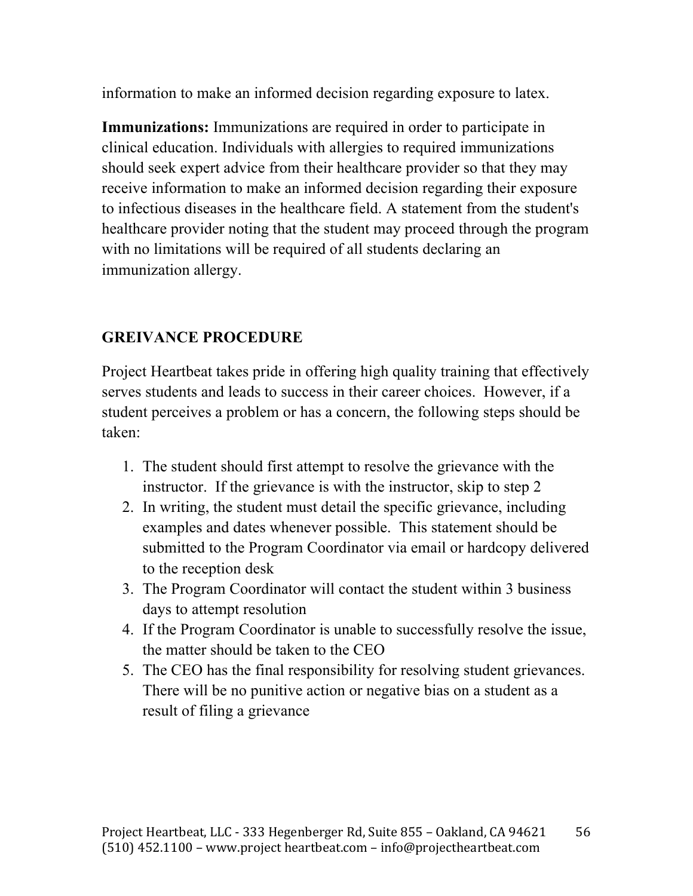information to make an informed decision regarding exposure to latex.

**Immunizations:** Immunizations are required in order to participate in clinical education. Individuals with allergies to required immunizations should seek expert advice from their healthcare provider so that they may receive information to make an informed decision regarding their exposure to infectious diseases in the healthcare field. A statement from the student's healthcare provider noting that the student may proceed through the program with no limitations will be required of all students declaring an immunization allergy.

## GREIVANCE PROCEDURE

Project Heartbeat takes pride in offering high quality training that effectively serves students and leads to success in their career choices. However, if a student perceives a problem or has a concern, the following steps should be taken:

1. The student should first attempt to resolve the grievance with the instructor. If the grievance is with the instructor, skip to step 2
2. In writing, the student must detail the specific grievance, including examples and dates whenever possible. This statement should be submitted to the Program Coordinator via email or hardcopy delivered to the reception desk
3. The Program Coordinator will contact the student within 3 business days to attempt resolution
4. If the Program Coordinator is unable to successfully resolve the issue, the matter should be taken to the CEO
5. The CEO has the final responsibility for resolving student grievances. There will be no punitive action or negative bias on a student as a result of filing a grievance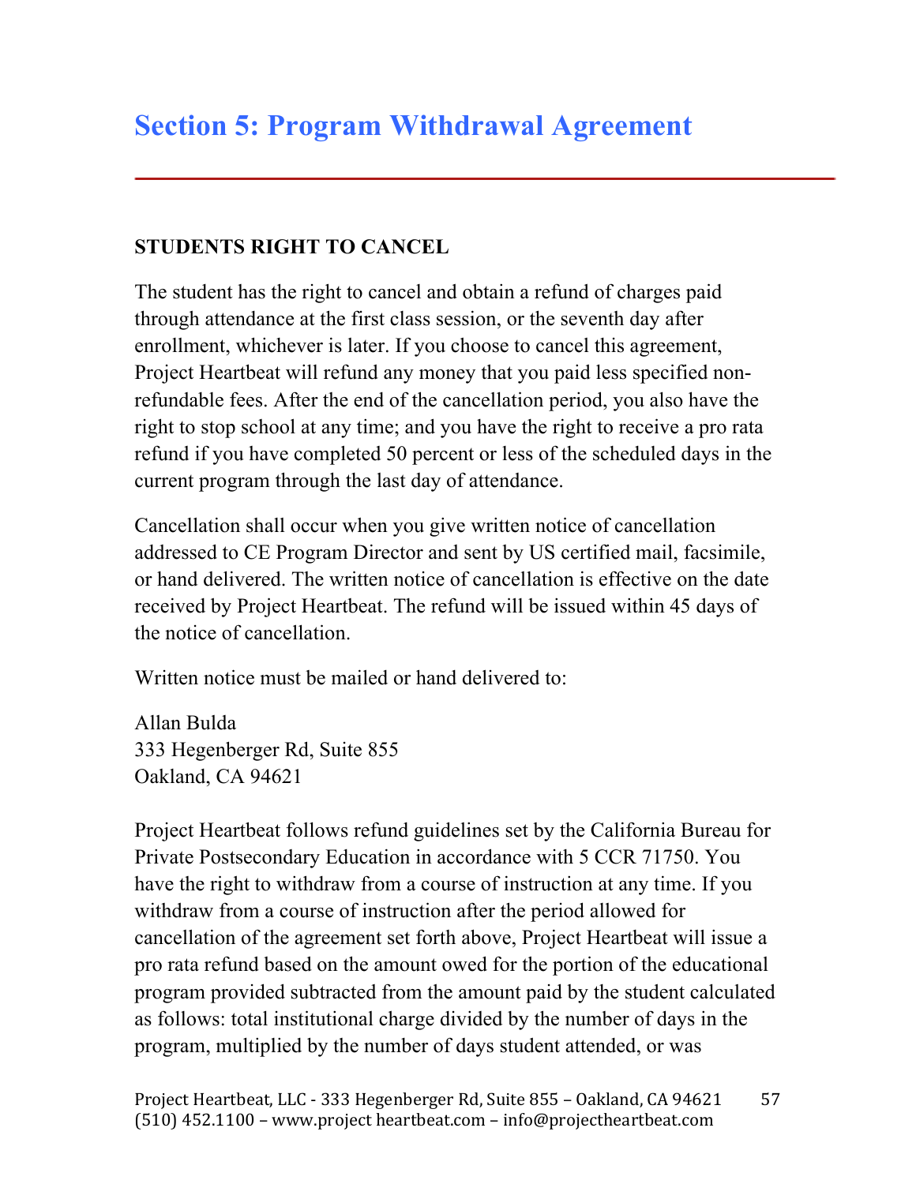# Section 5: Program Withdrawal Agreement

**STUDENTS RIGHT TO CANCEL**

The student has the right to cancel and obtain a refund of charges paid through attendance at the first class session, or the seventh day after enrollment, whichever is later. If you choose to cancel this agreement, Project Heartbeat will refund any money that you paid less specified non-refundable fees. After the end of the cancellation period, you also have the right to stop school at any time; and you have the right to receive a pro rata refund if you have completed 50 percent or less of the scheduled days in the current program through the last day of attendance.

Cancellation shall occur when you give written notice of cancellation addressed to CE Program Director and sent by US certified mail, facsimile, or hand delivered. The written notice of cancellation is effective on the date received by Project Heartbeat. The refund will be issued within 45 days of the notice of cancellation.

Written notice must be mailed or hand delivered to:

Allan Bulda
333 Hegenberger Rd, Suite 855
Oakland, CA 94621

Project Heartbeat follows refund guidelines set by the California Bureau for Private Postsecondary Education in accordance with 5 CCR 71750. You have the right to withdraw from a course of instruction at any time. If you withdraw from a course of instruction after the period allowed for cancellation of the agreement set forth above, Project Heartbeat will issue a pro rata refund based on the amount owed for the portion of the educational program provided subtracted from the amount paid by the student calculated as follows: total institutional charge divided by the number of days in the program, multiplied by the number of days student attended, or was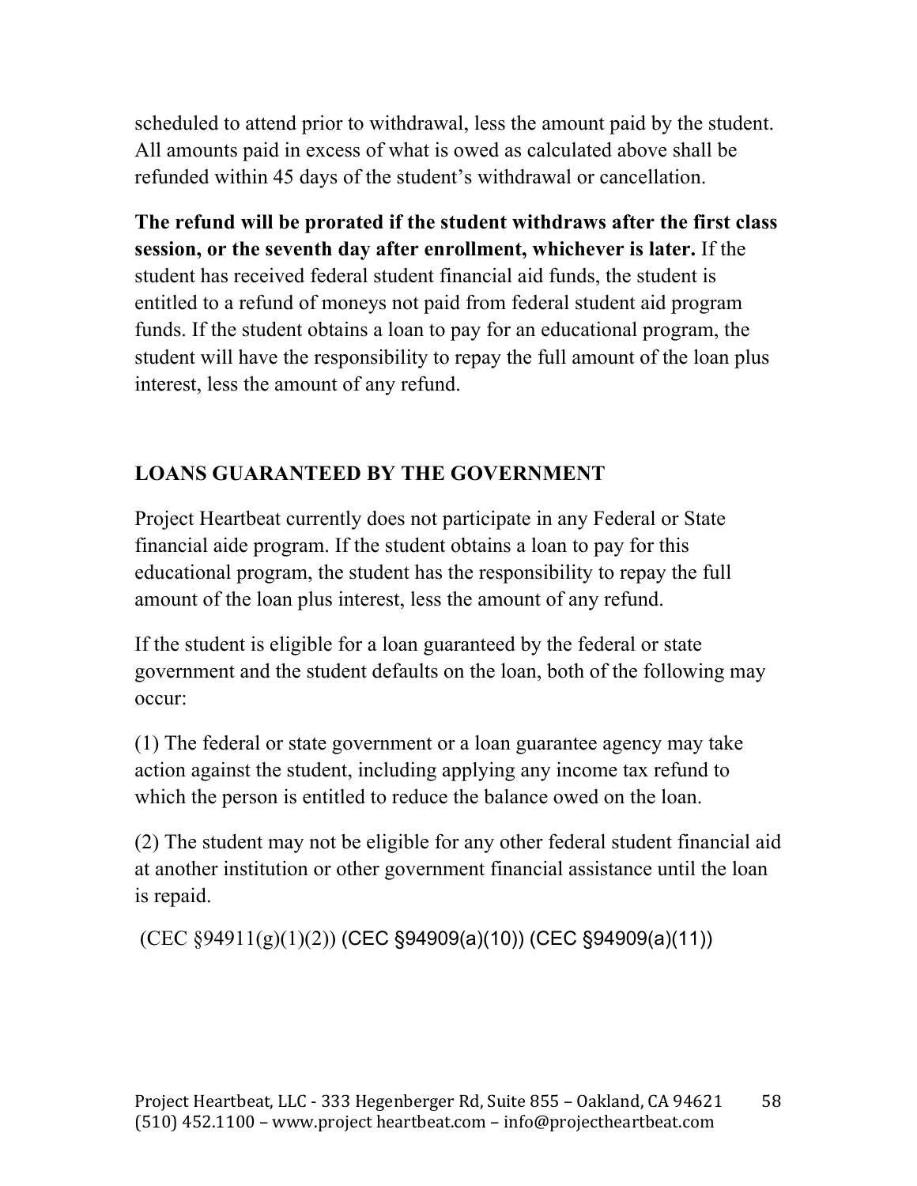scheduled to attend prior to withdrawal, less the amount paid by the student. All amounts paid in excess of what is owed as calculated above shall be refunded within 45 days of the student's withdrawal or cancellation.

**The refund will be prorated if the student withdraws after the first class session, or the seventh day after enrollment, whichever is later.** If the student has received federal student financial aid funds, the student is entitled to a refund of moneys not paid from federal student aid program funds. If the student obtains a loan to pay for an educational program, the student will have the responsibility to repay the full amount of the loan plus interest, less the amount of any refund.

## LOANS GUARANTEED BY THE GOVERNMENT

Project Heartbeat currently does not participate in any Federal or State financial aide program. If the student obtains a loan to pay for this educational program, the student has the responsibility to repay the full amount of the loan plus interest, less the amount of any refund.

If the student is eligible for a loan guaranteed by the federal or state government and the student defaults on the loan, both of the following may occur:

(1) The federal or state government or a loan guarantee agency may take action against the student, including applying any income tax refund to which the person is entitled to reduce the balance owed on the loan.

(2) The student may not be eligible for any other federal student financial aid at another institution or other government financial assistance until the loan is repaid.

(CEC §94911(g)(1)(2)) (CEC §94909(a)(10)) (CEC §94909(a)(11))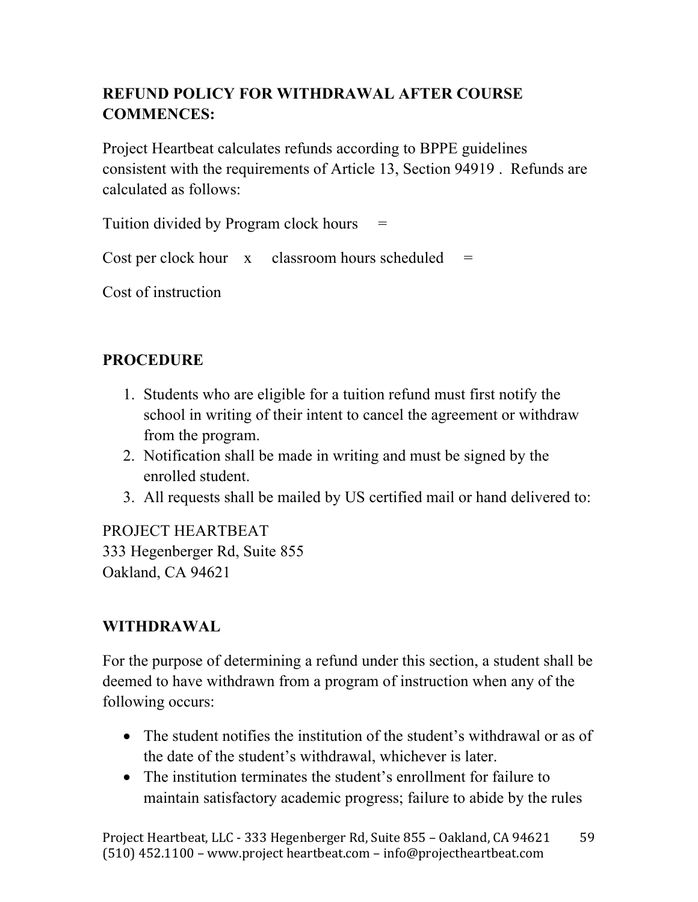**REFUND POLICY FOR WITHDRAWAL AFTER COURSE COMMENCES:**

Project Heartbeat calculates refunds according to BPPE guidelines consistent with the requirements of Article 13, Section 94919 . Refunds are calculated as follows:

Tuition divided by Program clock hours =

Cost per clock hour x classroom hours scheduled =

Cost of instruction

**PROCEDURE**

1. Students who are eligible for a tuition refund must first notify the school in writing of their intent to cancel the agreement or withdraw from the program.
2. Notification shall be made in writing and must be signed by the enrolled student.
3. All requests shall be mailed by US certified mail or hand delivered to:

PROJECT HEARTBEAT
333 Hegenberger Rd, Suite 855
Oakland, CA 94621

**WITHDRAWAL**

For the purpose of determining a refund under this section, a student shall be deemed to have withdrawn from a program of instruction when any of the following occurs:

- The student notifies the institution of the student's withdrawal or as of the date of the student's withdrawal, whichever is later.
- The institution terminates the student's enrollment for failure to maintain satisfactory academic progress; failure to abide by the rules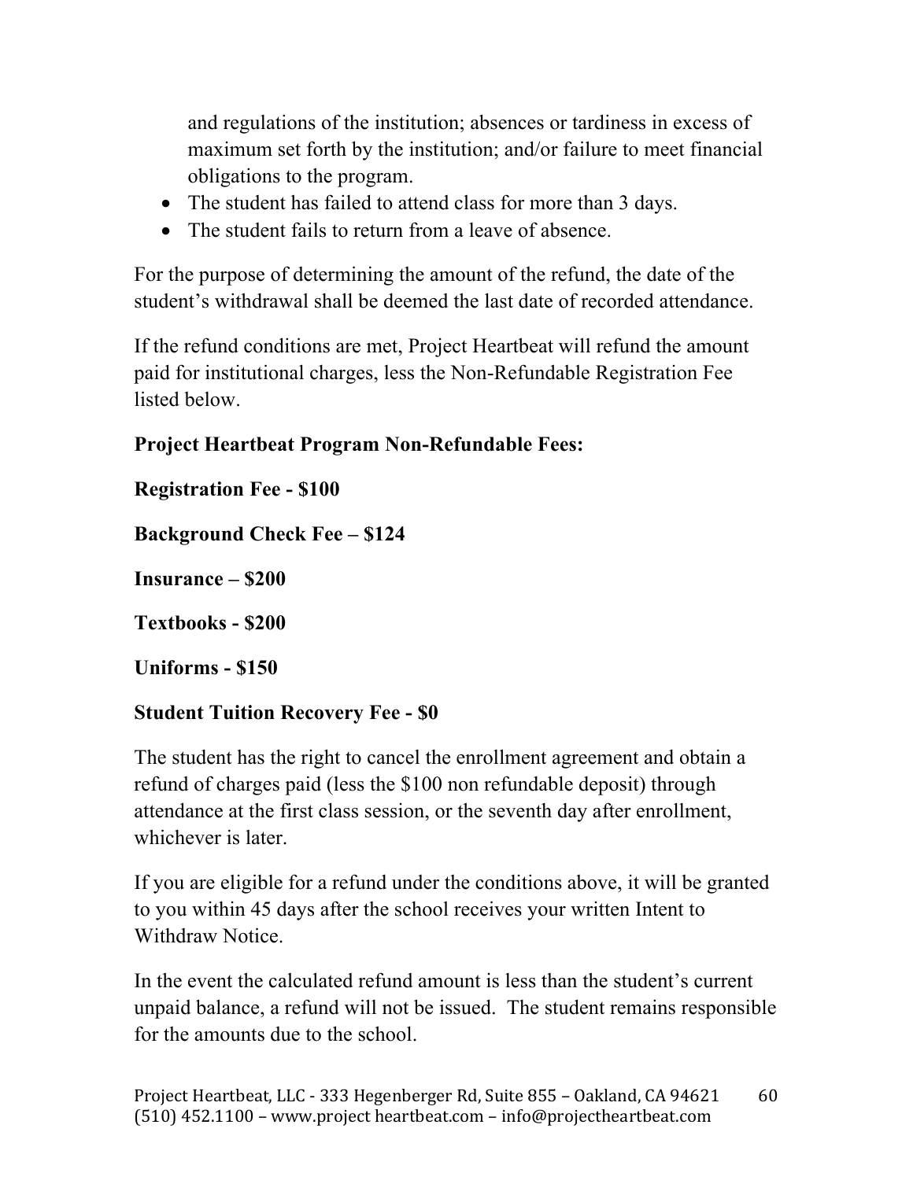and regulations of the institution; absences or tardiness in excess of maximum set forth by the institution; and/or failure to meet financial obligations to the program.

- The student has failed to attend class for more than 3 days.
- The student fails to return from a leave of absence.

For the purpose of determining the amount of the refund, the date of the student's withdrawal shall be deemed the last date of recorded attendance.

If the refund conditions are met, Project Heartbeat will refund the amount paid for institutional charges, less the Non-Refundable Registration Fee listed below.

**Project Heartbeat Program Non-Refundable Fees:**

**Registration Fee - $100**

**Background Check Fee – $124**

**Insurance – $200**

**Textbooks - $200**

**Uniforms - $150**

**Student Tuition Recovery Fee - $0**

The student has the right to cancel the enrollment agreement and obtain a refund of charges paid (less the $100 non refundable deposit) through attendance at the first class session, or the seventh day after enrollment, whichever is later.

If you are eligible for a refund under the conditions above, it will be granted to you within 45 days after the school receives your written Intent to Withdraw Notice.

In the event the calculated refund amount is less than the student's current unpaid balance, a refund will not be issued. The student remains responsible for the amounts due to the school.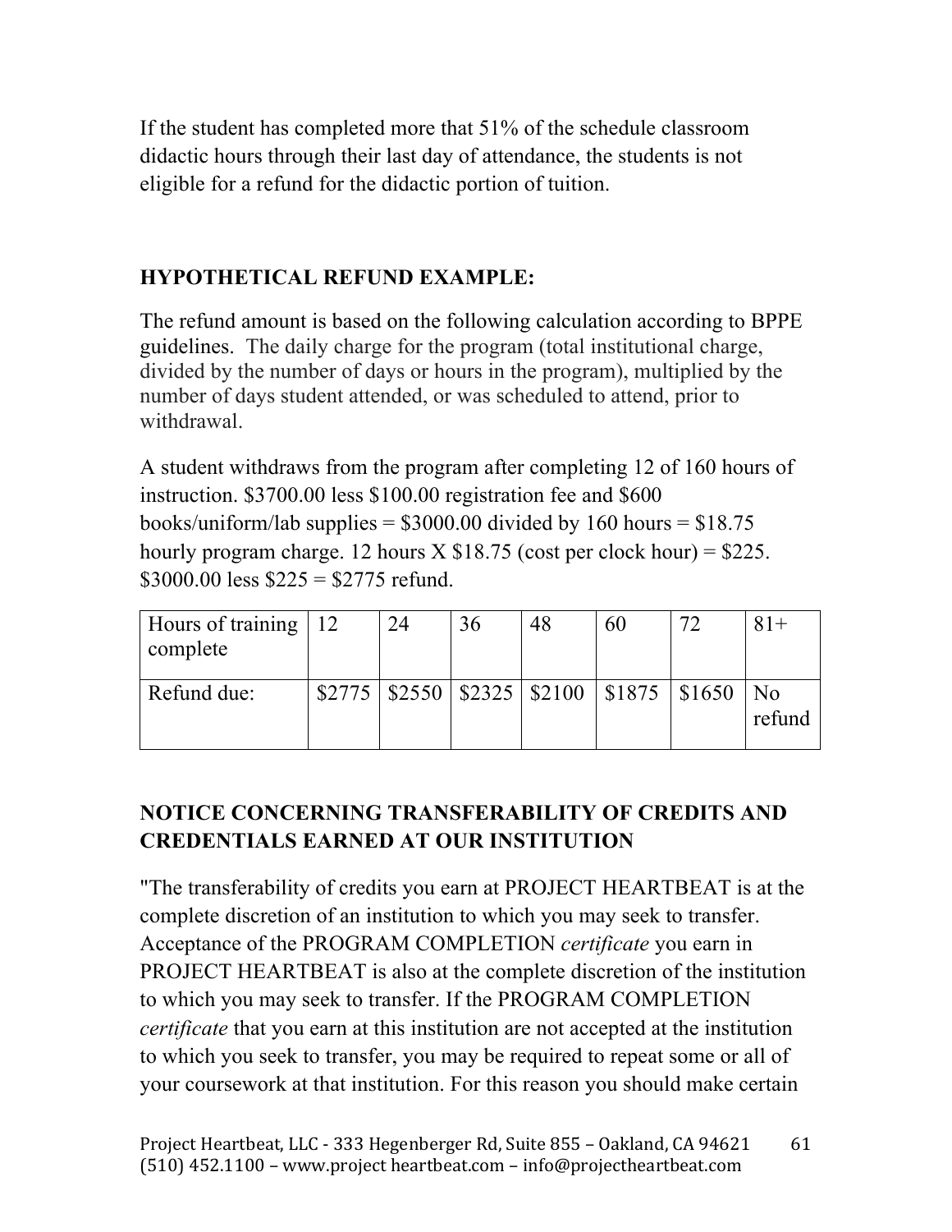If the student has completed more that 51% of the schedule classroom didactic hours through their last day of attendance, the students is not eligible for a refund for the didactic portion of tuition.

## HYPOTHETICAL REFUND EXAMPLE:

The refund amount is based on the following calculation according to BPPE guidelines. The daily charge for the program (total institutional charge, divided by the number of days or hours in the program), multiplied by the number of days student attended, or was scheduled to attend, prior to withdrawal.

A student withdraws from the program after completing 12 of 160 hours of instruction. $3700.00 less $100.00 registration fee and $600 books/uniform/lab supplies = $3000.00 divided by 160 hours = $18.75 hourly program charge. 12 hours X $18.75 (cost per clock hour) = $225. $3000.00 less $225 = $2775 refund.

| Hours of training complete | 12 | 24 | 36 | 48 | 60 | 72 | 81+ |
|---|---|---|---|---|---|---|---|
| Refund due: | $2775 | $2550 | $2325 | $2100 | $1875 | $1650 | No refund |

## NOTICE CONCERNING TRANSFERABILITY OF CREDITS AND CREDENTIALS EARNED AT OUR INSTITUTION

"The transferability of credits you earn at PROJECT HEARTBEAT is at the complete discretion of an institution to which you may seek to transfer. Acceptance of the PROGRAM COMPLETION *certificate* you earn in PROJECT HEARTBEAT is also at the complete discretion of the institution to which you may seek to transfer. If the PROGRAM COMPLETION *certificate* that you earn at this institution are not accepted at the institution to which you seek to transfer, you may be required to repeat some or all of your coursework at that institution. For this reason you should make certain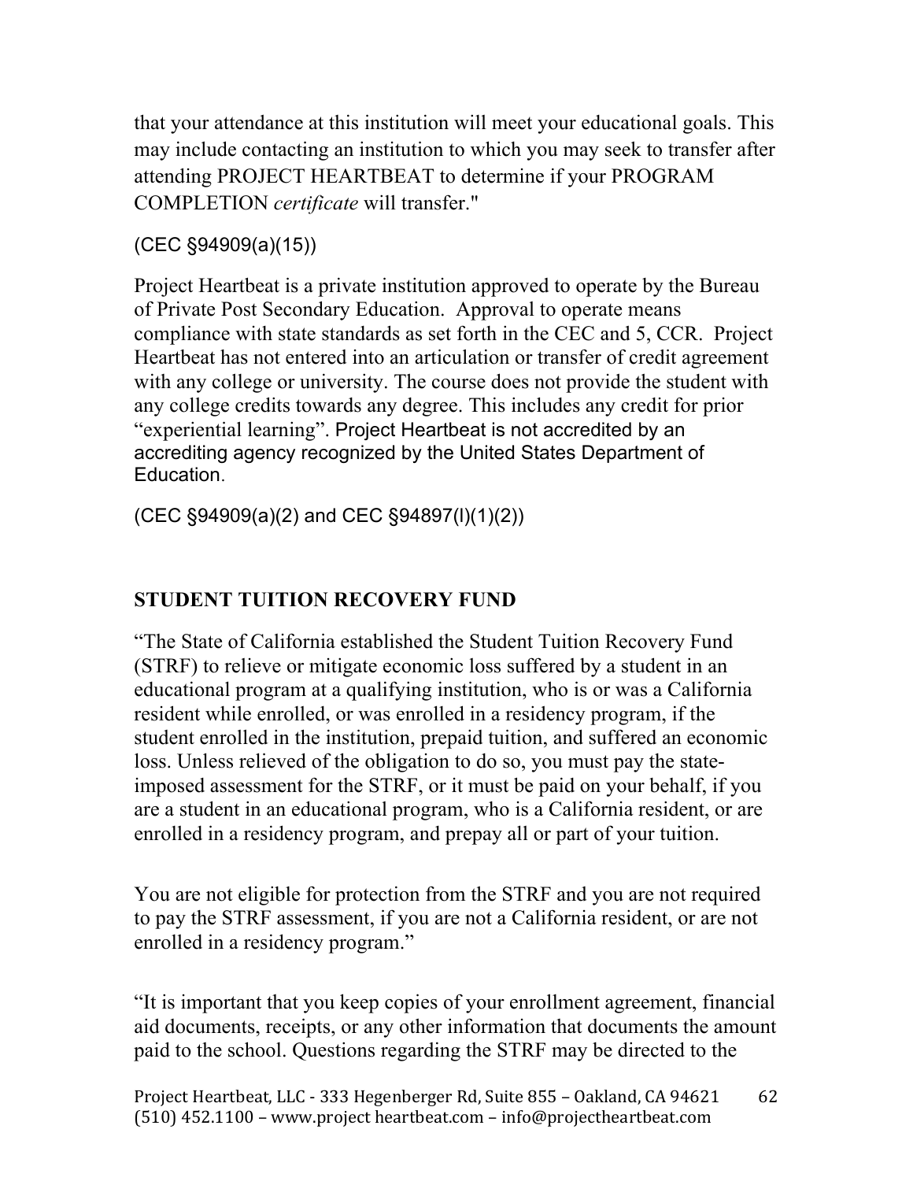that your attendance at this institution will meet your educational goals. This may include contacting an institution to which you may seek to transfer after attending PROJECT HEARTBEAT to determine if your PROGRAM COMPLETION *certificate* will transfer."

(CEC §94909(a)(15))

Project Heartbeat is a private institution approved to operate by the Bureau of Private Post Secondary Education. Approval to operate means compliance with state standards as set forth in the CEC and 5, CCR. Project Heartbeat has not entered into an articulation or transfer of credit agreement with any college or university. The course does not provide the student with any college credits towards any degree. This includes any credit for prior "experiential learning". Project Heartbeat is not accredited by an accrediting agency recognized by the United States Department of Education.

(CEC §94909(a)(2) and CEC §94897(l)(1)(2))

## STUDENT TUITION RECOVERY FUND

"The State of California established the Student Tuition Recovery Fund (STRF) to relieve or mitigate economic loss suffered by a student in an educational program at a qualifying institution, who is or was a California resident while enrolled, or was enrolled in a residency program, if the student enrolled in the institution, prepaid tuition, and suffered an economic loss. Unless relieved of the obligation to do so, you must pay the state-imposed assessment for the STRF, or it must be paid on your behalf, if you are a student in an educational program, who is a California resident, or are enrolled in a residency program, and prepay all or part of your tuition.

You are not eligible for protection from the STRF and you are not required to pay the STRF assessment, if you are not a California resident, or are not enrolled in a residency program."

"It is important that you keep copies of your enrollment agreement, financial aid documents, receipts, or any other information that documents the amount paid to the school. Questions regarding the STRF may be directed to the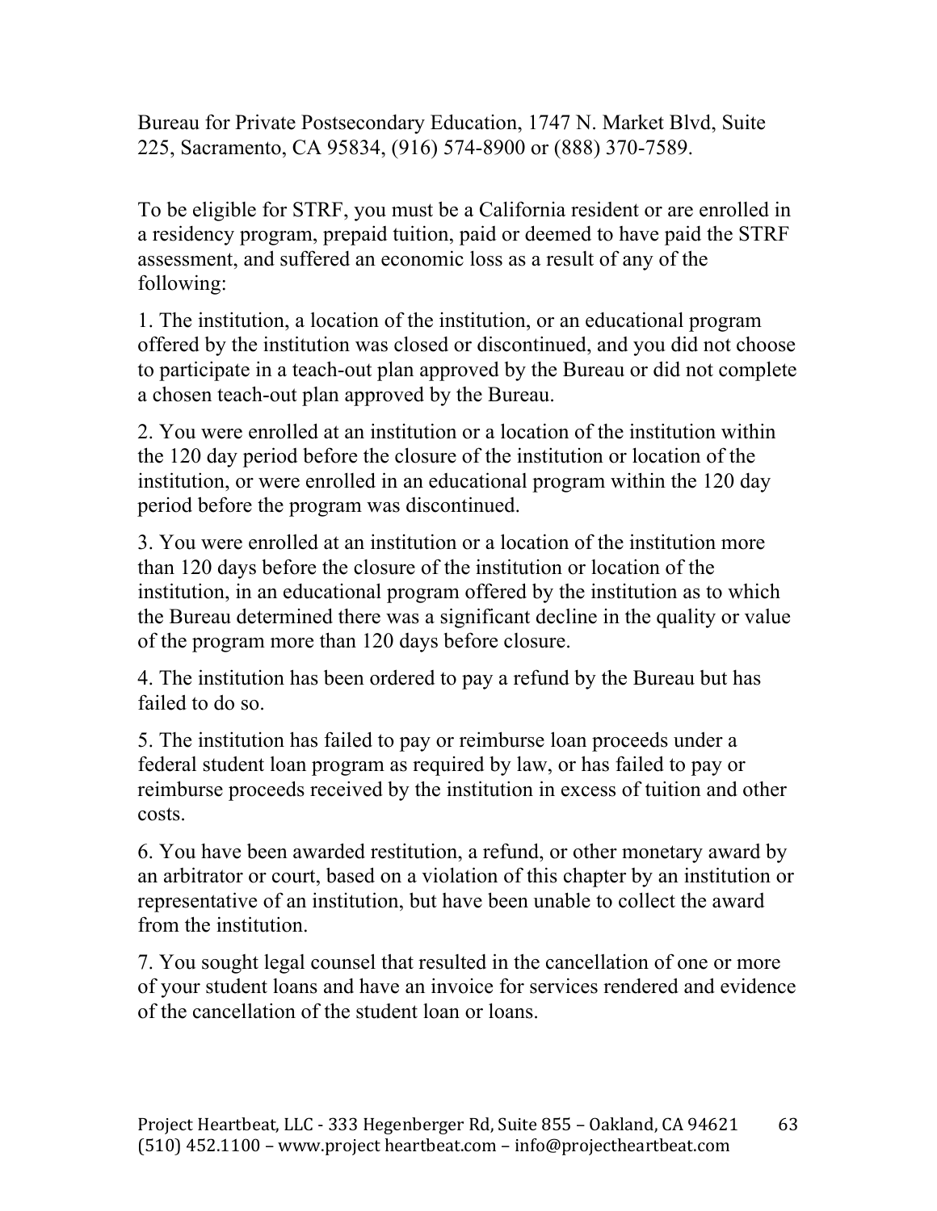Bureau for Private Postsecondary Education, 1747 N. Market Blvd, Suite 225, Sacramento, CA 95834, (916) 574-8900 or (888) 370-7589.

To be eligible for STRF, you must be a California resident or are enrolled in a residency program, prepaid tuition, paid or deemed to have paid the STRF assessment, and suffered an economic loss as a result of any of the following:

1. The institution, a location of the institution, or an educational program offered by the institution was closed or discontinued, and you did not choose to participate in a teach-out plan approved by the Bureau or did not complete a chosen teach-out plan approved by the Bureau.

2. You were enrolled at an institution or a location of the institution within the 120 day period before the closure of the institution or location of the institution, or were enrolled in an educational program within the 120 day period before the program was discontinued.

3. You were enrolled at an institution or a location of the institution more than 120 days before the closure of the institution or location of the institution, in an educational program offered by the institution as to which the Bureau determined there was a significant decline in the quality or value of the program more than 120 days before closure.

4. The institution has been ordered to pay a refund by the Bureau but has failed to do so.

5. The institution has failed to pay or reimburse loan proceeds under a federal student loan program as required by law, or has failed to pay or reimburse proceeds received by the institution in excess of tuition and other costs.

6. You have been awarded restitution, a refund, or other monetary award by an arbitrator or court, based on a violation of this chapter by an institution or representative of an institution, but have been unable to collect the award from the institution.

7. You sought legal counsel that resulted in the cancellation of one or more of your student loans and have an invoice for services rendered and evidence of the cancellation of the student loan or loans.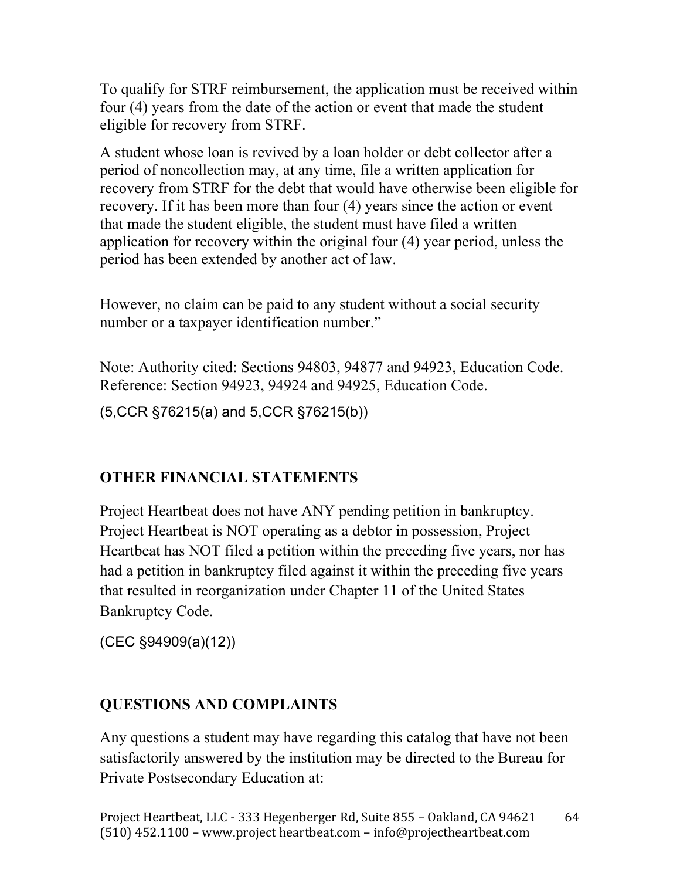To qualify for STRF reimbursement, the application must be received within four (4) years from the date of the action or event that made the student eligible for recovery from STRF.

A student whose loan is revived by a loan holder or debt collector after a period of noncollection may, at any time, file a written application for recovery from STRF for the debt that would have otherwise been eligible for recovery. If it has been more than four (4) years since the action or event that made the student eligible, the student must have filed a written application for recovery within the original four (4) year period, unless the period has been extended by another act of law.

However, no claim can be paid to any student without a social security number or a taxpayer identification number."

Note: Authority cited: Sections 94803, 94877 and 94923, Education Code. Reference: Section 94923, 94924 and 94925, Education Code.

(5,CCR §76215(a) and 5,CCR §76215(b))

## OTHER FINANCIAL STATEMENTS

Project Heartbeat does not have ANY pending petition in bankruptcy. Project Heartbeat is NOT operating as a debtor in possession, Project Heartbeat has NOT filed a petition within the preceding five years, nor has had a petition in bankruptcy filed against it within the preceding five years that resulted in reorganization under Chapter 11 of the United States Bankruptcy Code.

(CEC §94909(a)(12))

## QUESTIONS AND COMPLAINTS

Any questions a student may have regarding this catalog that have not been satisfactorily answered by the institution may be directed to the Bureau for Private Postsecondary Education at: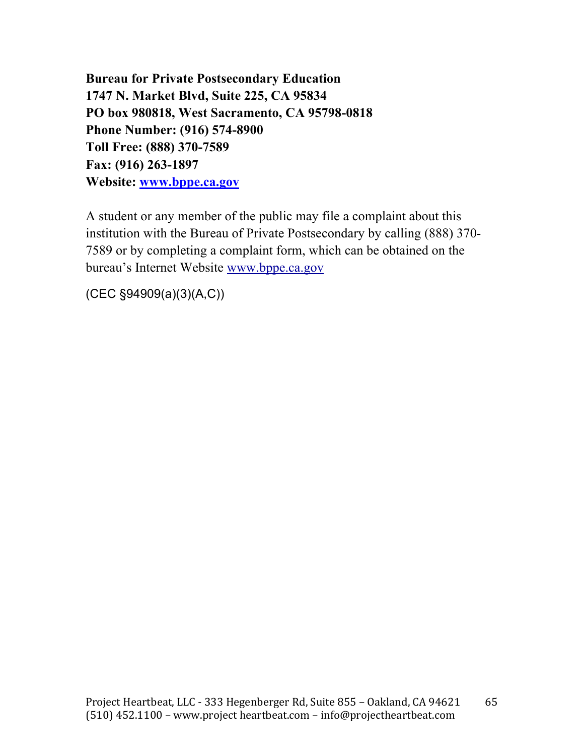**Bureau for Private Postsecondary Education**
**1747 N. Market Blvd, Suite 225, CA 95834**
**PO box 980818, West Sacramento, CA 95798-0818**
**Phone Number: (916) 574-8900**
**Toll Free: (888) 370-7589**
**Fax: (916) 263-1897**
**Website: www.bppe.ca.gov**

A student or any member of the public may file a complaint about this institution with the Bureau of Private Postsecondary by calling (888) 370-7589 or by completing a complaint form, which can be obtained on the bureau's Internet Website www.bppe.ca.gov

(CEC §94909(a)(3)(A,C))